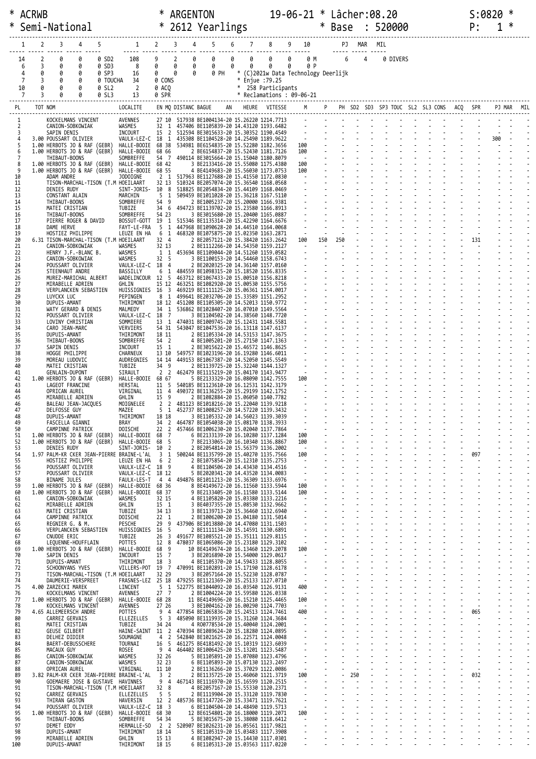```
* ACRWB                   * ARGENTON            19-06-21 * Lâcher:08.20                  S:0820 *
* Semi-National           * 2612 Yearlings               * Base  : 520000                P:   1 *

  1    2    3    4    5        1    2    3    4    5    6    7    8    9   10       PJ  MAR  MIL
 14    2    0    0    0 SD2  108    9    2    0    0    0    0    0    0    0 M     6    4    0 DIVERS
  6    3    0    0    0 SD3    8    0    0    0    0    0    0    0    0    0 P
  4    0    0    0    0 SP3   16    0    0    0    0 PH  * (C)2021w Data Technology Deerlijk
  7    3    0    0    0 TOUCHA 34   0 CONS                * Enjue :79.25
 10    0    0    0    0 SL2    2    0 ACQ                 *  258 Participants
  7    3    0    0    0 SL3   13    0 SPR                 * Reclamations : 09-06-21
```

| PL | TOT | NOM | LOCALITE | EN | MQ | DISTANC | BAGUE | AN | HEURE | VITESSE | M | P | PH | SD2 | SD3 | SP3 | TOUC | SL2 | SL3 | CONS | ACQ | SPR | PJ | MAR | MIL |
|---|---|---|---|---|---|---|---|---|---|---|---|---|---|---|---|---|---|---|---|---|---|---|---|---|---|
| 1 | | KOCKELMANS VINCENT | AVENNES | 27 | 10 | 517938 | BE1004134 | 20 | 15.26220 | 1214.7713 | | | | | | | | | | | | | | | |
| 2 | | CANION-SOBKOWIAK | WASMES | 32 | 1 | 457406 | BE1105839 | 20 | 14.43120 | 1193.6482 | | | | | | | | | | | | | | | |
| 3 | | SAPIN DENIS | INCOURT | 15 | 2 | 512594 | BE3015633 | 20 | 15.30352 | 1190.4549 | | | | | | | | | | | | | | | |
| 4 | 3.00 | POUSSART OLIVIER | VAULX-LEZ-C | 18 | 1 | 435308 | BE1104528 | 20 | 14.25490 | 1189.9622 | | | | | | | | | | | | | 300 | | |
| 5 | 1.00 | HERBOTS JO & RAF (GEBR) | HALLE-BOOIE | 68 | 38 | 534981 | BE6154835 | 20 | 15.52280 | 1182.3656 | 100 | | | | | | | | | | | | | | |
| 6 | 1.00 | HERBOTS JO & RAF (GEBR) | HALLE-BOOIE | 68 | 66 | 2 | BE6154837 | 20 | 15.52430 | 1181.7126 | 100 | | | | | | | | | | | | | | |
| 7 | | THIBAUT-BOONS | SOMBREFFE | 54 | 7 | 490114 | BE3015664 | 20 | 15.15040 | 1180.8079 | | | | | | | | | | | | | | | |
| 8 | 1.00 | HERBOTS JO & RAF (GEBR) | HALLE-BOOIE | 68 | 42 | 3 | BE2133416 | 20 | 15.55080 | 1175.4380 | 100 | | | | | | | | | | | | | | |
| 9 | 1.00 | HERBOTS JO & RAF (GEBR) | HALLE-BOOIE | 68 | 55 | 4 | BE4149683 | 20 | 15.56030 | 1173.0753 | 100 | | | | | | | | | | | | | | |
| 10 | | ADAM ANDRE | JODOIGNE | 2 | 1 | 517963 | BE1127688 | 20 | 15.41550 | 1172.0830 | | | | | | | | | | | | | | | |
| 11 | | TISON-MARCHAL-TISON (T.M | HOEILAART | 32 | 13 | 510324 | BE2057074 | 20 | 15.36540 | 1168.0568 | | | | | | | | | | | | | | | |
| 12 | | DENIES RUDY | SINT-JORIS- | 10 | 8 | 518825 | BE2054834 | 20 | 15.44109 | 1168.0469 | | | | | | | | | | | | | | | |
| 13 | | CONSTANT ALAIN | MARCHIN | 5 | 1 | 509459 | BE1011028 | 20 | 15.36218 | 1167.5110 | | | | | | | | | | | | | | | |
| 14 | | THIBAUT-BOONS | SOMBREFFE | 54 | 9 | 2 | BE1005237 | 20 | 15.20000 | 1166.9381 | | | | | | | | | | | | | | | |
| 15 | | MATEI CRISTIAN | TUBIZE | 34 | 6 | 494723 | BE1139702 | 20 | 15.23580 | 1166.8913 | | | | | | | | | | | | | | | |
| 16 | | THIBAUT-BOONS | SOMBREFFE | 54 | 23 | 3 | BE3015680 | 20 | 15.20400 | 1165.0887 | | | | | | | | | | | | | | | |
| 17 | | PIERRE ROGER & DAVID | BOSSUT-GOTT | 19 | 1 | 515346 | BE1135314 | 20 | 15.42290 | 1164.6676 | | | | | | | | | | | | | | | |
| 18 | | DAME HERVE | FAYT-LE-FRA | 5 | 1 | 447968 | BE1090628 | 20 | 14.44510 | 1164.0068 | | | | | | | | | | | | | | | |
| 19 | | HOSTIEZ PHILIPPE | LEUZE EN HA | 6 | 1 | 468320 | BE1075875 | 20 | 15.02350 | 1163.2871 | | | | | | | | | | | | | | | |
| 20 | 6.31 | TISON-MARCHAL-TISON (T.M | HOEILAART | 32 | 4 | 2 | BE2057121 | 20 | 15.38420 | 1163.2642 | 100 | 150 | 250 | | | | | | | | | 131 | | | |
| 21 | | CANION-SOBKOWIAK | WASMES | 32 | 13 | 2 | BE1112266 | 20 | 14.54350 | 1159.2127 | | | | | | | | | | | | | | | |
| 22 | | HENRY J.F.-BLANC B. | WASMES | 1 | 1 | 453694 | BE1109044 | 20 | 14.51260 | 1159.0582 | | | | | | | | | | | | | | | |
| 23 | | CANION-SOBKOWIAK | WASMES | 32 | 5 | 3 | BE1100153 | 20 | 14.54460 | 1158.6743 | | | | | | | | | | | | | | | |
| 24 | | POUSSART OLIVIER | VAULX-LEZ-C | 18 | 4 | 2 | BE2020325 | 20 | 14.36140 | 1157.0160 | | | | | | | | | | | | | | | |
| 25 | | STEENHAUT ANDRE | BASSILLY | 6 | 1 | 484559 | BE1098315 | 20 | 15.18520 | 1156.8335 | | | | | | | | | | | | | | | |
| 26 | | MUREZ-MARICHAL ALBERT | WADELINCOUR | 12 | 5 | 463712 | BE1067433 | 20 | 15.00510 | 1156.8218 | | | | | | | | | | | | | | | |
| 27 | | MIRABELLE ADRIEN | GHLIN | 15 | 12 | 463251 | BE1082920 | 20 | 15.00530 | 1155.5756 | | | | | | | | | | | | | | | |
| 28 | | VERPLANCKEN SEBASTIEN | HUISSIGNIES | 16 | 3 | 469219 | BE1111125 | 20 | 15.06361 | 1154.0017 | | | | | | | | | | | | | | | |
| 29 | | LUYCKX LUC | PEPINGEN | 8 | 1 | 499641 | BE2032706 | 20 | 15.33589 | 1151.2952 | | | | | | | | | | | | | | | |
| 30 | | DUPUIS-AMANT | THIRIMONT | 18 | 12 | 451208 | BE1105305 | 20 | 14.52013 | 1150.9772 | | | | | | | | | | | | | | | |
| 31 | | WATY GERARD & DENIS | MALMEDY | 34 | 1 | 536862 | BE1028407 | 20 | 16.07010 | 1149.5564 | | | | | | | | | | | | | | | |
| 32 | | POUSSART OLIVIER | VAULX-LEZ-C | 18 | 7 | 3 | BE1104502 | 20 | 14.38560 | 1148.7720 | | | | | | | | | | | | | | | |
| 33 | | LOVINY CHRISTIAN | SOMMIERE | 13 | 1 | 474031 | BE1009745 | 20 | 15.12431 | 1148.5581 | | | | | | | | | | | | | | | |
| 34 | | CARO JEAN-MARC | VERVIERS | 54 | 31 | 543047 | BE1047536 | 20 | 16.13118 | 1147.6137 | | | | | | | | | | | | | | | |
| 35 | | DUPUIS-AMANT | THIRIMONT | 18 | 11 | 2 | BE1105334 | 20 | 14.53153 | 1147.3675 | | | | | | | | | | | | | | | |
| 36 | | THIBAUT-BOONS | SOMBREFFE | 54 | 2 | 4 | BE1005201 | 20 | 15.27150 | 1147.1363 | | | | | | | | | | | | | | | |
| 37 | | SAPIN DENIS | INCOURT | 15 | 1 | 2 | BE3015622 | 20 | 15.46572 | 1146.8625 | | | | | | | | | | | | | | | |
| 38 | | HOGGE PHILIPPE | CHARNEUX | 13 | 10 | 549757 | BE1023196 | 20 | 16.19280 | 1146.6011 | | | | | | | | | | | | | | | |
| 39 | | MOREAU LUDOVIC | AUDREGNIES | 14 | 14 | 449153 | BE1067387 | 20 | 14.52050 | 1145.5549 | | | | | | | | | | | | | | | |
| 40 | | MATEI CRISTIAN | TUBIZE | 34 | 9 | 2 | BE1139725 | 20 | 15.32240 | 1144.1327 | | | | | | | | | | | | | | | |
| 41 | | GENLAIN-DUPONT | SIRAULT | 2 | 2 | 462479 | BE1115219 | 20 | 15.04170 | 1143.9477 | | | | | | | | | | | | | | | |
| 42 | 1.00 | HERBOTS JO & RAF (GEBR) | HALLE-BOOIE | 68 | 67 | 5 | BE2133329 | 20 | 16.08090 | 1142.7555 | 100 | | | | | | | | | | | | | | |
| 43 | | LAGEOT FRANCINE | HERSTAL | 11 | 5 | 540185 | BE1123610 | 20 | 16.12351 | 1142.3179 | | | | | | | | | | | | | | | |
| 44 | | OPRICAN AUREL | VIRGINAL | 11 | 4 | 490372 | BE1136255 | 20 | 15.29199 | 1142.1752 | | | | | | | | | | | | | | | |
| 45 | | MIRABELLE ADRIEN | GHLIN | 15 | 9 | 2 | BE1082884 | 20 | 15.06050 | 1140.7782 | | | | | | | | | | | | | | | |
| 46 | | BALEAU JEAN-JACQUES | MOIGNELEE | 2 | 2 | 481123 | BE1018216 | 20 | 15.22040 | 1139.9218 | | | | | | | | | | | | | | | |
| 47 | | DELFOSSE GUY | MAZEE | 5 | 1 | 452737 | BE1008257 | 20 | 14.57220 | 1139.3432 | | | | | | | | | | | | | | | |
| 48 | | DUPUIS-AMANT | THIRIMONT | 18 | 18 | 3 | BE1105332 | 20 | 14.56023 | 1139.3039 | | | | | | | | | | | | | | | |
| 49 | | FASCELLA GIANNI | BRAY | 34 | 2 | 464787 | BE1054038 | 20 | 15.08170 | 1138.3933 | | | | | | | | | | | | | | | |
| 50 | | CAMPINNE PATRICK | DOISCHE | 22 | 2 | 457466 | BE1006230 | 20 | 15.02040 | 1137.7864 | | | | | | | | | | | | | | | |
| 51 | 1.00 | HERBOTS JO & RAF (GEBR) | HALLE-BOOIE | 68 | 7 | 6 | BE2133139 | 20 | 16.10280 | 1137.1284 | 100 | | | | | | | | | | | | | | |
| 52 | 1.00 | HERBOTS JO & RAF (GEBR) | HALLE-BOOIE | 68 | 5 | 7 | BE2133065 | 20 | 16.10340 | 1136.8867 | 100 | | | | | | | | | | | | | | |
| 53 | | DENIES RUDY | SINT-JORIS- | 10 | 2 | 2 | BE2054814 | 20 | 15.56379 | 1136.2002 | | | | | | | | | | | | | | | |
| 54 | 1.97 | PALM-KR CKER JEAN-PIERRE | BRAINE-L'AL | 3 | 1 | 500244 | BE1135799 | 20 | 15.40270 | 1135.7566 | 100 | | | | | | | | | | | 097 | | | |
| 55 | | HOSTIEZ PHILIPPE | LEUZE EN HA | 6 | 2 | 2 | BE1075854 | 20 | 15.12310 | 1135.2753 | | | | | | | | | | | | | | | |
| 56 | | POUSSART OLIVIER | VAULX-LEZ-C | 18 | 9 | 4 | BE1104506 | 20 | 14.43430 | 1134.4516 | | | | | | | | | | | | | | | |
| 57 | | POUSSART OLIVIER | VAULX-LEZ-C | 18 | 12 | 5 | BE2020341 | 20 | 14.43520 | 1134.0083 | | | | | | | | | | | | | | | |
| 58 | | BINAME JULES | FAULX-LES-T | 4 | 4 | 494876 | BE1011213 | 20 | 15.36309 | 1133.6976 | | | | | | | | | | | | | | | |
| 59 | 1.00 | HERBOTS JO & RAF (GEBR) | HALLE-BOOIE | 68 | 36 | 8 | BE4149672 | 20 | 16.11560 | 1133.5944 | 100 | | | | | | | | | | | | | | |
| 60 | 1.00 | HERBOTS JO & RAF (GEBR) | HALLE-BOOIE | 68 | 37 | 9 | BE2133405 | 20 | 16.11580 | 1133.5144 | 100 | | | | | | | | | | | | | | |
| 61 | | CANION-SOBKOWIAK | WASMES | 32 | 15 | 4 | BE1105820 | 20 | 15.03380 | 1133.2216 | | | | | | | | | | | | | | | |
| 62 | | MIRABELLE ADRIEN | GHLIN | 15 | 1 | 3 | BE4037355 | 20 | 15.08530 | 1132.9662 | | | | | | | | | | | | | | | |
| 63 | | MATEI CRISTIAN | TUBIZE | 34 | 13 | 3 | BE1139713 | 20 | 15.36460 | 1132.6940 | | | | | | | | | | | | | | | |
| 64 | | CAMPINNE PATRICK | DOISCHE | 22 | 1 | 2 | BE1006200 | 20 | 15.04180 | 1131.5014 | | | | | | | | | | | | | | | |
| 65 | | REGNIER G. & M. | PESCHE | 29 | 9 | 437906 | BE1013880 | 20 | 14.47080 | 1131.1503 | | | | | | | | | | | | | | | |
| 66 | | VERPLANCKEN SEBASTIEN | HUISSIGNIES | 16 | 5 | 2 | BE1111134 | 20 | 15.14591 | 1130.6891 | | | | | | | | | | | | | | | |
| 67 | | CNUDDE ERIC | TUBIZE | 26 | 3 | 491677 | BE1085521 | 20 | 15.35111 | 1129.8115 | | | | | | | | | | | | | | | |
| 68 | | LEQUENNE-HOUFFLAIN | POTTES | 12 | 8 | 478037 | BE1065086 | 20 | 15.23180 | 1129.3102 | | | | | | | | | | | | | | | |
| 69 | 1.00 | HERBOTS JO & RAF (GEBR) | HALLE-BOOIE | 68 | 9 | 10 | BE4149674 | 20 | 16.13460 | 1129.2078 | 100 | | | | | | | | | | | | | | |
| 70 | | SAPIN DENIS | INCOURT | 15 | 7 | 3 | BE2016890 | 20 | 15.54000 | 1129.0617 | | | | | | | | | | | | | | | |
| 71 | | DUPUIS-AMANT | THIRIMONT | 18 | 3 | 4 | BE1105370 | 20 | 14.59433 | 1128.8055 | | | | | | | | | | | | | | | |
| 72 | | SCHOONYANS YVES | VILLERS-POT | 19 | 7 | 470991 | BE1102891 | 20 | 15.17190 | 1128.6178 | | | | | | | | | | | | | | | |
| 73 | | TISON-MARCHAL-TISON (T.M | HOEILAART | 32 | 29 | 3 | BE2057164 | 20 | 15.52230 | 1128.0787 | | | | | | | | | | | | | | | |
| 74 | | DAUMERIE-VERSPREET | FRASNES-LEZ | 25 | 18 | 479255 | BE1121369 | 20 | 15.25133 | 1127.0710 | | | | | | | | | | | | | | | |
| 75 | 4.00 | ZARZECKI MAREK | LINCENT | 5 | 1 | 522775 | BE1044092 | 20 | 16.03540 | 1126.9131 | 400 | | | | | | | | | | | | | | |
| 76 | | KOCKELMANS VINCENT | AVENNES | 27 | 7 | 2 | BE1004224 | 20 | 15.59580 | 1126.0338 | | | | | | | | | | | | | | | |
| 77 | 1.00 | HERBOTS JO & RAF (GEBR) | HALLE-BOOIE | 68 | 28 | 11 | BE4149696 | 20 | 16.15210 | 1125.4465 | 100 | | | | | | | | | | | | | | |
| 78 | | KOCKELMANS VINCENT | AVENNES | 27 | 26 | 3 | BE1004162 | 20 | 16.00290 | 1124.7703 | | | | | | | | | | | | | | | |
| 79 | 4.65 | ALLEMEERSCH ANDRE | POTTES | 9 | 4 | 477854 | BE1065836 | 20 | 15.24513 | 1124.7461 | 400 | | | | | | | | | | | 065 | | | |
| 80 | | CARREZ GERVAIS | ELLEZELLES | 5 | 3 | 485090 | BE1119935 | 20 | 15.31260 | 1124.3684 | | | | | | | | | | | | | | | |
| 81 | | MATEI CRISTIAN | TUBIZE | 34 | 24 | 4 | RO0778534 | 20 | 15.40040 | 1124.2001 | | | | | | | | | | | | | | | |
| 82 | | GEUSE GILBERT | HAINE-SAINT | 11 | 2 | 470394 | BE1089624 | 20 | 15.18280 | 1124.0895 | | | | | | | | | | | | | | | |
| 83 | | DELHEZ DIDIER | SOUMAGNE | 4 | 2 | 542840 | BE1021625 | 20 | 16.22571 | 1124.0048 | | | | | | | | | | | | | | | |
| 84 | | BAERT-DEBUSSCHERE | TOURNAI | 16 | 5 | 461275 | BE4181492 | 20 | 15.10319 | 1123.6039 | | | | | | | | | | | | | | | |
| 85 | | MACAUX GUY | ROSEE | 9 | 4 | 464402 | BE1006425 | 20 | 15.13201 | 1123.5487 | | | | | | | | | | | | | | | |
| 86 | | CANION-SOBKOWIAK | WASMES | 32 | 26 | 5 | BE1105891 | 20 | 15.07080 | 1123.4796 | | | | | | | | | | | | | | | |
| 87 | | CANION-SOBKOWIAK | WASMES | 32 | 23 | 6 | BE1105893 | 20 | 15.07130 | 1123.2497 | | | | | | | | | | | | | | | |
| 88 | | OPRICAN AUREL | VIRGINAL | 11 | 10 | 2 | BE1136266 | 20 | 15.37029 | 1122.0086 | | | | | | | | | | | | | | | |
| 89 | 3.82 | PALM-KR CKER JEAN-PIERRE | BRAINE-L'AL | 3 | 2 | 2 | BE1135725 | 20 | 15.46060 | 1121.3719 | 100 | | | 250 | | | | | | | | 032 | | | |
| 90 | | GOEMAERE JOSE & GUSTAVE | HAVINNES | 9 | 4 | 467143 | BE1116970 | 20 | 15.16599 | 1120.2515 | | | | | | | | | | | | | | | |
| 91 | | TISON-MARCHAL-TISON (T.M | HOEILAART | 32 | 8 | 4 | BE2057167 | 20 | 15.55330 | 1120.2371 | | | | | | | | | | | | | | | |
| 92 | | CARREZ GERVAIS | ELLEZELLES | 5 | 5 | 2 | BE1119904 | 20 | 15.33120 | 1119.7830 | | | | | | | | | | | | | | | |
| 93 | | THIRAN GASTON | HAVERSIN | 12 | 2 | 485736 | BE1147726 | 20 | 15.33471 | 1119.7621 | | | | | | | | | | | | | | | |
| 94 | | POUSSART OLIVIER | VAULX-LEZ-C | 18 | 3 | 6 | BE1104504 | 20 | 14.48490 | 1119.5713 | | | | | | | | | | | | | | | |
| 95 | 1.00 | HERBOTS JO & RAF (GEBR) | HALLE-BOOIE | 68 | 30 | 12 | BE6154801 | 20 | 16.18000 | 1119.2071 | 100 | | | | | | | | | | | | | | |
| 96 | | THIBAUT-BOONS | SOMBREFFE | 54 | 34 | 5 | BE3015675 | 20 | 15.38080 | 1118.6412 | | | | | | | | | | | | | | | |
| 97 | | DEMET EDDY | HERMALLE-SO | 2 | 2 | 520907 | BE1026231 | 20 | 16.05561 | 1117.9821 | | | | | | | | | | | | | | | |
| 98 | | DUPUIS-AMANT | THIRIMONT | 18 | 14 | 5 | BE1105319 | 20 | 15.03483 | 1117.3908 | | | | | | | | | | | | | | | |
| 99 | | MIRABELLE ADRIEN | GHLIN | 15 | 13 | 4 | BE1082947 | 20 | 15.14430 | 1117.0301 | | | | | | | | | | | | | | | |
| 100 | | DUPUIS-AMANT | THIRIMONT | 18 | 15 | 6 | BE1105313 | 20 | 15.03563 | 1117.0220 | | | | | | | | | | | | | | | |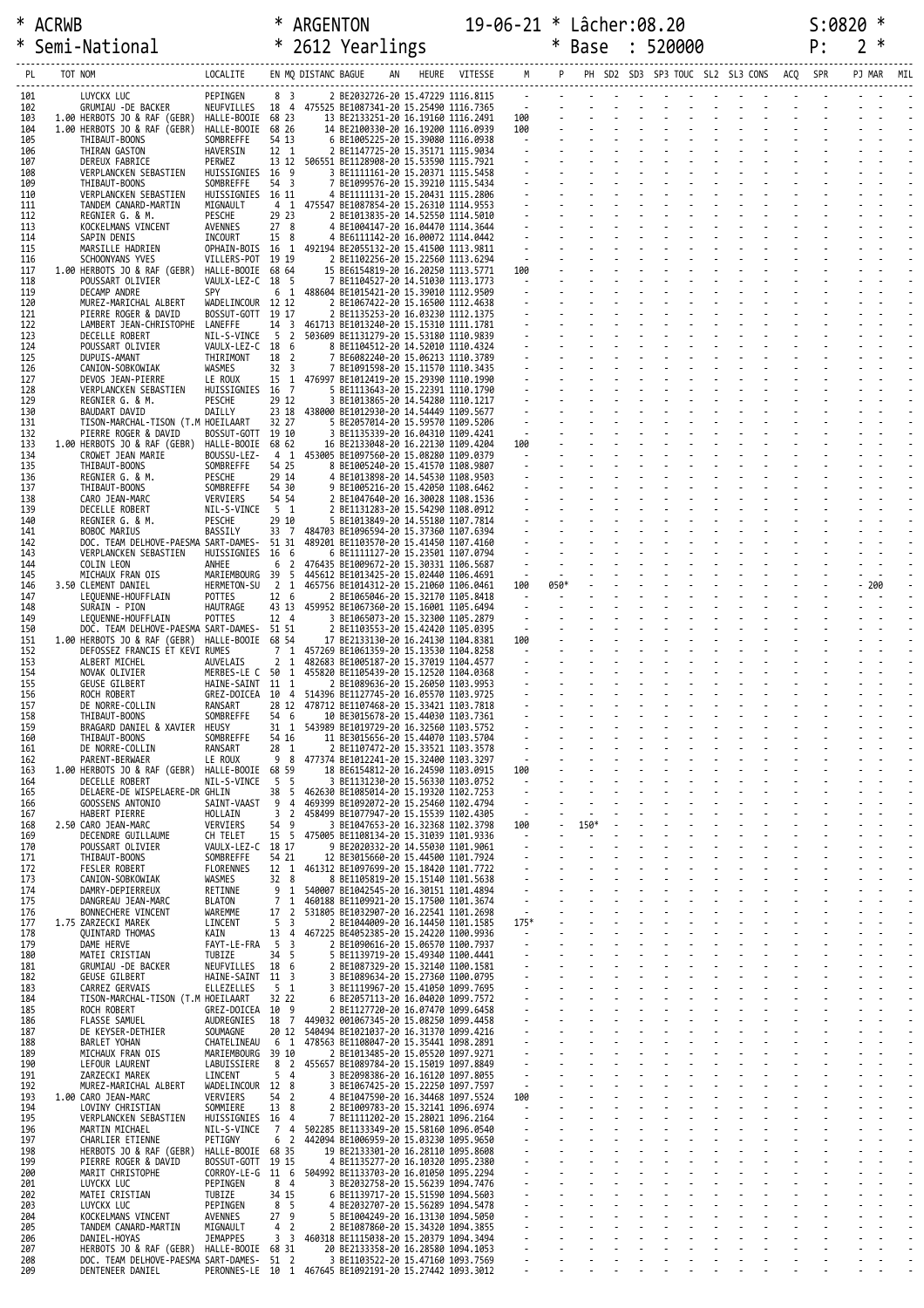\* ACRWB \* ARGENTON 19-06-21 \* Lâcher:08.20 S:0820 \*
\* Semi-National \* 2612 Yearlings \* Base : 520000 P: 2 \*

| PL | TOT | NOM | LOCALITE | EN | MQ | DISTANC | BAGUE | AN | HEURE | VITESSE | M | P | PH | SD2 | SD3 | SP3 | TOUC | SL2 | SL3 | CONS | ACQ | SPR | PJ | MAR | MIL |
|---|---|---|---|---|---|---|---|---|---|---|---|---|---|---|---|---|---|---|---|---|---|---|---|---|---|
| 101 | | LUYCKX LUC | PEPINGEN | 8 | 3 | | 2 BE2032726-20 | | 15.47229 | 1116.8115 | - | - | - | - | - | - | - | - | - | - | - | - | - | - | - |
| 102 | | GRUMIAU -DE BACKER | NEUFVILLES | 18 | 4 | 475525 | BE1087341-20 | | 15.25490 | 1116.7365 | - | - | - | - | - | - | - | - | - | - | - | - | - | - | - |
| 103 | 1.00 | HERBOTS JO & RAF (GEBR) | HALLE-BOOIE | 68 | 23 | | 13 BE2133251-20 | | 16.19160 | 1116.2491 | 100 | - | - | - | - | - | - | - | - | - | - | - | - | - | - |
| 104 | 1.00 | HERBOTS JO & RAF (GEBR) | HALLE-BOOIE | 68 | 26 | | 14 BE2100330-20 | | 16.19200 | 1116.0939 | 100 | - | - | - | - | - | - | - | - | - | - | - | - | - | - |
| 105 | | THIBAUT-BOONS | SOMBREFFE | 54 | 13 | | 6 BE1005225-20 | | 15.39080 | 1116.0938 | - | - | - | - | - | - | - | - | - | - | - | - | - | - | - |
| 106 | | THIRAN GASTON | HAVERSIN | 12 | 1 | | 2 BE1147725-20 | | 15.35171 | 1115.9034 | - | - | - | - | - | - | - | - | - | - | - | - | - | - | - |
| 107 | | DEREUX FABRICE | PERWEZ | 13 | 12 | 506551 | BE1128908-20 | | 15.53590 | 1115.7921 | - | - | - | - | - | - | - | - | - | - | - | - | - | - | - |
| 108 | | VERPLANCKEN SEBASTIEN | HUISSIGNIES | 16 | 9 | | 3 BE1111161-20 | | 15.20371 | 1115.5458 | - | - | - | - | - | - | - | - | - | - | - | - | - | - | - |
| 109 | | THIBAUT-BOONS | SOMBREFFE | 54 | 3 | | 7 BE1099576-20 | | 15.39210 | 1115.5434 | - | - | - | - | - | - | - | - | - | - | - | - | - | - | - |
| 110 | | VERPLANCKEN SEBASTIEN | HUISSIGNIES | 16 | 11 | | 4 BE1111131-20 | | 15.20431 | 1115.2806 | - | - | - | - | - | - | - | - | - | - | - | - | - | - | - |
| 111 | | TANDEM CANARD-MARTIN | MIGNAULT | 4 | 1 | 475547 | BE1087854-20 | | 15.26310 | 1114.9553 | - | - | - | - | - | - | - | - | - | - | - | - | - | - | - |
| 112 | | REGNIER G. & M. | PESCHE | 29 | 23 | | 2 BE1013835-20 | | 14.52550 | 1114.5010 | - | - | - | - | - | - | - | - | - | - | - | - | - | - | - |
| 113 | | KOCKELMANS VINCENT | AVENNES | 27 | 8 | | 4 BE1004147-20 | | 16.04470 | 1114.3644 | - | - | - | - | - | - | - | - | - | - | - | - | - | - | - |
| 114 | | SAPIN DENIS | INCOURT | 15 | 8 | | 4 BE6111142-20 | | 16.00072 | 1114.0442 | - | - | - | - | - | - | - | - | - | - | - | - | - | - | - |
| 115 | | MARSILLE HADRIEN | OPHAIN-BOIS | 16 | 1 | 492194 | BE2055132-20 | | 15.41500 | 1113.9811 | - | - | - | - | - | - | - | - | - | - | - | - | - | - | - |
| 116 | | SCHOONYANS YVES | VILLERS-POT | 19 | 19 | | 2 BE1102256-20 | | 15.22560 | 1113.6294 | - | - | - | - | - | - | - | - | - | - | - | - | - | - | - |
| 117 | 1.00 | HERBOTS JO & RAF (GEBR) | HALLE-BOOIE | 68 | 64 | | 15 BE6154819-20 | | 16.20250 | 1113.5771 | 100 | - | - | - | - | - | - | - | - | - | - | - | - | - | - |
| 118 | | POUSSART OLIVIER | VAULX-LEZ-C | 18 | 5 | | 7 BE1104527-20 | | 14.51030 | 1113.1773 | - | - | - | - | - | - | - | - | - | - | - | - | - | - | - |
| 119 | | DECAMP ANDRE | SPY | 6 | 1 | 488604 | BE1015421-20 | | 15.39010 | 1112.9509 | - | - | - | - | - | - | - | - | - | - | - | - | - | - | - |
| 120 | | MUREZ-MARICHAL ALBERT | WADELINCOUR | 12 | 12 | | 2 BE1067422-20 | | 15.16500 | 1112.4638 | - | - | - | - | - | - | - | - | - | - | - | - | - | - | - |
| 121 | | PIERRE ROGER & DAVID | BOSSUT-GOTT | 19 | 17 | | 2 BE1135253-20 | | 16.03230 | 1112.1375 | - | - | - | - | - | - | - | - | - | - | - | - | - | - | - |
| 122 | | LAMBERT JEAN-CHRISTOPHE | LANEFFE | 14 | 3 | 461713 | BE1013240-20 | | 15.15310 | 1111.1781 | - | - | - | - | - | - | - | - | - | - | - | - | - | - | - |
| 123 | | DECELLE ROBERT | NIL-S-VINCE | 5 | 2 | 503609 | BE1131279-20 | | 15.53180 | 1110.9839 | - | - | - | - | - | - | - | - | - | - | - | - | - | - | - |
| 124 | | POUSSART OLIVIER | VAULX-LEZ-C | 18 | 6 | | 8 BE1104512-20 | | 14.52010 | 1110.4324 | - | - | - | - | - | - | - | - | - | - | - | - | - | - | - |
| 125 | | DUPUIS-AMANT | THIRIMONT | 18 | 2 | | 7 BE6082240-20 | | 15.06213 | 1110.3789 | - | - | - | - | - | - | - | - | - | - | - | - | - | - | - |
| 126 | | CANION-SOBKOWIAK | WASMES | 32 | 3 | | 7 BE1091598-20 | | 15.11570 | 1110.3435 | - | - | - | - | - | - | - | - | - | - | - | - | - | - | - |
| 127 | | DEVOS JEAN-PIERRE | LE ROUX | 15 | 1 | 476997 | BE1012419-20 | | 15.29390 | 1110.1990 | - | - | - | - | - | - | - | - | - | - | - | - | - | - | - |
| 128 | | VERPLANCKEN SEBASTIEN | HUISSIGNIES | 16 | 7 | | 5 BE1113643-20 | | 15.22391 | 1110.1790 | - | - | - | - | - | - | - | - | - | - | - | - | - | - | - |
| 129 | | REGNIER G. & M. | PESCHE | 29 | 12 | | 3 BE1013865-20 | | 14.54280 | 1110.1217 | - | - | - | - | - | - | - | - | - | - | - | - | - | - | - |
| 130 | | BAUDART DAVID | DAILLY | 23 | 18 | 438000 | BE1012930-20 | | 14.54449 | 1109.5677 | - | - | - | - | - | - | - | - | - | - | - | - | - | - | - |
| 131 | | TISON-MARCHAL-TISON (T.M | HOEILAART | 32 | 27 | | 5 BE2057014-20 | | 15.59570 | 1109.5206 | - | - | - | - | - | - | - | - | - | - | - | - | - | - | - |
| 132 | | PIERRE ROGER & DAVID | BOSSUT-GOTT | 19 | 10 | | 3 BE1135339-20 | | 16.04310 | 1109.4241 | - | - | - | - | - | - | - | - | - | - | - | - | - | - | - |
| 133 | 1.00 | HERBOTS JO & RAF (GEBR) | HALLE-BOOIE | 68 | 62 | | 16 BE2133048-20 | | 16.22130 | 1109.4204 | 100 | - | - | - | - | - | - | - | - | - | - | - | - | - | - |
| 134 | | CROWET JEAN MARIE | BOUSSU-LEZ- | 4 | 1 | 453005 | BE1097560-20 | | 15.08280 | 1109.0379 | - | - | - | - | - | - | - | - | - | - | - | - | - | - | - |
| 135 | | THIBAUT-BOONS | SOMBREFFE | 54 | 25 | | 8 BE1005240-20 | | 15.41570 | 1108.9807 | - | - | - | - | - | - | - | - | - | - | - | - | - | - | - |
| 136 | | REGNIER G. & M. | PESCHE | 29 | 14 | | 4 BE1013898-20 | | 14.54530 | 1108.9503 | - | - | - | - | - | - | - | - | - | - | - | - | - | - | - |
| 137 | | THIBAUT-BOONS | SOMBREFFE | 54 | 30 | | 9 BE1005216-20 | | 15.42050 | 1108.6462 | - | - | - | - | - | - | - | - | - | - | - | - | - | - | - |
| 138 | | CARO JEAN-MARC | VERVIERS | 54 | 54 | | 2 BE1047640-20 | | 16.30028 | 1108.1536 | - | - | - | - | - | - | - | - | - | - | - | - | - | - | - |
| 139 | | DECELLE ROBERT | NIL-S-VINCE | 5 | 1 | | 2 BE1131283-20 | | 15.54290 | 1108.0912 | - | - | - | - | - | - | - | - | - | - | - | - | - | - | - |
| 140 | | REGNIER G. & M. | PESCHE | 29 | 10 | | 5 BE1013849-20 | | 14.55180 | 1107.7814 | - | - | - | - | - | - | - | - | - | - | - | - | - | - | - |
| 141 | | BOBOC MARIUS | BASSILY | 33 | 7 | 484703 | BE1096594-20 | | 15.37360 | 1107.6394 | - | - | - | - | - | - | - | - | - | - | - | - | - | - | - |
| 142 | | DOC. TEAM DELHOVE-PAESMA | SART-DAMES- | 51 | 31 | 489201 | BE1103570-20 | | 15.41450 | 1107.4160 | - | - | - | - | - | - | - | - | - | - | - | - | - | - | - |
| 143 | | VERPLANCKEN SEBASTIEN | HUISSIGNIES | 16 | 6 | | 6 BE1111127-20 | | 15.23501 | 1107.0794 | - | - | - | - | - | - | - | - | - | - | - | - | - | - | - |
| 144 | | COLIN LEON | ANHEE | 6 | 2 | 476435 | BE1009672-20 | | 15.30331 | 1106.5687 | - | - | - | - | - | - | - | - | - | - | - | - | - | - | - |
| 145 | | MICHAUX FRAN OIS | MARIEMBOURG | 39 | 5 | 445612 | BE1013425-20 | | 15.02440 | 1106.4691 | - | - | - | - | - | - | - | - | - | - | - | - | - | - | - |
| 146 | 3.50 | CLEMENT DANIEL | HERMETON-SU | 2 | 1 | 465756 | BE1014312-20 | | 15.21060 | 1106.0461 | 100 | 050* | - | - | - | - | - | - | - | - | - | - | 200 | - | - |
| 147 | | LEQUENNE-HOUFFLAIN | POTTES | 12 | 6 | | 2 BE1065046-20 | | 15.32170 | 1105.8418 | - | - | - | - | - | - | - | - | - | - | - | - | - | - | - |
| 148 | | SURAIN - PION | HAUTRAGE | 43 | 13 | 459952 | BE1067360-20 | | 15.16001 | 1105.6494 | - | - | - | - | - | - | - | - | - | - | - | - | - | - | - |
| 149 | | LEQUENNE-HOUFFLAIN | POTTES | 12 | 4 | | 3 BE1065073-20 | | 15.32300 | 1105.2879 | - | - | - | - | - | - | - | - | - | - | - | - | - | - | - |
| 150 | | DOC. TEAM DELHOVE-PAESMA | SART-DAMES- | 51 | 51 | | 2 BE1103553-20 | | 15.42420 | 1105.0395 | - | - | - | - | - | - | - | - | - | - | - | - | - | - | - |
| 151 | 1.00 | HERBOTS JO & RAF (GEBR) | HALLE-BOOIE | 68 | 54 | | 17 BE2133130-20 | | 16.24130 | 1104.8381 | 100 | - | - | - | - | - | - | - | - | - | - | - | - | - | - |
| 152 | | DEFOSSEZ FRANCIS ET KEVI | RUMES | 7 | 1 | 457269 | BE1061359-20 | | 15.13530 | 1104.8258 | - | - | - | - | - | - | - | - | - | - | - | - | - | - | - |
| 153 | | ALBERT MICHEL | AUVELAIS | 2 | 1 | 482683 | BE1005187-20 | | 15.37019 | 1104.4577 | - | - | - | - | - | - | - | - | - | - | - | - | - | - | - |
| 154 | | NOVAK OLIVIER | MERBES-LE C | 50 | 1 | 455820 | BE1105439-20 | | 15.12520 | 1104.0368 | - | - | - | - | - | - | - | - | - | - | - | - | - | - | - |
| 155 | | GEUSE GILBERT | HAINE-SAINT | 11 | 1 | | 2 BE1089636-20 | | 15.26050 | 1103.9953 | - | - | - | - | - | - | - | - | - | - | - | - | - | - | - |
| 156 | | ROCH ROBERT | GREZ-DOICEA | 10 | 4 | 514396 | BE1127745-20 | | 16.05570 | 1103.9725 | - | - | - | - | - | - | - | - | - | - | - | - | - | - | - |
| 157 | | DE NORRE-COLLIN | RANSART | 28 | 12 | 478712 | BE1107468-20 | | 15.33421 | 1103.7818 | - | - | - | - | - | - | - | - | - | - | - | - | - | - | - |
| 158 | | THIBAUT-BOONS | SOMBREFFE | 54 | 6 | | 10 BE3015678-20 | | 15.44030 | 1103.7361 | - | - | - | - | - | - | - | - | - | - | - | - | - | - | - |
| 159 | | BRAGARD DANIEL & XAVIER | HEUSY | 31 | 1 | 543989 | BE1019729-20 | | 16.32560 | 1103.5752 | - | - | - | - | - | - | - | - | - | - | - | - | - | - | - |
| 160 | | THIBAUT-BOONS | SOMBREFFE | 54 | 16 | | 11 BE3015656-20 | | 15.44070 | 1103.5704 | - | - | - | - | - | - | - | - | - | - | - | - | - | - | - |
| 161 | | DE NORRE-COLLIN | RANSART | 28 | 1 | | 2 BE1107472-20 | | 15.33521 | 1103.3578 | - | - | - | - | - | - | - | - | - | - | - | - | - | - | - |
| 162 | | PARENT-BERWAER | LE ROUX | 9 | 8 | 477374 | BE1012241-20 | | 15.32400 | 1103.3297 | - | - | - | - | - | - | - | - | - | - | - | - | - | - | - |
| 163 | 1.00 | HERBOTS JO & RAF (GEBR) | HALLE-BOOIE | 68 | 59 | | 18 BE6154812-20 | | 16.24590 | 1103.0915 | 100 | - | - | - | - | - | - | - | - | - | - | - | - | - | - |
| 164 | | DECELLE ROBERT | NIL-S-VINCE | 5 | 5 | | 3 BE1131230-20 | | 15.56330 | 1103.0752 | - | - | - | - | - | - | - | - | - | - | - | - | - | - | - |
| 165 | | DELAERE-DE WISPELAERE-DR | GHLIN | 38 | 5 | 462630 | BE1085014-20 | | 15.19320 | 1102.7253 | - | - | - | - | - | - | - | - | - | - | - | - | - | - | - |
| 166 | | GOOSSENS ANTONIO | SAINT-VAAST | 9 | 4 | 469399 | BE1092072-20 | | 15.25460 | 1102.4794 | - | - | - | - | - | - | - | - | - | - | - | - | - | - | - |
| 167 | | HABERT PIERRE | HOLLAIN | 3 | 2 | 458499 | BE1077947-20 | | 15.15539 | 1102.4305 | - | - | - | - | - | - | - | - | - | - | - | - | - | - | - |
| 168 | 2.50 | CARO JEAN-MARC | VERVIERS | 54 | 9 | | 3 BE1047653-20 | | 16.32368 | 1102.3798 | 100 | - | 150* | - | - | - | - | - | - | - | - | - | - | - | - |
| 169 | | DECENDRE GUILLAUME | CH TELET | 15 | 5 | 475005 | BE1108134-20 | | 15.31039 | 1101.9336 | - | - | - | - | - | - | - | - | - | - | - | - | - | - | - |
| 170 | | POUSSART OLIVIER | VAULX-LEZ-C | 18 | 17 | | 9 BE2020332-20 | | 14.55030 | 1101.9061 | - | - | - | - | - | - | - | - | - | - | - | - | - | - | - |
| 171 | | THIBAUT-BOONS | SOMBREFFE | 54 | 21 | | 12 BE3015660-20 | | 15.44500 | 1101.7924 | - | - | - | - | - | - | - | - | - | - | - | - | - | - | - |
| 172 | | FESLER ROBERT | FLORENNES | 12 | 1 | 461312 | BE1097699-20 | | 15.18420 | 1101.7722 | - | - | - | - | - | - | - | - | - | - | - | - | - | - | - |
| 173 | | CANION-SOBKOWIAK | WASMES | 32 | 8 | | 8 BE1105819-20 | | 15.15140 | 1101.5638 | - | - | - | - | - | - | - | - | - | - | - | - | - | - | - |
| 174 | | DAMRY-DEPIERREUX | RETINNE | 9 | 1 | 540007 | BE1042545-20 | | 16.30151 | 1101.4894 | - | - | - | - | - | - | - | - | - | - | - | - | - | - | - |
| 175 | | DANGREAU JEAN-MARC | BLATON | 7 | 1 | 460188 | BE1109921-20 | | 15.17500 | 1101.3674 | - | - | - | - | - | - | - | - | - | - | - | - | - | - | - |
| 176 | | BONNECHERE VINCENT | WAREMME | 17 | 2 | 531805 | BE1032907-20 | | 16.22541 | 1101.2698 | - | - | - | - | - | - | - | - | - | - | - | - | - | - | - |
| 177 | 1.75 | ZARZECKI MAREK | LINCENT | 5 | 3 | | 2 BE1044009-20 | | 16.14450 | 1101.1585 | 175* | - | - | - | - | - | - | - | - | - | - | - | - | - | - |
| 178 | | QUINTARD THOMAS | KAIN | 13 | 4 | 467225 | BE4052385-20 | | 15.24220 | 1100.9936 | - | - | - | - | - | - | - | - | - | - | - | - | - | - | - |
| 179 | | DAME HERVE | FAYT-LE-FRA | 5 | 3 | | 2 BE1090616-20 | | 15.06570 | 1100.7937 | - | - | - | - | - | - | - | - | - | - | - | - | - | - | - |
| 180 | | MATEI CRISTIAN | TUBIZE | 34 | 5 | | 5 BE1139719-20 | | 15.49340 | 1100.4441 | - | - | - | - | - | - | - | - | - | - | - | - | - | - | - |
| 181 | | GRUMIAU -DE BACKER | NEUFVILLES | 18 | 6 | | 2 BE1087329-20 | | 15.32140 | 1100.1581 | - | - | - | - | - | - | - | - | - | - | - | - | - | - | - |
| 182 | | GEUSE GILBERT | HAINE-SAINT | 11 | 3 | | 3 BE1089634-20 | | 15.27360 | 1100.0795 | - | - | - | - | - | - | - | - | - | - | - | - | - | - | - |
| 183 | | CARREZ GERVAIS | ELLEZELLES | 5 | 1 | | 3 BE1119967-20 | | 15.41050 | 1099.7595 | - | - | - | - | - | - | - | - | - | - | - | - | - | - | - |
| 184 | | TISON-MARCHAL-TISON (T.M | HOEILAART | 32 | 22 | | 6 BE2057113-20 | | 16.04020 | 1099.7572 | - | - | - | - | - | - | - | - | - | - | - | - | - | - | - |
| 185 | | ROCH ROBERT | GREZ-DOICEA | 10 | 9 | | 2 BE1127720-20 | | 16.07470 | 1099.6458 | - | - | - | - | - | - | - | - | - | - | - | - | - | - | - |
| 186 | | FLASSE SAMUEL | AUDREGNIES | 18 | 7 | 449032 | 001067345-20 | | 15.08250 | 1099.4458 | - | - | - | - | - | - | - | - | - | - | - | - | - | - | - |
| 187 | | DE KEYSER-DETHIER | SOUMAGNE | 20 | 12 | 540494 | BE1021037-20 | | 16.31370 | 1099.4216 | - | - | - | - | - | - | - | - | - | - | - | - | - | - | - |
| 188 | | BARLET YOHAN | CHATELINEAU | 6 | 1 | 478563 | BE1108047-20 | | 15.35441 | 1098.2891 | - | - | - | - | - | - | - | - | - | - | - | - | - | - | - |
| 189 | | MICHAUX FRAN OIS | MARIEMBOURG | 39 | 10 | | 2 BE1013485-20 | | 15.05520 | 1097.9271 | - | - | - | - | - | - | - | - | - | - | - | - | - | - | - |
| 190 | | LEFOUR LAURENT | LABUISSIERE | 8 | 2 | 455657 | BE1089784-20 | | 15.15019 | 1097.8849 | - | - | - | - | - | - | - | - | - | - | - | - | - | - | - |
| 191 | | ZARZECKI MAREK | LINCENT | 5 | 4 | | 3 BE2098386-20 | | 16.16120 | 1097.8055 | - | - | - | - | - | - | - | - | - | - | - | - | - | - | - |
| 192 | | MUREZ-MARICHAL ALBERT | WADELINCOUR | 12 | 8 | | 3 BE1067425-20 | | 15.22250 | 1097.7597 | - | - | - | - | - | - | - | - | - | - | - | - | - | - | - |
| 193 | 1.00 | CARO JEAN-MARC | VERVIERS | 54 | 2 | | 4 BE1047590-20 | | 16.34468 | 1097.5524 | 100 | - | - | - | - | - | - | - | - | - | - | - | - | - | - |
| 194 | | LOVINY CHRISTIAN | SOMMIERE | 13 | 8 | | 2 BE1009783-20 | | 15.32141 | 1096.6974 | - | - | - | - | - | - | - | - | - | - | - | - | - | - | - |
| 195 | | VERPLANCKEN SEBASTIEN | HUISSIGNIES | 16 | 4 | | 7 BE1111202-20 | | 15.28021 | 1096.2164 | - | - | - | - | - | - | - | - | - | - | - | - | - | - | - |
| 196 | | MARTIN MICHAEL | NIL-S-VINCE | 7 | 4 | 502285 | BE1133349-20 | | 15.58160 | 1096.0540 | - | - | - | - | - | - | - | - | - | - | - | - | - | - | - |
| 197 | | CHARLIER ETIENNE | PETIGNY | 6 | 2 | 442094 | BE1006959-20 | | 15.03230 | 1095.9650 | - | - | - | - | - | - | - | - | - | - | - | - | - | - | - |
| 198 | | HERBOTS JO & RAF (GEBR) | HALLE-BOOIE | 68 | 35 | | 19 BE2133301-20 | | 16.28110 | 1095.8608 | - | - | - | - | - | - | - | - | - | - | - | - | - | - | - |
| 199 | | PIERRE ROGER & DAVID | BOSSUT-GOTT | 19 | 15 | | 4 BE1135277-20 | | 16.10320 | 1095.2380 | - | - | - | - | - | - | - | - | - | - | - | - | - | - | - |
| 200 | | MARIT CHRISTOPHE | CORROY-LE-G | 11 | 6 | 504992 | BE1133703-20 | | 16.01050 | 1095.2294 | - | - | - | - | - | - | - | - | - | - | - | - | - | - | - |
| 201 | | LUYCKX LUC | PEPINGEN | 8 | 4 | | 3 BE2032758-20 | | 15.56239 | 1094.7476 | - | - | - | - | - | - | - | - | - | - | - | - | - | - | - |
| 202 | | MATEI CRISTIAN | TUBIZE | 34 | 15 | | 6 BE1139717-20 | | 15.51590 | 1094.5603 | - | - | - | - | - | - | - | - | - | - | - | - | - | - | - |
| 203 | | LUYCKX LUC | PEPINGEN | 8 | 5 | | 4 BE2032707-20 | | 15.56289 | 1094.5478 | - | - | - | - | - | - | - | - | - | - | - | - | - | - | - |
| 204 | | KOCKELMANS VINCENT | AVENNES | 27 | 9 | | 5 BE1004249-20 | | 16.13130 | 1094.5050 | - | - | - | - | - | - | - | - | - | - | - | - | - | - | - |
| 205 | | TANDEM CANARD-MARTIN | MIGNAULT | 4 | 2 | | 2 BE1087860-20 | | 15.34320 | 1094.3855 | - | - | - | - | - | - | - | - | - | - | - | - | - | - | - |
| 206 | | DANIEL-HOYAS | JEMAPPES | 3 | 3 | 460318 | BE1115038-20 | | 15.20379 | 1094.3494 | - | - | - | - | - | - | - | - | - | - | - | - | - | - | - |
| 207 | | HERBOTS JO & RAF (GEBR) | HALLE-BOOIE | 68 | 31 | | 20 BE2133358-20 | | 16.28580 | 1094.1053 | - | - | - | - | - | - | - | - | - | - | - | - | - | - | - |
| 208 | | DOC. TEAM DELHOVE-PAESMA | SART-DAMES- | 51 | 2 | | 3 BE1103522-20 | | 15.47160 | 1093.7569 | - | - | - | - | - | - | - | - | - | - | - | - | - | - | - |
| 209 | | DENTENEER DANIEL | PERONNES-LE | 10 | 1 | 467645 | BE1092191-20 | | 15.27442 | 1093.3012 | - | - | - | - | - | - | - | - | - | - | - | - | - | - | - |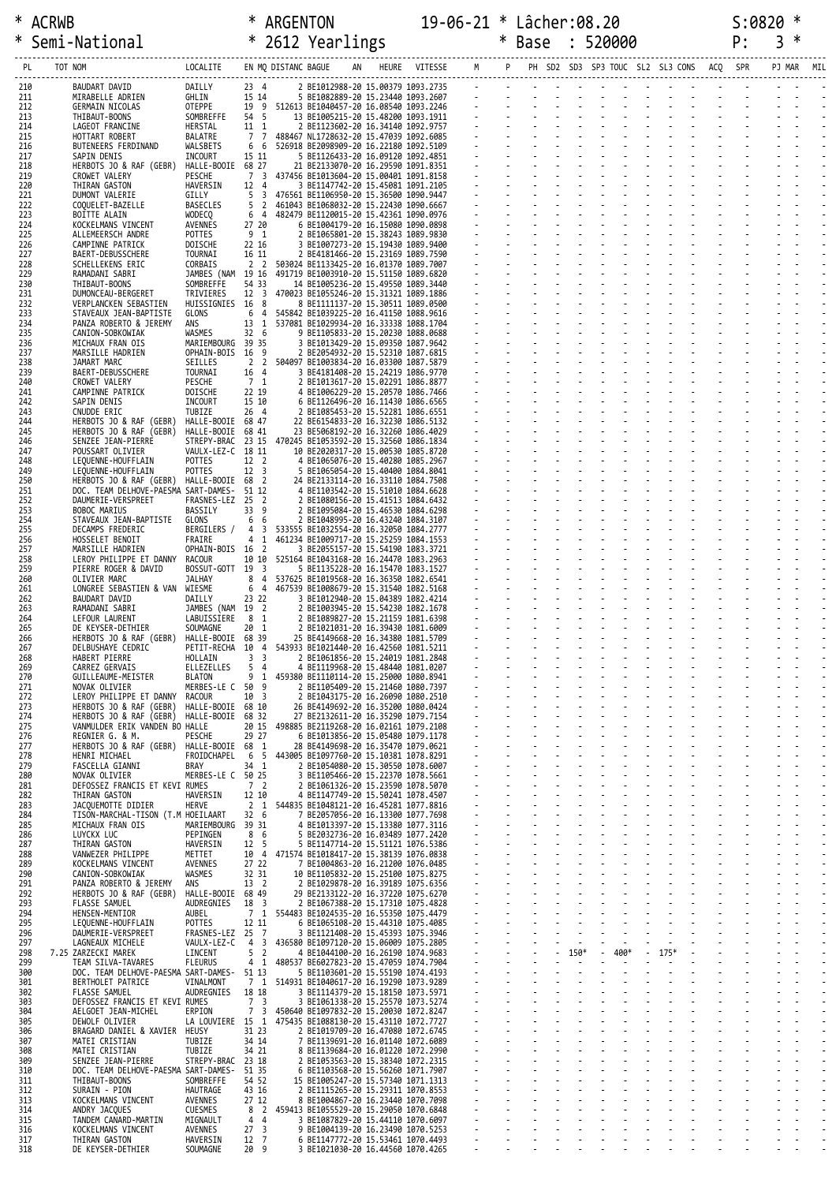| PL | TOT | NOM | LOCALITE | EN | MQ | DISTANC | BAGUE | AN | HEURE | VITESSE | M | P | PH | SD2 | SD3 | SP3 | TOUC | SL2 | SL3 | CONS | ACQ | SPR | PJ | MAR | MIL |
|---|---|---|---|---|---|---|---|---|---|---|---|---|---|---|---|---|---|---|---|---|---|---|---|---|---|
| 210 | | BAUDART DAVID | DAILLY | 23 | 4 | | 2 BE1012988-20 | | 15.00379 | 1093.2735 | - | - | - | - | - | - | - | - | - | - | - | - | - | - | - |
| 211 | | MIRABELLE ADRIEN | GHLIN | 15 | 14 | | 5 BE1082889-20 | | 15.23440 | 1093.2607 | - | - | - | - | - | - | - | - | - | - | - | - | - | - | - |
| 212 | | GERMAIN NICOLAS | OTEPPE | 19 | 9 | 512613 | BE1040457-20 | | 16.08540 | 1093.2246 | - | - | - | - | - | - | - | - | - | - | - | - | - | - | - |
| 213 | | THIBAUT-BOONS | SOMBREFFE | 54 | 5 | | 13 BE1005215-20 | | 15.48200 | 1093.1911 | - | - | - | - | - | - | - | - | - | - | - | - | - | - | - |
| 214 | | LAGEOT FRANCINE | HERSTAL | 11 | 1 | | 2 BE1123602-20 | | 16.34140 | 1092.9757 | - | - | - | - | - | - | - | - | - | - | - | - | - | - | - |
| 215 | | HOTTART ROBERT | BALATRE | 7 | 7 | 488467 | NL1728632-20 | | 15.47039 | 1092.6085 | - | - | - | - | - | - | - | - | - | - | - | - | - | - | - |
| 216 | | BUTENEERS FERDINAND | WALSBETS | 6 | 6 | 526918 | BE2098909-20 | | 16.22180 | 1092.5109 | - | - | - | - | - | - | - | - | - | - | - | - | - | - | - |
| 217 | | SAPIN DENIS | INCOURT | 15 | 11 | | 5 BE1126433-20 | | 16.09120 | 1092.4851 | - | - | - | - | - | - | - | - | - | - | - | - | - | - | - |
| 218 | | HERBOTS JO & RAF (GEBR) | HALLE-BOOIE | 68 | 27 | | 21 BE2133070-20 | | 16.29590 | 1091.8351 | - | - | - | - | - | - | - | - | - | - | - | - | - | - | - |
| 219 | | CROWET VALERY | PESCHE | 7 | 3 | 437456 | BE1013604-20 | | 15.00401 | 1091.8158 | - | - | - | - | - | - | - | - | - | - | - | - | - | - | - |
| 220 | | THIRAN GASTON | HAVERSIN | 12 | 4 | | 3 BE1147742-20 | | 15.45081 | 1091.2105 | - | - | - | - | - | - | - | - | - | - | - | - | - | - | - |
| 221 | | DUMONT VALERIE | GILLY | 5 | 3 | 476561 | BE1106950-20 | | 15.36500 | 1090.9447 | - | - | - | - | - | - | - | - | - | - | - | - | - | - | - |
| 222 | | COQUELET-BAZELLE | BASECLES | 5 | 2 | 461043 | BE1068032-20 | | 15.22430 | 1090.6667 | - | - | - | - | - | - | - | - | - | - | - | - | - | - | - |
| 223 | | BOITTE ALAIN | WODECQ | 6 | 4 | 482479 | BE1120015-20 | | 15.42361 | 1090.0976 | - | - | - | - | - | - | - | - | - | - | - | - | - | - | - |
| 224 | | KOCKELMANS VINCENT | AVENNES | 27 | 20 | | 6 BE1004179-20 | | 16.15080 | 1090.0898 | - | - | - | - | - | - | - | - | - | - | - | - | - | - | - |
| 225 | | ALLEMEERSCH ANDRE | POTTES | 9 | 1 | | 2 BE1065801-20 | | 15.38243 | 1089.9830 | - | - | - | - | - | - | - | - | - | - | - | - | - | - | - |
| 226 | | CAMPINNE PATRICK | DOISCHE | 22 | 16 | | 3 BE1007273-20 | | 15.19430 | 1089.9400 | - | - | - | - | - | - | - | - | - | - | - | - | - | - | - |
| 227 | | BAERT-DEBUSSCHERE | TOURNAI | 16 | 11 | | 2 BE4181466-20 | | 15.23169 | 1089.7590 | - | - | - | - | - | - | - | - | - | - | - | - | - | - | - |
| 228 | | SCHELLEKENS ERIC | CORBAIS | 2 | 2 | 503024 | BE1133425-20 | | 16.01370 | 1089.7007 | - | - | - | - | - | - | - | - | - | - | - | - | - | - | - |
| 229 | | RAMADANI SABRI | JAMBES (NAM | 19 | 16 | 491719 | BE1003910-20 | | 15.51150 | 1089.6820 | - | - | - | - | - | - | - | - | - | - | - | - | - | - | - |
| 230 | | THIBAUT-BOONS | SOMBREFFE | 54 | 33 | | 14 BE1005236-20 | | 15.49550 | 1089.3440 | - | - | - | - | - | - | - | - | - | - | - | - | - | - | - |
| 231 | | DUMONCEAU-BERGERET | TRIVIERES | 12 | 3 | 470023 | BE1055246-20 | | 15.31321 | 1089.1886 | - | - | - | - | - | - | - | - | - | - | - | - | - | - | - |
| 232 | | VERPLANCKEN SEBASTIEN | HUISSIGNIES | 16 | 8 | | 8 BE1111137-20 | | 15.30511 | 1089.0500 | - | - | - | - | - | - | - | - | - | - | - | - | - | - | - |
| 233 | | STAVEAUX JEAN-BAPTISTE | GLONS | 6 | 4 | 545842 | BE1039225-20 | | 16.41150 | 1088.9616 | - | - | - | - | - | - | - | - | - | - | - | - | - | - | - |
| 234 | | PANZA ROBERTO & JEREMY | ANS | 13 | 1 | 537081 | BE1029934-20 | | 16.33338 | 1088.1704 | - | - | - | - | - | - | - | - | - | - | - | - | - | - | - |
| 235 | | CANION-SOBKOWIAK | WASMES | 32 | 6 | | 9 BE1105833-20 | | 15.20230 | 1088.0688 | - | - | - | - | - | - | - | - | - | - | - | - | - | - | - |
| 236 | | MICHAUX FRAN OIS | MARIEMBOURG | 39 | 35 | | 3 BE1013429-20 | | 15.09350 | 1087.9642 | - | - | - | - | - | - | - | - | - | - | - | - | - | - | - |
| 237 | | MARSILLE HADRIEN | OPHAIN-BOIS | 16 | 9 | | 2 BE2054932-20 | | 15.52310 | 1087.6815 | - | - | - | - | - | - | - | - | - | - | - | - | - | - | - |
| 238 | | JAMART MARC | SEILLES | 2 | 2 | 504097 | BE1003834-20 | | 16.03300 | 1087.5879 | - | - | - | - | - | - | - | - | - | - | - | - | - | - | - |
| 239 | | BAERT-DEBUSSCHERE | TOURNAI | 16 | 4 | | 3 BE4181408-20 | | 15.24219 | 1086.9770 | - | - | - | - | - | - | - | - | - | - | - | - | - | - | - |
| 240 | | CROWET VALERY | PESCHE | 7 | 1 | | 2 BE1013617-20 | | 15.02291 | 1086.8877 | - | - | - | - | - | - | - | - | - | - | - | - | - | - | - |
| 241 | | CAMPINNE PATRICK | DOISCHE | 22 | 19 | | 4 BE1006229-20 | | 15.20570 | 1086.7466 | - | - | - | - | - | - | - | - | - | - | - | - | - | - | - |
| 242 | | SAPIN DENIS | INCOURT | 15 | 10 | | 6 BE1126496-20 | | 16.11430 | 1086.6565 | - | - | - | - | - | - | - | - | - | - | - | - | - | - | - |
| 243 | | CNUDDE ERIC | TUBIZE | 26 | 4 | | 2 BE1085453-20 | | 15.52281 | 1086.6551 | - | - | - | - | - | - | - | - | - | - | - | - | - | - | - |
| 244 | | HERBOTS JO & RAF (GEBR) | HALLE-BOOIE | 68 | 47 | | 22 BE6154833-20 | | 16.32230 | 1086.5132 | - | - | - | - | - | - | - | - | - | - | - | - | - | - | - |
| 245 | | HERBOTS JO & RAF (GEBR) | HALLE-BOOIE | 68 | 41 | | 23 BE5068192-20 | | 16.32260 | 1086.4029 | - | - | - | - | - | - | - | - | - | - | - | - | - | - | - |
| 246 | | SENZEE JEAN-PIERRE | STREPY-BRAC | 23 | 15 | 470245 | BE1053592-20 | | 15.32560 | 1086.1834 | - | - | - | - | - | - | - | - | - | - | - | - | - | - | - |
| 247 | | POUSSART OLIVIER | VAULX-LEZ-C | 18 | 11 | | 10 BE2020317-20 | | 15.00530 | 1085.8720 | - | - | - | - | - | - | - | - | - | - | - | - | - | - | - |
| 248 | | LEQUENNE-HOUFFLAIN | POTTES | 12 | 2 | | 4 BE1065076-20 | | 15.40280 | 1085.2967 | - | - | - | - | - | - | - | - | - | - | - | - | - | - | - |
| 249 | | LEQUENNE-HOUFFLAIN | POTTES | 12 | 3 | | 5 BE1065054-20 | | 15.40400 | 1084.8041 | - | - | - | - | - | - | - | - | - | - | - | - | - | - | - |
| 250 | | HERBOTS JO & RAF (GEBR) | HALLE-BOOIE | 68 | 2 | | 24 BE2133114-20 | | 16.33110 | 1084.7508 | - | - | - | - | - | - | - | - | - | - | - | - | - | - | - |
| 251 | | DOC. TEAM DELHOVE-PAESMA | SART-DAMES- | 51 | 12 | | 4 BE1103542-20 | | 15.51010 | 1084.6628 | - | - | - | - | - | - | - | - | - | - | - | - | - | - | - |
| 252 | | DAUMERIE-VERSPREET | FRASNES-LEZ | 25 | 2 | | 2 BE1080156-20 | | 15.41513 | 1084.6432 | - | - | - | - | - | - | - | - | - | - | - | - | - | - | - |
| 253 | | BOBOC MARIUS | BASSILY | 33 | 9 | | 2 BE1095084-20 | | 15.46530 | 1084.6298 | - | - | - | - | - | - | - | - | - | - | - | - | - | - | - |
| 254 | | STAVEAUX JEAN-BAPTISTE | GLONS | 6 | 6 | | 2 BE1048995-20 | | 16.43240 | 1084.3107 | - | - | - | - | - | - | - | - | - | - | - | - | - | - | - |
| 255 | | DECAMPS FREDERIC | BERGILERS / | 4 | 3 | 533555 | BE1032554-20 | | 16.32050 | 1084.2777 | - | - | - | - | - | - | - | - | - | - | - | - | - | - | - |
| 256 | | HOSSELET BENOIT | FRAIRE | 4 | 1 | 461234 | BE1009717-20 | | 15.25259 | 1084.1553 | - | - | - | - | - | - | - | - | - | - | - | - | - | - | - |
| 257 | | MARSILLE HADRIEN | OPHAIN-BOIS | 16 | 2 | | 3 BE2055157-20 | | 15.54190 | 1083.3721 | - | - | - | - | - | - | - | - | - | - | - | - | - | - | - |
| 258 | | LEROY PHILIPPE ET DANNY | RACOUR | 10 | 10 | 525164 | BE1043168-20 | | 16.24470 | 1083.2963 | - | - | - | - | - | - | - | - | - | - | - | - | - | - | - |
| 259 | | PIERRE ROGER & DAVID | BOSSUT-GOTT | 19 | 3 | | 5 BE1135228-20 | | 16.15470 | 1083.1527 | - | - | - | - | - | - | - | - | - | - | - | - | - | - | - |
| 260 | | OLIVIER MARC | JALHAY | 8 | 4 | 537625 | BE1019568-20 | | 16.36350 | 1082.6541 | - | - | - | - | - | - | - | - | - | - | - | - | - | - | - |
| 261 | | LONGREE SEBASTIEN & VAN | WIESME | 6 | 4 | 467539 | BE1008679-20 | | 15.31540 | 1082.5168 | - | - | - | - | - | - | - | - | - | - | - | - | - | - | - |
| 262 | | BAUDART DAVID | DAILLY | 23 | 22 | | 3 BE1012940-20 | | 15.04389 | 1082.4214 | - | - | - | - | - | - | - | - | - | - | - | - | - | - | - |
| 263 | | RAMADANI SABRI | JAMBES (NAM | 19 | 2 | | 2 BE1003945-20 | | 15.54230 | 1082.1678 | - | - | - | - | - | - | - | - | - | - | - | - | - | - | - |
| 264 | | LEFOUR LAURENT | LABUISSIERE | 8 | 1 | | 2 BE1089827-20 | | 15.21159 | 1081.6398 | - | - | - | - | - | - | - | - | - | - | - | - | - | - | - |
| 265 | | DE KEYSER-DETHIER | SOUMAGNE | 20 | 1 | | 2 BE1021031-20 | | 16.39430 | 1081.6009 | - | - | - | - | - | - | - | - | - | - | - | - | - | - | - |
| 266 | | HERBOTS JO & RAF (GEBR) | HALLE-BOOIE | 68 | 39 | | 25 BE4149668-20 | | 16.34380 | 1081.5709 | - | - | - | - | - | - | - | - | - | - | - | - | - | - | - |
| 267 | | DELBUSHAYE CEDRIC | PETIT-RECHA | 10 | 4 | 543933 | BE1021440-20 | | 16.42560 | 1081.5211 | - | - | - | - | - | - | - | - | - | - | - | - | - | - | - |
| 268 | | HABERT PIERRE | HOLLAIN | 3 | 3 | | 2 BE1061856-20 | | 15.24019 | 1081.2848 | - | - | - | - | - | - | - | - | - | - | - | - | - | - | - |
| 269 | | CARREZ GERVAIS | ELLEZELLES | 5 | 4 | | 4 BE1119968-20 | | 15.48440 | 1081.0207 | - | - | - | - | - | - | - | - | - | - | - | - | - | - | - |
| 270 | | GUILLEAUME-MEISTER | BLATON | 9 | 1 | 459380 | BE1110114-20 | | 15.25000 | 1080.8941 | - | - | - | - | - | - | - | - | - | - | - | - | - | - | - |
| 271 | | NOVAK OLIVIER | MERBES-LE C | 50 | 9 | | 2 BE1105409-20 | | 15.21460 | 1080.7397 | - | - | - | - | - | - | - | - | - | - | - | - | - | - | - |
| 272 | | LEROY PHILIPPE ET DANNY | RACOUR | 10 | 3 | | 2 BE1043175-20 | | 16.26090 | 1080.2510 | - | - | - | - | - | - | - | - | - | - | - | - | - | - | - |
| 273 | | HERBOTS JO & RAF (GEBR) | HALLE-BOOIE | 68 | 10 | | 26 BE4149692-20 | | 16.35200 | 1080.0424 | - | - | - | - | - | - | - | - | - | - | - | - | - | - | - |
| 274 | | HERBOTS JO & RAF (GEBR) | HALLE-BOOIE | 68 | 32 | | 27 BE2133611-20 | | 16.35290 | 1079.7154 | - | - | - | - | - | - | - | - | - | - | - | - | - | - | - |
| 275 | | VANMULDER ERIK VANDEN BO | HALLE | 20 | 15 | 498885 | BE2119268-20 | | 16.02161 | 1079.2108 | - | - | - | - | - | - | - | - | - | - | - | - | - | - | - |
| 276 | | REGNIER G. & M. | PESCHE | 29 | 27 | | 6 BE1013856-20 | | 15.05480 | 1079.1178 | - | - | - | - | - | - | - | - | - | - | - | - | - | - | - |
| 277 | | HERBOTS JO & RAF (GEBR) | HALLE-BOOIE | 68 | 1 | | 28 BE4149698-20 | | 16.35470 | 1079.0621 | - | - | - | - | - | - | - | - | - | - | - | - | - | - | - |
| 278 | | HENRI MICHAEL | FROIDCHAPEL | 6 | 5 | 443005 | BE1097760-20 | | 15.10381 | 1078.8291 | - | - | - | - | - | - | - | - | - | - | - | - | - | - | - |
| 279 | | FASCELLA GIANNI | BRAY | 34 | 1 | | 2 BE1054080-20 | | 15.30550 | 1078.6007 | - | - | - | - | - | - | - | - | - | - | - | - | - | - | - |
| 280 | | NOVAK OLIVIER | MERBES-LE C | 50 | 25 | | 3 BE1105466-20 | | 15.22370 | 1078.5661 | - | - | - | - | - | - | - | - | - | - | - | - | - | - | - |
| 281 | | DEFOSSEZ FRANCIS ET KEVI | RUMES | 7 | 2 | | 2 BE1061326-20 | | 15.23590 | 1078.5070 | - | - | - | - | - | - | - | - | - | - | - | - | - | - | - |
| 282 | | THIRAN GASTON | HAVERSIN | 12 | 10 | | 4 BE1147749-20 | | 15.50241 | 1078.4507 | - | - | - | - | - | - | - | - | - | - | - | - | - | - | - |
| 283 | | JACQUEMOTTE DIDIER | HERVE | 2 | 1 | 544835 | BE1048121-20 | | 16.45281 | 1077.8816 | - | - | - | - | - | - | - | - | - | - | - | - | - | - | - |
| 284 | | TISON-MARCHAL-TISON (T.M | HOEILAART | 32 | 6 | | 7 BE2057056-20 | | 16.13300 | 1077.7698 | - | - | - | - | - | - | - | - | - | - | - | - | - | - | - |
| 285 | | MICHAUX FRAN OIS | MARIEMBOURG | 39 | 31 | | 4 BE1013397-20 | | 15.13380 | 1077.3116 | - | - | - | - | - | - | - | - | - | - | - | - | - | - | - |
| 286 | | LUYCKX LUC | PEPINGEN | 8 | 6 | | 5 BE2032736-20 | | 16.03489 | 1077.2420 | - | - | - | - | - | - | - | - | - | - | - | - | - | - | - |
| 287 | | THIRAN GASTON | HAVERSIN | 12 | 5 | | 5 BE1147714-20 | | 15.51121 | 1076.5386 | - | - | - | - | - | - | - | - | - | - | - | - | - | - | - |
| 288 | | VANWEZER PHILIPPE | METTET | 10 | 4 | 471574 | BE1018417-20 | | 15.38139 | 1076.0838 | - | - | - | - | - | - | - | - | - | - | - | - | - | - | - |
| 289 | | KOCKELMANS VINCENT | AVENNES | 27 | 22 | | 7 BE1004863-20 | | 16.21200 | 1076.0485 | - | - | - | - | - | - | - | - | - | - | - | - | - | - | - |
| 290 | | CANION-SOBKOWIAK | WASMES | 32 | 31 | | 10 BE1105832-20 | | 15.25100 | 1075.8275 | - | - | - | - | - | - | - | - | - | - | - | - | - | - | - |
| 291 | | PANZA ROBERTO & JEREMY | ANS | 13 | 2 | | 2 BE1029878-20 | | 16.39189 | 1075.6356 | - | - | - | - | - | - | - | - | - | - | - | - | - | - | - |
| 292 | | HERBOTS JO & RAF (GEBR) | HALLE-BOOIE | 68 | 49 | | 29 BE2133122-20 | | 16.37220 | 1075.6270 | - | - | - | - | - | - | - | - | - | - | - | - | - | - | - |
| 293 | | FLASSE SAMUEL | AUDREGNIES | 18 | 3 | | 2 BE1067388-20 | | 15.17310 | 1075.4828 | - | - | - | - | - | - | - | - | - | - | - | - | - | - | - |
| 294 | | HENSEN-MENTIOR | AUBEL | 7 | 1 | 554483 | BE1024535-20 | | 16.55350 | 1075.4479 | - | - | - | - | - | - | - | - | - | - | - | - | - | - | - |
| 295 | | LEQUENNE-HOUFFLAIN | POTTES | 12 | 11 | | 6 BE1065108-20 | | 15.44310 | 1075.4085 | - | - | - | - | - | - | - | - | - | - | - | - | - | - | - |
| 296 | | DAUMERIE-VERSPREET | FRASNES-LEZ | 25 | 7 | | 3 BE1121408-20 | | 15.45393 | 1075.3946 | - | - | - | - | - | - | - | - | - | - | - | - | - | - | - |
| 297 | | LAGNEAUX MICHELE | VAULX-LEZ-C | 4 | 3 | 436580 | BE1097120-20 | | 15.06009 | 1075.2805 | - | - | - | - | - | - | - | - | - | - | - | - | - | - | - |
| 298 | 7.25 | ZARZECKI MAREK | LINCENT | 5 | 2 | | 4 BE1044100-20 | | 16.26190 | 1074.9683 | - | - | - | 150* | - | 400* | - | - | 175* | - | - | - | - | - | - |
| 299 | | TEAM SILVA-TAVARES | FLEURUS | 4 | 1 | 480537 | BE6027823-20 | | 15.47059 | 1074.7904 | - | - | - | - | - | - | - | - | - | - | - | - | - | - | - |
| 300 | | DOC. TEAM DELHOVE-PAESMA | SART-DAMES- | 51 | 13 | | 5 BE1103601-20 | | 15.55190 | 1074.4193 | - | - | - | - | - | - | - | - | - | - | - | - | - | - | - |
| 301 | | BERTHOLET PATRICE | VINALMONT | 7 | 1 | 514931 | BE1040617-20 | | 16.19290 | 1073.9289 | - | - | - | - | - | - | - | - | - | - | - | - | - | - | - |
| 302 | | FLASSE SAMUEL | AUDREGNIES | 18 | 18 | | 3 BE1114379-20 | | 15.18150 | 1073.5971 | - | - | - | - | - | - | - | - | - | - | - | - | - | - | - |
| 303 | | DEFOSSEZ FRANCIS ET KEVI | RUMES | 7 | 3 | | 3 BE1061338-20 | | 15.25570 | 1073.5274 | - | - | - | - | - | - | - | - | - | - | - | - | - | - | - |
| 304 | | AELGOET JEAN-MICHEL | ERPION | 7 | 3 | 450640 | BE1097832-20 | | 15.20030 | 1072.8247 | - | - | - | - | - | - | - | - | - | - | - | - | - | - | - |
| 305 | | DEWOLF OLIVIER | LA LOUVIERE | 15 | 1 | 475435 | BE1088130-20 | | 15.43110 | 1072.7727 | - | - | - | - | - | - | - | - | - | - | - | - | - | - | - |
| 306 | | BRAGARD DANIEL & XAVIER | HEUSY | 31 | 23 | | 2 BE1019709-20 | | 16.47080 | 1072.6745 | - | - | - | - | - | - | - | - | - | - | - | - | - | - | - |
| 307 | | MATEI CRISTIAN | TUBIZE | 34 | 14 | | 7 BE1139691-20 | | 16.01140 | 1072.6089 | - | - | - | - | - | - | - | - | - | - | - | - | - | - | - |
| 308 | | MATEI CRISTIAN | TUBIZE | 34 | 21 | | 8 BE1139684-20 | | 16.01220 | 1072.2990 | - | - | - | - | - | - | - | - | - | - | - | - | - | - | - |
| 309 | | SENZEE JEAN-PIERRE | STREPY-BRAC | 23 | 18 | | 2 BE1053563-20 | | 15.38340 | 1072.2315 | - | - | - | - | - | - | - | - | - | - | - | - | - | - | - |
| 310 | | DOC. TEAM DELHOVE-PAESMA | SART-DAMES- | 51 | 35 | | 6 BE1103568-20 | | 15.56260 | 1071.7987 | - | - | - | - | - | - | - | - | - | - | - | - | - | - | - |
| 311 | | THIBAUT-BOONS | SOMBREFFE | 54 | 52 | | 15 BE1005247-20 | | 15.57340 | 1071.1313 | - | - | - | - | - | - | - | - | - | - | - | - | - | - | - |
| 312 | | SURAIN - PION | HAUTRAGE | 43 | 16 | | 2 BE1115265-20 | | 15.29311 | 1070.8553 | - | - | - | - | - | - | - | - | - | - | - | - | - | - | - |
| 313 | | KOCKELMANS VINCENT | AVENNES | 27 | 12 | | 8 BE1004867-20 | | 16.23440 | 1070.7098 | - | - | - | - | - | - | - | - | - | - | - | - | - | - | - |
| 314 | | ANDRY JACQUES | CUESMES | 8 | 2 | 459413 | BE1055529-20 | | 15.29050 | 1070.6848 | - | - | - | - | - | - | - | - | - | - | - | - | - | - | - |
| 315 | | TANDEM CANARD-MARTIN | MIGNAULT | 4 | 4 | | 3 BE1087829-20 | | 15.44110 | 1070.6097 | - | - | - | - | - | - | - | - | - | - | - | - | - | - | - |
| 316 | | KOCKELMANS VINCENT | AVENNES | 27 | 3 | | 9 BE1004139-20 | | 16.23490 | 1070.5253 | - | - | - | - | - | - | - | - | - | - | - | - | - | - | - |
| 317 | | THIRAN GASTON | HAVERSIN | 12 | 7 | | 6 BE1147772-20 | | 15.53461 | 1070.4493 | - | - | - | - | - | - | - | - | - | - | - | - | - | - | - |
| 318 | | DE KEYSER-DETHIER | SOUMAGNE | 20 | 9 | | 3 BE1021030-20 | | 16.44560 | 1070.4265 | - | - | - | - | - | - | - | - | - | - | - | - | - | - | - |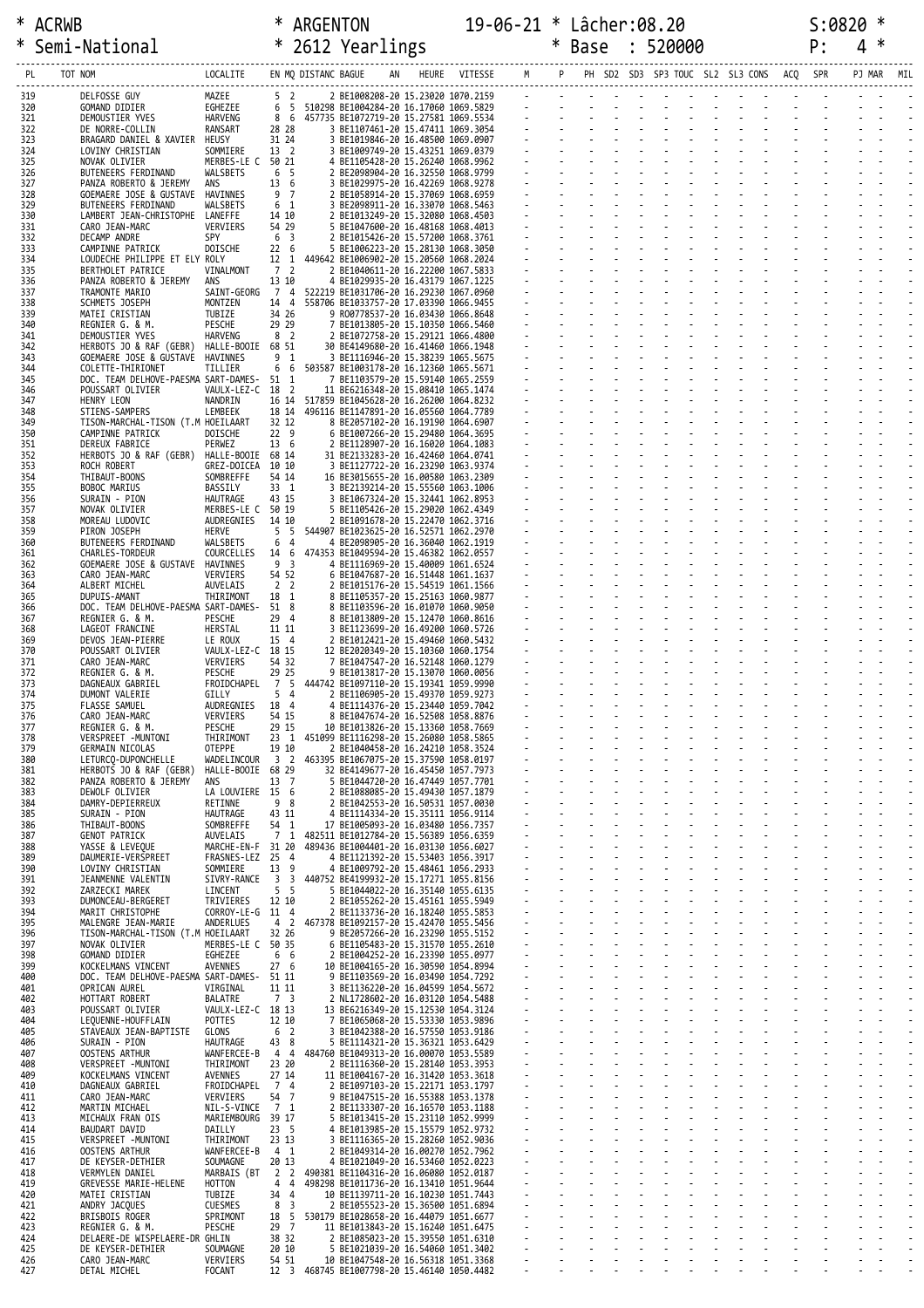| * ACRWB | * ARGENTON | 19-06-21 * Lâcher:08.20 | S:0820 * |
|---|---|---|---|
| * Semi-National | * 2612 Yearlings | * Base : 520000 | P: 4 * |

| PL | TOT NOM | LOCALITE | EN MQ DISTANC BAGUE | AN | HEURE | VITESSE | M | P | PH | SD2 | SD3 | SP3 | TOUC | SL2 | SL3 | CONS | ACQ | SPR | PJ | MAR | MIL |
|---|---|---|---|---|---|---|---|---|---|---|---|---|---|---|---|---|---|---|---|---|---|
| 319 | DELFOSSE GUY | MAZEE | 5 2 2 BE1008208-20 | | 15.23020 | 1070.2159 | - | - | - | - | - | - | - | - | - | - | - | - | - | - | - |
| 320 | GOMAND DIDIER | EGHEZEE | 6 5 510298 BE1004284-20 | | 16.17060 | 1069.5829 | - | - | - | - | - | - | - | - | - | - | - | - | - | - | - |
| 321 | DEMOUSTIER YVES | HARVENG | 8 6 457735 BE1072719-20 | | 15.27581 | 1069.5534 | - | - | - | - | - | - | - | - | - | - | - | - | - | - | - |
| 322 | DE NORRE-COLLIN | RANSART | 28 28 3 BE1107461-20 | | 15.47411 | 1069.3054 | - | - | - | - | - | - | - | - | - | - | - | - | - | - | - |
| 323 | BRAGARD DANIEL & XAVIER | HEUSY | 31 24 3 BE1019846-20 | | 16.48500 | 1069.0907 | - | - | - | - | - | - | - | - | - | - | - | - | - | - | - |
| 324 | LOVINY CHRISTIAN | SOMMIERE | 13 2 3 BE1009749-20 | | 15.43251 | 1069.0379 | - | - | - | - | - | - | - | - | - | - | - | - | - | - | - |
| 325 | NOVAK OLIVIER | MERBES-LE C | 50 21 4 BE1105428-20 | | 15.26240 | 1068.9962 | - | - | - | - | - | - | - | - | - | - | - | - | - | - | - |
| 326 | BUTENEERS FERDINAND | WALSBETS | 6 5 2 BE2098904-20 | | 16.32550 | 1068.9799 | - | - | - | - | - | - | - | - | - | - | - | - | - | - | - |
| 327 | PANZA ROBERTO & JEREMY | ANS | 13 6 3 BE1029975-20 | | 16.42269 | 1068.9278 | - | - | - | - | - | - | - | - | - | - | - | - | - | - | - |
| 328 | GOEMAERE JOSE & GUSTAVE | HAVINNES | 9 7 2 BE1058914-20 | | 15.37069 | 1068.6959 | - | - | - | - | - | - | - | - | - | - | - | - | - | - | - |
| 329 | BUTENEERS FERDINAND | WALSBETS | 6 1 3 BE2098911-20 | | 16.33070 | 1068.5463 | - | - | - | - | - | - | - | - | - | - | - | - | - | - | - |
| 330 | LAMBERT JEAN-CHRISTOPHE | LANEFFE | 14 10 2 BE1013249-20 | | 15.32080 | 1068.4503 | - | - | - | - | - | - | - | - | - | - | - | - | - | - | - |
| 331 | CARO JEAN-MARC | VERVIERS | 54 29 5 BE1047600-20 | | 16.48168 | 1068.4013 | - | - | - | - | - | - | - | - | - | - | - | - | - | - | - |
| 332 | DECAMP ANDRE | SPY | 6 3 2 BE1015426-20 | | 15.57200 | 1068.3761 | - | - | - | - | - | - | - | - | - | - | - | - | - | - | - |
| 333 | CAMPINNE PATRICK | DOISCHE | 22 6 5 BE1006223-20 | | 15.28130 | 1068.3050 | - | - | - | - | - | - | - | - | - | - | - | - | - | - | - |
| 334 | LOUDECHE PHILIPPE ET ELY | ROLY | 12 1 449642 BE1006902-20 | | 15.20560 | 1068.2024 | - | - | - | - | - | - | - | - | - | - | - | - | - | - | - |
| 335 | BERTHOLET PATRICE | VINALMONT | 7 2 2 BE1040611-20 | | 16.22200 | 1067.5833 | - | - | - | - | - | - | - | - | - | - | - | - | - | - | - |
| 336 | PANZA ROBERTO & JEREMY | ANS | 13 10 4 BE1029935-20 | | 16.43179 | 1067.1225 | - | - | - | - | - | - | - | - | - | - | - | - | - | - | - |
| 337 | TRAMONTE MARIO | SAINT-GEORG | 7 4 522219 BE1031706-20 | | 16.29230 | 1067.0960 | - | - | - | - | - | - | - | - | - | - | - | - | - | - | - |
| 338 | SCHMETS JOSEPH | MONTZEN | 14 4 558706 BE1033757-20 | | 17.03390 | 1066.9455 | - | - | - | - | - | - | - | - | - | - | - | - | - | - | - |
| 339 | MATEI CRISTIAN | TUBIZE | 34 26 9 RO0778537-20 | | 16.03430 | 1066.8648 | - | - | - | - | - | - | - | - | - | - | - | - | - | - | - |
| 340 | REGNIER G. & M. | PESCHE | 29 29 7 BE1013805-20 | | 15.10350 | 1066.5460 | - | - | - | - | - | - | - | - | - | - | - | - | - | - | - |
| 341 | DEMOUSTIER YVES | HARVENG | 8 2 2 BE1072758-20 | | 15.29121 | 1066.4800 | - | - | - | - | - | - | - | - | - | - | - | - | - | - | - |
| 342 | HERBOTS JO & RAF (GEBR) | HALLE-BOOIE | 68 51 30 BE4149680-20 | | 16.41460 | 1066.1948 | - | - | - | - | - | - | - | - | - | - | - | - | - | - | - |
| 343 | GOEMAERE JOSE & GUSTAVE | HAVINNES | 9 1 3 BE1116946-20 | | 15.38239 | 1065.5675 | - | - | - | - | - | - | - | - | - | - | - | - | - | - | - |
| 344 | COLETTE-THIRIONET | TILLIER | 6 6 503587 BE1003178-20 | | 16.12360 | 1065.5671 | - | - | - | - | - | - | - | - | - | - | - | - | - | - | - |
| 345 | DOC. TEAM DELHOVE-PAESMA | SART-DAMES- | 51 1 7 BE1103579-20 | | 15.59140 | 1065.2559 | - | - | - | - | - | - | - | - | - | - | - | - | - | - | - |
| 346 | POUSSART OLIVIER | VAULX-LEZ-C | 18 2 11 BE6216348-20 | | 15.08410 | 1065.1474 | - | - | - | - | - | - | - | - | - | - | - | - | - | - | - |
| 347 | HENRY LEON | NANDRIN | 16 14 517859 BE1045628-20 | | 16.26200 | 1064.8232 | - | - | - | - | - | - | - | - | - | - | - | - | - | - | - |
| 348 | STIENS-SAMPERS | LEMBEEK | 18 14 496116 BE1147891-20 | | 16.05560 | 1064.7789 | - | - | - | - | - | - | - | - | - | - | - | - | - | - | - |
| 349 | TISON-MARCHAL-TISON (T.M | HOEILAART | 32 12 8 BE2057102-20 | | 16.19190 | 1064.6907 | - | - | - | - | - | - | - | - | - | - | - | - | - | - | - |
| 350 | CAMPINNE PATRICK | DOISCHE | 22 9 6 BE1007266-20 | | 15.29480 | 1064.3695 | - | - | - | - | - | - | - | - | - | - | - | - | - | - | - |
| 351 | DEREUX FABRICE | PERWEZ | 13 6 2 BE1128907-20 | | 16.16020 | 1064.1083 | - | - | - | - | - | - | - | - | - | - | - | - | - | - | - |
| 352 | HERBOTS JO & RAF (GEBR) | HALLE-BOOIE | 68 14 31 BE2133283-20 | | 16.42460 | 1064.0741 | - | - | - | - | - | - | - | - | - | - | - | - | - | - | - |
| 353 | ROCH ROBERT | GREZ-DOICEA | 10 10 3 BE1127722-20 | | 16.23290 | 1063.9374 | - | - | - | - | - | - | - | - | - | - | - | - | - | - | - |
| 354 | THIBAUT-BOONS | SOMBREFFE | 54 14 16 BE3015655-20 | | 16.00580 | 1063.2309 | - | - | - | - | - | - | - | - | - | - | - | - | - | - | - |
| 355 | BOBOC MARIUS | BASSILY | 33 1 3 BE2139214-20 | | 15.55560 | 1063.1006 | - | - | - | - | - | - | - | - | - | - | - | - | - | - | - |
| 356 | SURAIN - PION | HAUTRAGE | 43 15 3 BE1067324-20 | | 15.32441 | 1062.8953 | - | - | - | - | - | - | - | - | - | - | - | - | - | - | - |
| 357 | NOVAK OLIVIER | MERBES-LE C | 50 19 5 BE1105426-20 | | 15.29020 | 1062.4349 | - | - | - | - | - | - | - | - | - | - | - | - | - | - | - |
| 358 | MOREAU LUDOVIC | AUDREGNIES | 14 10 2 BE1091678-20 | | 15.22470 | 1062.3716 | - | - | - | - | - | - | - | - | - | - | - | - | - | - | - |
| 359 | PIRON JOSEPH | HERVE | 5 5 544907 BE1023625-20 | | 16.52571 | 1062.2970 | - | - | - | - | - | - | - | - | - | - | - | - | - | - | - |
| 360 | BUTENEERS FERDINAND | WALSBETS | 6 4 4 BE2098905-20 | | 16.36040 | 1062.1919 | - | - | - | - | - | - | - | - | - | - | - | - | - | - | - |
| 361 | CHARLES-TORDEUR | COURCELLES | 14 6 474353 BE1049594-20 | | 15.46382 | 1062.0557 | - | - | - | - | - | - | - | - | - | - | - | - | - | - | - |
| 362 | GOEMAERE JOSE & GUSTAVE | HAVINNES | 9 3 4 BE1116969-20 | | 15.40009 | 1061.6524 | - | - | - | - | - | - | - | - | - | - | - | - | - | - | - |
| 363 | CARO JEAN-MARC | VERVIERS | 54 52 6 BE1047687-20 | | 16.51448 | 1061.1637 | - | - | - | - | - | - | - | - | - | - | - | - | - | - | - |
| 364 | ALBERT MICHEL | AUVELAIS | 2 2 2 BE1015176-20 | | 15.54519 | 1061.1566 | - | - | - | - | - | - | - | - | - | - | - | - | - | - | - |
| 365 | DUPUIS-AMANT | THIRIMONT | 18 1 8 BE1105357-20 | | 15.25163 | 1060.9877 | - | - | - | - | - | - | - | - | - | - | - | - | - | - | - |
| 366 | DOC. TEAM DELHOVE-PAESMA | SART-DAMES- | 51 8 8 BE1103596-20 | | 16.01070 | 1060.9050 | - | - | - | - | - | - | - | - | - | - | - | - | - | - | - |
| 367 | REGNIER G. & M. | PESCHE | 29 4 8 BE1013809-20 | | 15.12470 | 1060.8616 | - | - | - | - | - | - | - | - | - | - | - | - | - | - | - |
| 368 | LAGEOT FRANCINE | HERSTAL | 11 11 3 BE1123699-20 | | 16.49200 | 1060.5726 | - | - | - | - | - | - | - | - | - | - | - | - | - | - | - |
| 369 | DEVOS JEAN-PIERRE | LE ROUX | 15 4 2 BE1012421-20 | | 15.49460 | 1060.5432 | - | - | - | - | - | - | - | - | - | - | - | - | - | - | - |
| 370 | POUSSART OLIVIER | VAULX-LEZ-C | 18 15 12 BE2020349-20 | | 15.10360 | 1060.1754 | - | - | - | - | - | - | - | - | - | - | - | - | - | - | - |
| 371 | CARO JEAN-MARC | VERVIERS | 54 32 7 BE1047547-20 | | 16.52148 | 1060.1279 | - | - | - | - | - | - | - | - | - | - | - | - | - | - | - |
| 372 | REGNIER G. & M. | PESCHE | 29 25 9 BE1013817-20 | | 15.13070 | 1060.0056 | - | - | - | - | - | - | - | - | - | - | - | - | - | - | - |
| 373 | DAGNEAUX GABRIEL | FROIDCHAPEL | 7 5 444742 BE1097110-20 | | 15.19341 | 1059.9990 | - | - | - | - | - | - | - | - | - | - | - | - | - | - | - |
| 374 | DUMONT VALERIE | GILLY | 5 4 2 BE1106905-20 | | 15.49370 | 1059.9273 | - | - | - | - | - | - | - | - | - | - | - | - | - | - | - |
| 375 | FLASSE SAMUEL | AUDREGNIES | 18 4 4 BE1114376-20 | | 15.23440 | 1059.7042 | - | - | - | - | - | - | - | - | - | - | - | - | - | - | - |
| 376 | CARO JEAN-MARC | VERVIERS | 54 15 8 BE1047674-20 | | 16.52508 | 1058.8876 | - | - | - | - | - | - | - | - | - | - | - | - | - | - | - |
| 377 | REGNIER G. & M. | PESCHE | 29 15 10 BE1013826-20 | | 15.13360 | 1058.7669 | - | - | - | - | - | - | - | - | - | - | - | - | - | - | - |
| 378 | VERSPREET -MUNTONI | THIRIMONT | 23 1 451099 BE1116298-20 | | 15.26080 | 1058.5865 | - | - | - | - | - | - | - | - | - | - | - | - | - | - | - |
| 379 | GERMAIN NICOLAS | OTEPPE | 19 10 2 BE1040458-20 | | 16.24210 | 1058.3524 | - | - | - | - | - | - | - | - | - | - | - | - | - | - | - |
| 380 | LETURCQ-DUPONCHELLE | WADELINCOUR | 3 2 463395 BE1067075-20 | | 15.37590 | 1058.0197 | - | - | - | - | - | - | - | - | - | - | - | - | - | - | - |
| 381 | HERBOTS JO & RAF (GEBR) | HALLE-BOOIE | 68 29 32 BE4149677-20 | | 16.45450 | 1057.7973 | - | - | - | - | - | - | - | - | - | - | - | - | - | - | - |
| 382 | PANZA ROBERTO & JEREMY | ANS | 13 7 5 BE1044720-20 | | 16.47449 | 1057.7701 | - | - | - | - | - | - | - | - | - | - | - | - | - | - | - |
| 383 | DEWOLF OLIVIER | LA LOUVIERE | 15 6 2 BE1088085-20 | | 15.49430 | 1057.1879 | - | - | - | - | - | - | - | - | - | - | - | - | - | - | - |
| 384 | DAMRY-DEPIERREUX | RETINNE | 9 8 2 BE1042553-20 | | 16.50531 | 1057.0030 | - | - | - | - | - | - | - | - | - | - | - | - | - | - | - |
| 385 | SURAIN - PION | HAUTRAGE | 43 11 4 BE1114334-20 | | 15.35111 | 1056.9114 | - | - | - | - | - | - | - | - | - | - | - | - | - | - | - |
| 386 | THIBAUT-BOONS | SOMBREFFE | 54 1 17 BE1005093-20 | | 16.03480 | 1056.7357 | - | - | - | - | - | - | - | - | - | - | - | - | - | - | - |
| 387 | GENOT PATRICK | AUVELAIS | 7 1 482511 BE1012784-20 | | 15.56389 | 1056.6359 | - | - | - | - | - | - | - | - | - | - | - | - | - | - | - |
| 388 | YASSE & LEVEQUE | MARCHE-EN-F | 31 20 489436 BE1004401-20 | | 16.03130 | 1056.6027 | - | - | - | - | - | - | - | - | - | - | - | - | - | - | - |
| 389 | DAUMERIE-VERSPREET | FRASNES-LEZ | 25 4 4 BE1121392-20 | | 15.53403 | 1056.3917 | - | - | - | - | - | - | - | - | - | - | - | - | - | - | - |
| 390 | LOVINY CHRISTIAN | SOMMIERE | 13 9 4 BE1009792-20 | | 15.48461 | 1056.2933 | - | - | - | - | - | - | - | - | - | - | - | - | - | - | - |
| 391 | JEANMENNE VALENTIN | SIVRY-RANCE | 3 3 440752 BE4199932-20 | | 15.17271 | 1055.8156 | - | - | - | - | - | - | - | - | - | - | - | - | - | - | - |
| 392 | ZARZECKI MAREK | LINCENT | 5 5 5 BE1044022-20 | | 16.35140 | 1055.6135 | - | - | - | - | - | - | - | - | - | - | - | - | - | - | - |
| 393 | DUMONCEAU-BERGERET | TRIVIERES | 12 10 2 BE1055262-20 | | 15.45161 | 1055.5949 | - | - | - | - | - | - | - | - | - | - | - | - | - | - | - |
| 394 | MARIT CHRISTOPHE | CORROY-LE-G | 11 4 2 BE1133736-20 | | 16.18240 | 1055.5853 | - | - | - | - | - | - | - | - | - | - | - | - | - | - | - |
| 395 | MALENGRE JEAN-MARIE | ANDERLUES | 4 2 467378 BE1092157-20 | | 15.42470 | 1055.5456 | - | - | - | - | - | - | - | - | - | - | - | - | - | - | - |
| 396 | TISON-MARCHAL-TISON (T.M | HOEILAART | 32 26 9 BE2057266-20 | | 16.23290 | 1055.5152 | - | - | - | - | - | - | - | - | - | - | - | - | - | - | - |
| 397 | NOVAK OLIVIER | MERBES-LE C | 50 35 6 BE1105483-20 | | 15.31570 | 1055.2610 | - | - | - | - | - | - | - | - | - | - | - | - | - | - | - |
| 398 | GOMAND DIDIER | EGHEZEE | 6 6 2 BE1004252-20 | | 16.23390 | 1055.0977 | - | - | - | - | - | - | - | - | - | - | - | - | - | - | - |
| 399 | KOCKELMANS VINCENT | AVENNES | 27 6 10 BE1004165-20 | | 16.30590 | 1054.8994 | - | - | - | - | - | - | - | - | - | - | - | - | - | - | - |
| 400 | DOC. TEAM DELHOVE-PAESMA | SART-DAMES- | 51 11 9 BE1103569-20 | | 16.03490 | 1054.7292 | - | - | - | - | - | - | - | - | - | - | - | - | - | - | - |
| 401 | OPRICAN AUREL | VIRGINAL | 11 11 3 BE1136220-20 | | 16.04599 | 1054.5672 | - | - | - | - | - | - | - | - | - | - | - | - | - | - | - |
| 402 | HOTTART ROBERT | BALATRE | 7 3 2 NL1728602-20 | | 16.03120 | 1054.5488 | - | - | - | - | - | - | - | - | - | - | - | - | - | - | - |
| 403 | POUSSART OLIVIER | VAULX-LEZ-C | 18 13 13 BE6216349-20 | | 15.12530 | 1054.3124 | - | - | - | - | - | - | - | - | - | - | - | - | - | - | - |
| 404 | LEQUENNE-HOUFFLAIN | POTTES | 12 10 7 BE1065068-20 | | 15.53330 | 1053.9896 | - | - | - | - | - | - | - | - | - | - | - | - | - | - | - |
| 405 | STAVEAUX JEAN-BAPTISTE | GLONS | 6 2 3 BE1042388-20 | | 16.57550 | 1053.9186 | - | - | - | - | - | - | - | - | - | - | - | - | - | - | - |
| 406 | SURAIN - PION | HAUTRAGE | 43 8 5 BE1114321-20 | | 15.36321 | 1053.6429 | - | - | - | - | - | - | - | - | - | - | - | - | - | - | - |
| 407 | OOSTENS ARTHUR | WANFERCEE-B | 4 4 484760 BE1049313-20 | | 16.00070 | 1053.5589 | - | - | - | - | - | - | - | - | - | - | - | - | - | - | - |
| 408 | VERSPREET -MUNTONI | THIRIMONT | 23 20 2 BE1116360-20 | | 15.28140 | 1053.3953 | - | - | - | - | - | - | - | - | - | - | - | - | - | - | - |
| 409 | KOCKELMANS VINCENT | AVENNES | 27 14 11 BE1004167-20 | | 16.31420 | 1053.3618 | - | - | - | - | - | - | - | - | - | - | - | - | - | - | - |
| 410 | DAGNEAUX GABRIEL | FROIDCHAPEL | 7 4 2 BE1097103-20 | | 15.22171 | 1053.1797 | - | - | - | - | - | - | - | - | - | - | - | - | - | - | - |
| 411 | CARO JEAN-MARC | VERVIERS | 54 7 9 BE1047515-20 | | 16.55388 | 1053.1378 | - | - | - | - | - | - | - | - | - | - | - | - | - | - | - |
| 412 | MARTIN MICHAEL | NIL-S-VINCE | 7 1 2 BE1133307-20 | | 16.16570 | 1053.1188 | - | - | - | - | - | - | - | - | - | - | - | - | - | - | - |
| 413 | MICHAUX FRAN OIS | MARIEMBOURG | 39 17 5 BE1013415-20 | | 15.23110 | 1052.9999 | - | - | - | - | - | - | - | - | - | - | - | - | - | - | - |
| 414 | BAUDART DAVID | DAILLY | 23 5 4 BE1013985-20 | | 15.15579 | 1052.9732 | - | - | - | - | - | - | - | - | - | - | - | - | - | - | - |
| 415 | VERSPREET -MUNTONI | THIRIMONT | 23 13 3 BE1116365-20 | | 15.28260 | 1052.9036 | - | - | - | - | - | - | - | - | - | - | - | - | - | - | - |
| 416 | OOSTENS ARTHUR | WANFERCEE-B | 4 1 2 BE1049314-20 | | 16.00270 | 1052.7962 | - | - | - | - | - | - | - | - | - | - | - | - | - | - | - |
| 417 | DE KEYSER-DETHIER | SOUMAGNE | 20 13 4 BE1021049-20 | | 16.53460 | 1052.0223 | - | - | - | - | - | - | - | - | - | - | - | - | - | - | - |
| 418 | VERMYLEN DANIEL | MARBAIS (BT | 2 2 490381 BE1104316-20 | | 16.06080 | 1052.0187 | - | - | - | - | - | - | - | - | - | - | - | - | - | - | - |
| 419 | GREVESSE MARIE-HELENE | HOTTON | 4 4 498298 BE1011736-20 | | 16.13410 | 1051.9644 | - | - | - | - | - | - | - | - | - | - | - | - | - | - | - |
| 420 | MATEI CRISTIAN | TUBIZE | 34 4 10 BE1139711-20 | | 16.10230 | 1051.7443 | - | - | - | - | - | - | - | - | - | - | - | - | - | - | - |
| 421 | ANDRY JACQUES | CUESMES | 8 3 2 BE1055523-20 | | 15.36500 | 1051.6894 | - | - | - | - | - | - | - | - | - | - | - | - | - | - | - |
| 422 | BRISBOIS ROGER | SPRIMONT | 18 5 530179 BE1028658-20 | | 16.44079 | 1051.6677 | - | - | - | - | - | - | - | - | - | - | - | - | - | - | - |
| 423 | REGNIER G. & M. | PESCHE | 29 7 11 BE1013843-20 | | 15.16240 | 1051.6475 | - | - | - | - | - | - | - | - | - | - | - | - | - | - | - |
| 424 | DELAERE-DE WISPELAERE-DR | GHLIN | 38 32 2 BE1085023-20 | | 15.39550 | 1051.6310 | - | - | - | - | - | - | - | - | - | - | - | - | - | - | - |
| 425 | DE KEYSER-DETHIER | SOUMAGNE | 20 10 5 BE1021039-20 | | 16.54060 | 1051.3402 | - | - | - | - | - | - | - | - | - | - | - | - | - | - | - |
| 426 | CARO JEAN-MARC | VERVIERS | 54 51 10 BE1047548-20 | | 16.56318 | 1051.3368 | - | - | - | - | - | - | - | - | - | - | - | - | - | - | - |
| 427 | DETAL MICHEL | FOCANT | 12 3 468745 BE1007798-20 | | 15.46140 | 1050.4482 | - | - | - | - | - | - | - | - | - | - | - | - | - | - | - |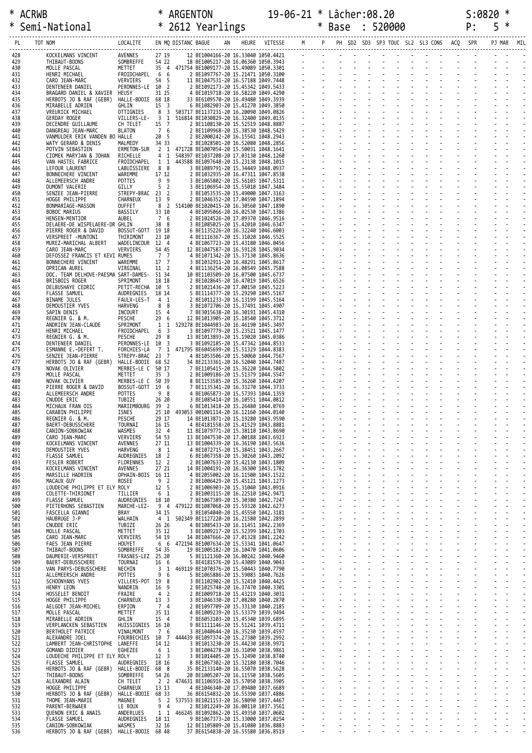```
* ACRWB                        * ARGENTON             19-06-21 * Lâcher:08.20          S:0820 *
* Semi-National                * 2612 Yearlings                * Base  : 520000         P:   5 *
```

| PL | TOT NOM | LOCALITE | EN MQ | DISTANC | BAGUE | AN | HEURE | VITESSE | M | P | PH | SD2 | SD3 | SP3 | TOUC | SL2 | SL3 | CONS | ACQ | SPR | PJ | MAR | MIL |
|---|---|---|---|---|---|---|---|---|---|---|---|---|---|---|---|---|---|---|---|---|---|---|---|
| 428 | KOCKELMANS VINCENT | AVENNES | 27 19 | | 12 BE1004166-20 | | 16.33040 | 1050.4421 | - | - | - | - | - | - | - | - | - | - | - | - | - | - | - |
| 429 | THIBAUT-BOONS | SOMBREFFE | 54 22 | | 18 BE1005217-20 | | 16.06360 | 1050.3943 | - | - | - | - | - | - | - | - | - | - | - | - | - | - | - |
| 430 | MOLLE PASCAL | METTET | 35 4 | 471754 | BE1009177-20 | | 15.49089 | 1050.3301 | - | - | - | - | - | - | - | - | - | - | - | - | - | - | - |
| 431 | HENRI MICHAEL | FROIDCHAPEL | 6 6 | | 2 BE1097767-20 | | 15.21471 | 1050.3100 | - | - | - | - | - | - | - | - | - | - | - | - | - | - | - |
| 432 | CARO JEAN-MARC | VERVIERS | 54 5 | | 11 BE1047531-20 | | 16.57188 | 1049.7448 | - | - | - | - | - | - | - | - | - | - | - | - | - | - | - |
| 433 | DENTENEER DANIEL | PERONNES-LE | 10 2 | | 2 BE1092173-20 | | 15.45342 | 1049.5433 | - | - | - | - | - | - | - | - | - | - | - | - | - | - | - |
| 434 | BRAGARD DANIEL & XAVIER | HEUSY | 31 25 | | 4 BE1019718-20 | | 16.58220 | 1049.4290 | - | - | - | - | - | - | - | - | - | - | - | - | - | - | - |
| 435 | HERBOTS JO & RAF (GEBR) | HALLE-BOOIE | 68 18 | | 33 BE6109570-20 | | 16.49480 | 1049.3939 | - | - | - | - | - | - | - | - | - | - | - | - | - | - | - |
| 436 | MIRABELLE ADRIEN | GHLIN | 15 3 | | 6 BE1082903-20 | | 15.41270 | 1049.3850 | - | - | - | - | - | - | - | - | - | - | - | - | - | - | - |
| 437 | VREURICK MICHAEL | OTTIGNIES | 8 3 | 503717 | BE1137231-20 | | 16.20090 | 1049.0826 | - | - | - | - | - | - | - | - | - | - | - | - | - | - | - |
| 438 | GERDAY ROGER | VILLERS-LE- | 3 1 | 516814 | BE1030829-20 | | 16.32400 | 1049.0135 | - | - | - | - | - | - | - | - | - | - | - | - | - | - | - |
| 439 | DECENDRE GUILLAUME | CH TELET | 15 7 | | 2 BE1108130-20 | | 15.52519 | 1048.8887 | - | - | - | - | - | - | - | - | - | - | - | - | - | - | - |
| 440 | DANGREAU JEAN-MARC | BLATON | 7 6 | | 2 BE1109968-20 | | 15.38530 | 1048.5429 | - | - | - | - | - | - | - | - | - | - | - | - | - | - | - |
| 441 | VANMULDER ERIK VANDEN BO | HALLE | 20 5 | | 2 BE2000242-20 | | 16.15541 | 1048.2943 | - | - | - | - | - | - | - | - | - | - | - | - | - | - | - |
| 442 | WATY GERARD & DENIS | MALMEDY | 34 33 | | 2 BE1028501-20 | | 16.52080 | 1048.2856 | - | - | - | - | - | - | - | - | - | - | - | - | - | - | - |
| 443 | POTVIN SEBASTIEN | ERMETON-SUR | 2 1 | 471728 | BE1007054-20 | | 15.50031 | 1048.1641 | - | - | - | - | - | - | - | - | - | - | - | - | - | - | - |
| 444 | CIOMEK MARYJAN & JOHAN | RICHELLE | 4 1 | 548397 | BE1037208-20 | | 17.03130 | 1048.1260 | - | - | - | - | - | - | - | - | - | - | - | - | - | - | - |
| 445 | VAN HASTEL FABRICE | FROIDCHAPEL | 1 1 | 443588 | BE1097648-20 | | 15.23138 | 1048.1015 | - | - | - | - | - | - | - | - | - | - | - | - | - | - | - |
| 446 | LEFOUR LAURENT | LABUISSIERE | 8 8 | | 3 BE1089791-20 | | 15.34449 | 1048.0937 | - | - | - | - | - | - | - | - | - | - | - | - | - | - | - |
| 447 | BONNECHERE VINCENT | WAREMME | 17 12 | | 2 BE1032935-20 | | 16.47311 | 1047.8538 | - | - | - | - | - | - | - | - | - | - | - | - | - | - | - |
| 448 | ALLEMEERSCH ANDRE | POTTES | 9 9 | | 3 BE1065802-20 | | 15.56103 | 1047.5311 | - | - | - | - | - | - | - | - | - | - | - | - | - | - | - |
| 449 | DUMONT VALERIE | GILLY | 5 2 | | 3 BE1106954-20 | | 15.55010 | 1047.3484 | - | - | - | - | - | - | - | - | - | - | - | - | - | - | - |
| 450 | SENZEE JEAN-PIERRE | STREPY-BRAC | 23 2 | | 3 BE1053535-20 | | 15.49000 | 1047.3163 | - | - | - | - | - | - | - | - | - | - | - | - | - | - | - |
| 451 | HOGGE PHILIPPE | CHARNEUX | 13 9 | | 2 BE1046352-20 | | 17.04590 | 1047.1894 | - | - | - | - | - | - | - | - | - | - | - | - | - | - | - |
| 452 | BONMARIAGE-MASSON | OUFFET | 8 2 | 514100 | BE1020415-20 | | 16.30560 | 1047.1890 | - | - | - | - | - | - | - | - | - | - | - | - | - | - | - |
| 453 | BOBOC MARIUS | BASSILY | 33 10 | | 4 BE1095066-20 | | 16.02530 | 1047.1386 | - | - | - | - | - | - | - | - | - | - | - | - | - | - | - |
| 454 | HENSEN-MENTIOR | AUBEL | 7 6 | | 2 BE1024526-20 | | 17.09370 | 1046.9516 | - | - | - | - | - | - | - | - | - | - | - | - | - | - | - |
| 455 | DELAERE-DE WISPELAERE-DR | GHLIN | 38 8 | | 3 BE1085025-20 | | 15.42010 | 1046.6347 | - | - | - | - | - | - | - | - | - | - | - | - | - | - | - |
| 456 | PIERRE ROGER & DAVID | BOSSUT-GOTT | 19 18 | | 6 BE1135226-20 | | 16.32240 | 1046.6003 | - | - | - | - | - | - | - | - | - | - | - | - | - | - | - |
| 457 | VERSPREET -MUNTONI | THIRIMONT | 23 10 | | 4 BE1116367-20 | | 15.31020 | 1046.5525 | - | - | - | - | - | - | - | - | - | - | - | - | - | - | - |
| 458 | MUREZ-MARICHAL ALBERT | WADELINCOUR | 12 4 | | 4 BE1067723-20 | | 15.43180 | 1046.0456 | - | - | - | - | - | - | - | - | - | - | - | - | - | - | - |
| 459 | CARO JEAN-MARC | VERVIERS | 54 45 | | 12 BE1047587-20 | | 16.59128 | 1045.9034 | - | - | - | - | - | - | - | - | - | - | - | - | - | - | - |
| 460 | DEFOSSEZ FRANCIS ET KEVI | RUMES | 7 7 | | 4 BE1071342-20 | | 15.37130 | 1045.8636 | - | - | - | - | - | - | - | - | - | - | - | - | - | - | - |
| 461 | BONNECHERE VINCENT | WAREMME | 17 7 | | 3 BE1032911-20 | | 16.48291 | 1045.8617 | - | - | - | - | - | - | - | - | - | - | - | - | - | - | - |
| 462 | OPRICAN AUREL | VIRGINAL | 11 2 | | 4 BE1136254-20 | | 16.08549 | 1045.7588 | - | - | - | - | - | - | - | - | - | - | - | - | - | - | - |
| 463 | DOC. TEAM DELHOVE-PAESMA | SART-DAMES- | 51 34 | | 10 BE1103509-20 | | 16.07500 | 1045.6737 | - | - | - | - | - | - | - | - | - | - | - | - | - | - | - |
| 464 | BRISBOIS ROGER | SPRIMONT | 18 18 | | 2 BE1028645-20 | | 16.47019 | 1045.6526 | - | - | - | - | - | - | - | - | - | - | - | - | - | - | - |
| 465 | DELBUSHAYE CEDRIC | PETIT-RECHA | 10 5 | | 2 BE1021436-20 | | 17.00150 | 1045.5223 | - | - | - | - | - | - | - | - | - | - | - | - | - | - | - |
| 466 | FLASSE SAMUEL | AUDREGNIES | 18 14 | | 5 BE1114377-20 | | 15.29290 | 1045.5167 | - | - | - | - | - | - | - | - | - | - | - | - | - | - | - |
| 467 | BINAME JULES | FAULX-LES-T | 4 1 | | 2 BE1011233-20 | | 16.13199 | 1045.5164 | - | - | - | - | - | - | - | - | - | - | - | - | - | - | - |
| 468 | DEMOUSTIER YVES | HARVENG | 8 8 | | 3 BE1072706-20 | | 15.37491 | 1045.4907 | - | - | - | - | - | - | - | - | - | - | - | - | - | - | - |
| 469 | SAPIN DENIS | INCOURT | 15 4 | | 7 BE3015638-20 | | 16.30191 | 1045.4310 | - | - | - | - | - | - | - | - | - | - | - | - | - | - | - |
| 470 | REGNIER G. & M. | PESCHE | 29 6 | | 12 BE1013905-20 | | 15.18540 | 1045.3712 | - | - | - | - | - | - | - | - | - | - | - | - | - | - | - |
| 471 | ANDRIEN JEAN-CLAUDE | SPRIMONT | 1 1 | 529278 | BE1044983-20 | | 16.46190 | 1045.3497 | - | - | - | - | - | - | - | - | - | - | - | - | - | - | - |
| 472 | HENRI MICHAEL | FROIDCHAPEL | 6 3 | | 3 BE1097779-20 | | 15.23521 | 1045.1477 | - | - | - | - | - | - | - | - | - | - | - | - | - | - | - |
| 473 | REGNIER G. & M. | PESCHE | 29 8 | | 13 BE1013893-20 | | 15.19020 | 1045.0386 | - | - | - | - | - | - | - | - | - | - | - | - | - | - | - |
| 474 | DENTENEER DANIEL | PERONNES-LE | 10 3 | | 3 BE1092185-20 | | 15.47342 | 1044.8533 | - | - | - | - | - | - | - | - | - | - | - | - | - | - | - |
| 475 | ESMANNE E.-DEFERT T. | FORCHIES-LA | 7 1 | 471795 | BE6045699-20 | | 15.51329 | 1044.8383 | - | - | - | - | - | - | - | - | - | - | - | - | - | - | - |
| 476 | SENZEE JEAN-PIERRE | STREPY-BRAC | 23 7 | | 4 BE1053506-20 | | 15.50060 | 1044.7567 | - | - | - | - | - | - | - | - | - | - | - | - | - | - | - |
| 477 | HERBOTS JO & RAF (GEBR) | HALLE-BOOIE | 68 52 | | 34 BE2133361-20 | | 16.52040 | 1044.7487 | - | - | - | - | - | - | - | - | - | - | - | - | - | - | - |
| 478 | NOVAK OLIVIER | MERBES-LE C | 50 17 | | 7 BE1105415-20 | | 15.36220 | 1044.5802 | - | - | - | - | - | - | - | - | - | - | - | - | - | - | - |
| 479 | MOLLE PASCAL | METTET | 35 3 | | 2 BE1009186-20 | | 15.51379 | 1044.5547 | - | - | - | - | - | - | - | - | - | - | - | - | - | - | - |
| 480 | NOVAK OLIVIER | MERBES-LE C | 50 39 | | 8 BE1153585-20 | | 15.36260 | 1044.4207 | - | - | - | - | - | - | - | - | - | - | - | - | - | - | - |
| 481 | PIERRE ROGER & DAVID | BOSSUT-GOTT | 19 6 | | 7 BE1135341-20 | | 16.33270 | 1044.3733 | - | - | - | - | - | - | - | - | - | - | - | - | - | - | - |
| 482 | ALLEMEERSCH ANDRE | POTTES | 9 8 | | 4 BE1065873-20 | | 15.57393 | 1044.1359 | - | - | - | - | - | - | - | - | - | - | - | - | - | - | - |
| 483 | CNUDDE ERIC | TUBIZE | 26 20 | | 3 BE1085414-20 | | 16.10551 | 1044.0812 | - | - | - | - | - | - | - | - | - | - | - | - | - | - | - |
| 484 | MICHAUX FRAN OIS | MARIEMBOURG | 39 2 | | 6 BE1013418-20 | | 15.26480 | 1044.0769 | - | - | - | - | - | - | - | - | - | - | - | - | - | - | - |
| 485 | CARABIN PHILIPPE | ISNES | 25 10 | 493053 | 001001114-20 | | 16.12160 | 1044.0140 | - | - | - | - | - | - | - | - | - | - | - | - | - | - | - |
| 486 | REGNIER G. & M. | PESCHE | 29 17 | | 14 BE1013871-20 | | 15.19280 | 1043.9590 | - | - | - | - | - | - | - | - | - | - | - | - | - | - | - |
| 487 | BAERT-DEBUSSCHERE | TOURNAI | 16 15 | | 4 BE4181558-20 | | 15.41529 | 1043.8881 | - | - | - | - | - | - | - | - | - | - | - | - | - | - | - |
| 488 | CANION-SOBKOWIAK | WASMES | 32 4 | | 11 BE1079771-20 | | 15.38110 | 1043.8690 | - | - | - | - | - | - | - | - | - | - | - | - | - | - | - |
| 489 | CARO JEAN-MARC | VERVIERS | 54 53 | | 13 BE1047530-20 | | 17.00188 | 1043.6923 | - | - | - | - | - | - | - | - | - | - | - | - | - | - | - |
| 490 | KOCKELMANS VINCENT | AVENNES | 27 11 | | 13 BE1004339-20 | | 16.36190 | 1043.5636 | - | - | - | - | - | - | - | - | - | - | - | - | - | - | - |
| 491 | DEMOUSTIER YVES | HARVENG | 8 1 | | 4 BE1072715-20 | | 15.38451 | 1043.2667 | - | - | - | - | - | - | - | - | - | - | - | - | - | - | - |
| 492 | FLASSE SAMUEL | AUDREGNIES | 18 2 | | 6 BE1067358-20 | | 15.30260 | 1043.2092 | - | - | - | - | - | - | - | - | - | - | - | - | - | - | - |
| 493 | FESLER ROBERT | FLORENNES | 12 2 | | 2 BE1007633-20 | | 15.42130 | 1043.1809 | - | - | - | - | - | - | - | - | - | - | - | - | - | - | - |
| 494 | KOCKELMANS VINCENT | AVENNES | 27 21 | | 14 BE1004191-20 | | 16.36300 | 1043.1782 | - | - | - | - | - | - | - | - | - | - | - | - | - | - | - |
| 495 | MARSILLE HADRIEN | OPHAIN-BOIS | 16 11 | | 4 BE2055002-20 | | 16.11500 | 1043.1522 | - | - | - | - | - | - | - | - | - | - | - | - | - | - | - |
| 496 | MACAUX GUY | ROSEE | 9 2 | | 2 BE1006429-20 | | 15.45121 | 1043.1273 | - | - | - | - | - | - | - | - | - | - | - | - | - | - | - |
| 497 | LOUDECHE PHILIPPE ET ELY | ROLY | 12 5 | | 2 BE1006903-20 | | 15.31040 | 1043.0916 | - | - | - | - | - | - | - | - | - | - | - | - | - | - | - |
| 498 | COLETTE-THIRIONET | TILLIER | 6 1 | | 2 BE1003115-20 | | 16.22510 | 1042.9471 | - | - | - | - | - | - | - | - | - | - | - | - | - | - | - |
| 499 | FLASSE SAMUEL | AUDREGNIES | 18 10 | | 7 BE1067389-20 | | 15.30380 | 1042.7247 | - | - | - | - | - | - | - | - | - | - | - | - | - | - | - |
| 500 | PIETERHONS SEBASTIEN | MARCHE-LEZ- | 9 4 | 479122 | BE1087068-20 | | 15.59320 | 1042.6273 | - | - | - | - | - | - | - | - | - | - | - | - | - | - | - |
| 501 | FASCELLA GIANNI | BRAY | 34 15 | | 3 BE1054040-20 | | 15.45550 | 1042.3181 | - | - | - | - | - | - | - | - | - | - | - | - | - | - | - |
| 502 | HAUBRUGE J-P | WALHAIN | 4 1 | 502349 | BE1127220-20 | | 16.21580 | 1042.2899 | - | - | - | - | - | - | - | - | - | - | - | - | - | - | - |
| 503 | CNUDDE ERIC | TUBIZE | 26 26 | | 4 BE1085433-20 | | 16.11451 | 1042.2369 | - | - | - | - | - | - | - | - | - | - | - | - | - | - | - |
| 504 | MOLLE PASCAL | METTET | 35 12 | | 3 BE1009217-20 | | 15.52399 | 1042.1703 | - | - | - | - | - | - | - | - | - | - | - | - | - | - | - |
| 505 | CARO JEAN-MARC | VERVIERS | 54 19 | | 14 BE1047666-20 | | 17.01328 | 1041.2242 | - | - | - | - | - | - | - | - | - | - | - | - | - | - | - |
| 506 | FAES JEAN PIERRE | HOUYET | 6 6 | 472194 | BE1007634-20 | | 15.53341 | 1041.0647 | - | - | - | - | - | - | - | - | - | - | - | - | - | - | - |
| 507 | THIBAUT-BOONS | SOMBREFFE | 54 35 | | 19 BE1005182-20 | | 16.10470 | 1041.0606 | - | - | - | - | - | - | - | - | - | - | - | - | - | - | - |
| 508 | DAUMERIE-VERSPREET | FRASNES-LEZ | 25 20 | | 5 BE1121360-20 | | 16.00242 | 1040.9460 | - | - | - | - | - | - | - | - | - | - | - | - | - | - | - |
| 509 | BAERT-DEBUSSCHERE | TOURNAI | 16 6 | | 5 BE4181576-20 | | 15.43089 | 1040.9043 | - | - | - | - | - | - | - | - | - | - | - | - | - | - | - |
| 510 | VAN PARYS-DEBUSSCHERE | NECHIN | 3 1 | 469119 | BE1070376-20 | | 15.50443 | 1040.7790 | - | - | - | - | - | - | - | - | - | - | - | - | - | - | - |
| 511 | ALLEMEERSCH ANDRE | POTTES | 9 6 | | 5 BE1065886-20 | | 15.59083 | 1040.7626 | - | - | - | - | - | - | - | - | - | - | - | - | - | - | - |
| 512 | SCHOONYANS YVES | VILLERS-POT | 19 8 | | 3 BE1102902-20 | | 15.52410 | 1040.4425 | - | - | - | - | - | - | - | - | - | - | - | - | - | - | - |
| 513 | HENRY LEON | NANDRIN | 16 9 | | 2 BE1025748-20 | | 16.37470 | 1040.3301 | - | - | - | - | - | - | - | - | - | - | - | - | - | - | - |
| 514 | HOSSELET BENOIT | FRAIRE | 4 2 | | 2 BE1009718-20 | | 15.43219 | 1040.3031 | - | - | - | - | - | - | - | - | - | - | - | - | - | - | - |
| 515 | HOGGE PHILIPPE | CHARNEUX | 13 3 | | 3 BE1046330-20 | | 17.08280 | 1040.2870 | - | - | - | - | - | - | - | - | - | - | - | - | - | - | - |
| 516 | AELGOET JEAN-MICHEL | ERPION | 7 4 | | 2 BE1097709-20 | | 15.33130 | 1040.2185 | - | - | - | - | - | - | - | - | - | - | - | - | - | - | - |
| 517 | MOLLE PASCAL | METTET | 35 11 | | 4 BE1009239-20 | | 15.53379 | 1039.9494 | - | - | - | - | - | - | - | - | - | - | - | - | - | - | - |
| 518 | MIRABELLE ADRIEN | GHLIN | 15 4 | | 7 BE6053103-20 | | 15.45340 | 1039.6895 | - | - | - | - | - | - | - | - | - | - | - | - | - | - | - |
| 519 | VERPLANCKEN SEBASTIEN | HUISSIGNIES | 16 10 | | 9 BE1111146-20 | | 15.51241 | 1039.4711 | - | - | - | - | - | - | - | - | - | - | - | - | - | - | - |
| 520 | BERTHOLET PATRICE | VINALMONT | 7 6 | | 3 BE1040644-20 | | 16.35230 | 1039.4597 | - | - | - | - | - | - | - | - | - | - | - | - | - | - | - |
| 521 | ALEXANDRE JOEL | FOURBECHIES | 10 7 | 444439 | BE1097374-20 | | 15.27380 | 1039.2992 | - | - | - | - | - | - | - | - | - | - | - | - | - | - | - |
| 522 | LAMBERT JEAN-CHRISTOPHE | LANEFFE | 14 12 | | 3 BE1013230-20 | | 15.44230 | 1038.9971 | - | - | - | - | - | - | - | - | - | - | - | - | - | - | - |
| 523 | GOMAND DIDIER | EGHEZEE | 6 1 | | 3 BE1004278-20 | | 16.31090 | 1038.9861 | - | - | - | - | - | - | - | - | - | - | - | - | - | - | - |
| 524 | LOUDECHE PHILIPPE ET ELY | ROLY | 12 3 | | 3 BE1014405-20 | | 15.32490 | 1038.8740 | - | - | - | - | - | - | - | - | - | - | - | - | - | - | - |
| 525 | FLASSE SAMUEL | AUDREGNIES | 18 16 | | 8 BE1067302-20 | | 15.32180 | 1038.7046 | - | - | - | - | - | - | - | - | - | - | - | - | - | - | - |
| 526 | HERBOTS JO & RAF (GEBR) | HALLE-BOOIE | 68 8 | | 35 BE2133140-20 | | 16.55070 | 1038.5628 | - | - | - | - | - | - | - | - | - | - | - | - | - | - | - |
| 527 | THIBAUT-BOONS | SOMBREFFE | 54 26 | | 20 BE1005207-20 | | 16.11550 | 1038.5605 | - | - | - | - | - | - | - | - | - | - | - | - | - | - | - |
| 528 | ALEXANDRE ALAIN | CH TELET | 2 2 | 474631 | BE1106916-20 | | 15.57050 | 1038.3905 | - | - | - | - | - | - | - | - | - | - | - | - | - | - | - |
| 529 | HOGGE PHILIPPE | CHARNEUX | 13 13 | | 4 BE1046340-20 | | 17.09480 | 1037.6689 | - | - | - | - | - | - | - | - | - | - | - | - | - | - | - |
| 530 | HERBOTS JO & RAF (GEBR) | HALLE-BOOIE | 68 33 | | 36 BE6154832-20 | | 16.55390 | 1037.4886 | - | - | - | - | - | - | - | - | - | - | - | - | - | - | - |
| 531 | THOME JEAN-MARIE | MAGNEE | 5 2 | 537553 | BE1021153-20 | | 16.58090 | 1037.4467 | - | - | - | - | - | - | - | - | - | - | - | - | - | - | - |
| 532 | PARENT-BERWAER | LE ROUX | 9 4 | | 2 BE1012249-20 | | 16.00110 | 1037.3561 | - | - | - | - | - | - | - | - | - | - | - | - | - | - | - |
| 533 | QUENON ERIC & ANAIS | ANDERLUES | 1 1 | 466245 | BE1092862-20 | | 15.49350 | 1037.0602 | - | - | - | - | - | - | - | - | - | - | - | - | - | - | - |
| 534 | FLASSE SAMUEL | AUDREGNIES | 18 11 | | 9 BE1067373-20 | | 15.33000 | 1037.0254 | - | - | - | - | - | - | - | - | - | - | - | - | - | - | - |
| 535 | CANION-SOBKOWIAK | WASMES | 32 16 | | 12 BE1105809-20 | | 15.41080 | 1036.8883 | - | - | - | - | - | - | - | - | - | - | - | - | - | - | - |
| 536 | HERBOTS JO & RAF (GEBR) | HALLE-BOOIE | 68 48 | | 37 BE6154838-20 | | 16.55580 | 1036.8519 | - | - | - | - | - | - | - | - | - | - | - | - | - | - | - |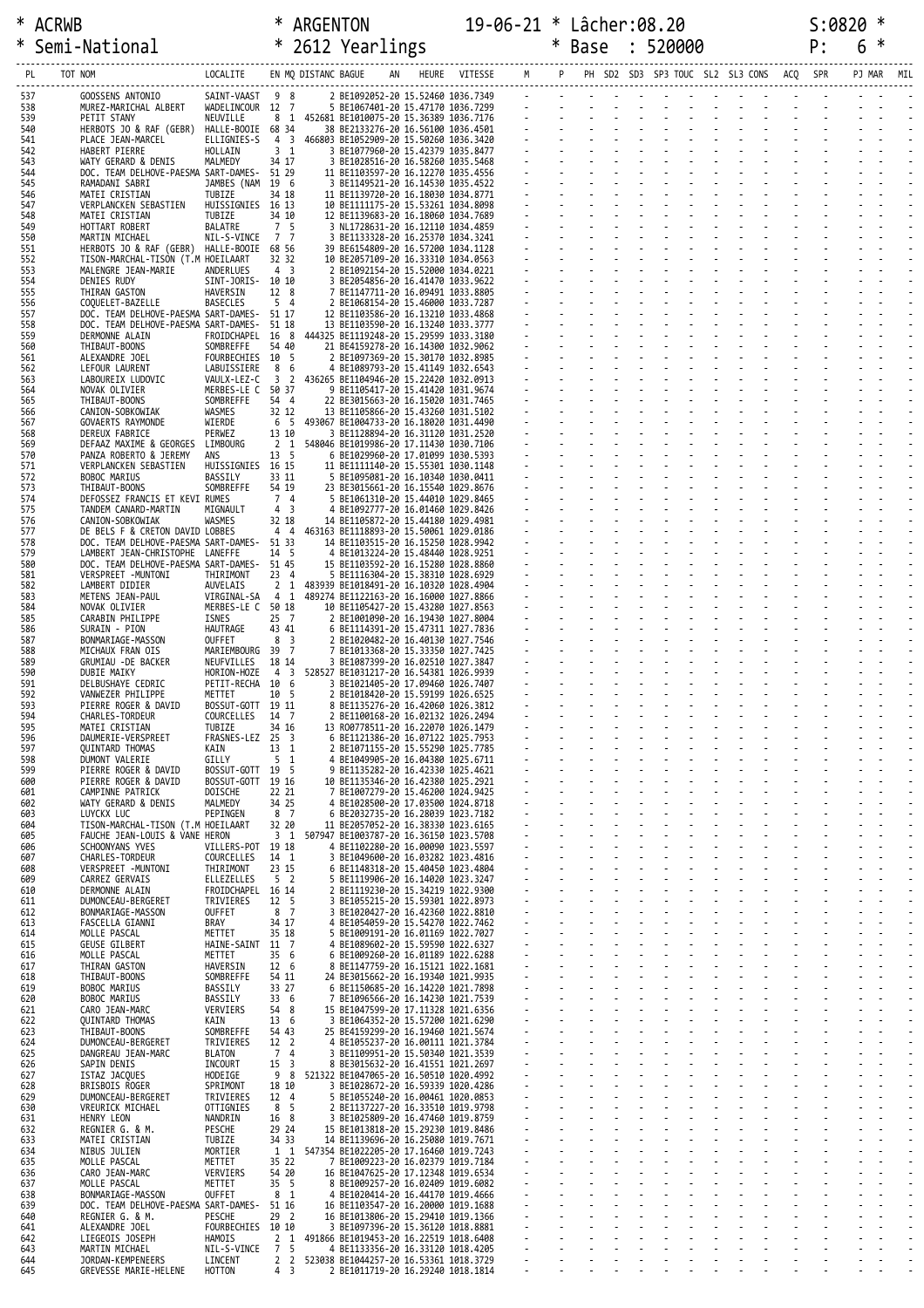| * ACRWB | * ARGENTON | 19-06-21 * Lâcher:08.20 | S:0820 * |
|---|---|---|---|
| * Semi-National | * 2612 Yearlings | * Base : 520000 | P: 6 * |

| PL | TOT NOM | LOCALITE | EN MQ | DISTANC BAGUE | AN | HEURE | VITESSE | M | P | PH SD2 SD3 SP3 TOUC SL2 SL3 CONS | ACQ | SPR | PJ MAR | MIL |
|---|---|---|---|---|---|---|---|---|---|---|---|---|---|---|
| 537 | GOOSSENS ANTONIO | SAINT-VAAST | 9 8 | 2 BE1092052-20 | | 15.52460 | 1036.7349 | - | - | - | - | - | - | - |
| 538 | MUREZ-MARICHAL ALBERT | WADELINCOUR | 12 7 | 5 BE1067401-20 | | 15.47170 | 1036.7299 | - | - | - | - | - | - | - |
| 539 | PETIT STANY | NEUVILLE | 8 1 | 452681 BE1010075-20 | | 15.36389 | 1036.7176 | - | - | - | - | - | - | - |
| 540 | HERBOTS JO & RAF (GEBR) | HALLE-BOOIE | 68 34 | 38 BE2133276-20 | | 16.56100 | 1036.4501 | - | - | - | - | - | - | - |
| 541 | PLACE JEAN-MARCEL | ELLIGNIES-S | 4 3 | 466803 BE1052909-20 | | 15.50260 | 1036.3420 | - | - | - | - | - | - | - |
| 542 | HABERT PIERRE | HOLLAIN | 3 1 | 3 BE1077960-20 | | 15.42379 | 1035.8477 | - | - | - | - | - | - | - |
| 543 | WATY GERARD & DENIS | MALMEDY | 34 17 | 3 BE1028516-20 | | 16.58260 | 1035.5468 | - | - | - | - | - | - | - |
| 544 | DOC. TEAM DELHOVE-PAESMA | SART-DAMES- | 51 29 | 11 BE1103597-20 | | 16.12270 | 1035.4556 | - | - | - | - | - | - | - |
| 545 | RAMADANI SABRI | JAMBES (NAM | 19 6 | 3 BE1149521-20 | | 16.14530 | 1035.4522 | - | - | - | - | - | - | - |
| 546 | MATEI CRISTIAN | TUBIZE | 34 18 | 11 BE1139720-20 | | 16.18030 | 1034.8771 | - | - | - | - | - | - | - |
| 547 | VERPLANCKEN SEBASTIEN | HUISSIGNIES | 16 13 | 10 BE1111175-20 | | 15.53261 | 1034.8098 | - | - | - | - | - | - | - |
| 548 | MATEI CRISTIAN | TUBIZE | 34 10 | 12 BE1139683-20 | | 16.18060 | 1034.7689 | - | - | - | - | - | - | - |
| 549 | HOTTART ROBERT | BALATRE | 7 5 | 3 NL1728631-20 | | 16.12110 | 1034.4859 | - | - | - | - | - | - | - |
| 550 | MARTIN MICHAEL | NIL-S-VINCE | 7 7 | 3 BE1133328-20 | | 16.25370 | 1034.3241 | - | - | - | - | - | - | - |
| 551 | HERBOTS JO & RAF (GEBR) | HALLE-BOOIE | 68 56 | 39 BE6154809-20 | | 16.57200 | 1034.1128 | - | - | - | - | - | - | - |
| 552 | TISON-MARCHAL-TISON (T.M | HOEILAART | 32 32 | 10 BE2057109-20 | | 16.33310 | 1034.0563 | - | - | - | - | - | - | - |
| 553 | MALENGRE JEAN-MARIE | ANDERLUES | 4 3 | 2 BE1092154-20 | | 15.52000 | 1034.0221 | - | - | - | - | - | - | - |
| 554 | DENIES RUDY | SINT-JORIS- | 10 10 | 3 BE2054856-20 | | 16.41470 | 1033.9622 | - | - | - | - | - | - | - |
| 555 | THIRAN GASTON | HAVERSIN | 12 8 | 7 BE1147711-20 | | 16.09491 | 1033.8805 | - | - | - | - | - | - | - |
| 556 | COQUELET-BAZELLE | BASECLES | 5 4 | 2 BE1068154-20 | | 15.46000 | 1033.7287 | - | - | - | - | - | - | - |
| 557 | DOC. TEAM DELHOVE-PAESMA | SART-DAMES- | 51 17 | 12 BE1103586-20 | | 16.13210 | 1033.4868 | - | - | - | - | - | - | - |
| 558 | DOC. TEAM DELHOVE-PAESMA | SART-DAMES- | 51 18 | 13 BE1103590-20 | | 16.13240 | 1033.3777 | - | - | - | - | - | - | - |
| 559 | DERMONNE ALAIN | FROIDCHAPEL | 16 8 | 444325 BE1119248-20 | | 15.29599 | 1033.3180 | - | - | - | - | - | - | - |
| 560 | THIBAUT-BOONS | SOMBREFFE | 54 40 | 21 BE4159278-20 | | 16.14300 | 1032.9062 | - | - | - | - | - | - | - |
| 561 | ALEXANDRE JOEL | FOURBECHIES | 10 5 | 2 BE1097369-20 | | 15.30170 | 1032.8985 | - | - | - | - | - | - | - |
| 562 | LEFOUR LAURENT | LABUISSIERE | 8 6 | 4 BE1089793-20 | | 15.41149 | 1032.6543 | - | - | - | - | - | - | - |
| 563 | LABOUREIX LUDOVIC | VAULX-LEZ-C | 3 2 | 436265 BE1104946-20 | | 15.22420 | 1032.0913 | - | - | - | - | - | - | - |
| 564 | NOVAK OLIVIER | MERBES-LE C | 50 37 | 9 BE1105417-20 | | 15.41420 | 1031.9674 | - | - | - | - | - | - | - |
| 565 | THIBAUT-BOONS | SOMBREFFE | 54 4 | 22 BE3015663-20 | | 16.15020 | 1031.7465 | - | - | - | - | - | - | - |
| 566 | CANION-SOBKOWIAK | WASMES | 32 12 | 13 BE1105866-20 | | 15.43260 | 1031.5102 | - | - | - | - | - | - | - |
| 567 | GOVAERTS RAYMONDE | WIERDE | 6 5 | 493067 BE1004733-20 | | 16.18020 | 1031.4490 | - | - | - | - | - | - | - |
| 568 | DEREUX FABRICE | PERWEZ | 13 10 | 3 BE1128894-20 | | 16.31120 | 1031.2520 | - | - | - | - | - | - | - |
| 569 | DEFAAZ MAXIME & GEORGES | LIMBOURG | 2 1 | 548046 BE1019986-20 | | 17.11430 | 1030.7106 | - | - | - | - | - | - | - |
| 570 | PANZA ROBERTO & JEREMY | ANS | 13 5 | 6 BE1029960-20 | | 17.01099 | 1030.5393 | - | - | - | - | - | - | - |
| 571 | VERPLANCKEN SEBASTIEN | HUISSIGNIES | 16 15 | 11 BE1111140-20 | | 15.55301 | 1030.1148 | - | - | - | - | - | - | - |
| 572 | BOBOC MARIUS | BASSILY | 33 11 | 5 BE1095081-20 | | 16.10340 | 1030.0411 | - | - | - | - | - | - | - |
| 573 | THIBAUT-BOONS | SOMBREFFE | 54 19 | 23 BE3015661-20 | | 16.15540 | 1029.8676 | - | - | - | - | - | - | - |
| 574 | DEFOSSEZ FRANCIS ET KEVI | RUMES | 7 4 | 5 BE1061310-20 | | 15.44010 | 1029.8465 | - | - | - | - | - | - | - |
| 575 | TANDEM CANARD-MARTIN | MIGNAULT | 4 3 | 4 BE1092777-20 | | 16.01460 | 1029.8426 | - | - | - | - | - | - | - |
| 576 | CANION-SOBKOWIAK | WASMES | 32 18 | 14 BE1105872-20 | | 15.44180 | 1029.4981 | - | - | - | - | - | - | - |
| 577 | DE BELS F & CRETON DAVID | LOBBES | 4 4 | 463163 BE1118893-20 | | 15.50061 | 1029.0186 | - | - | - | - | - | - | - |
| 578 | DOC. TEAM DELHOVE-PAESMA | SART-DAMES- | 51 33 | 14 BE1103515-20 | | 16.15250 | 1028.9942 | - | - | - | - | - | - | - |
| 579 | LAMBERT JEAN-CHRISTOPHE | LANEFFE | 14 5 | 4 BE1013224-20 | | 15.48440 | 1028.9251 | - | - | - | - | - | - | - |
| 580 | DOC. TEAM DELHOVE-PAESMA | SART-DAMES- | 51 45 | 15 BE1103592-20 | | 16.15280 | 1028.8860 | - | - | - | - | - | - | - |
| 581 | VERSPREET -MUNTONI | THIRIMONT | 23 4 | 5 BE1116304-20 | | 15.38310 | 1028.6929 | - | - | - | - | - | - | - |
| 582 | LAMBERT DIDIER | AUVELAIS | 2 1 | 483939 BE1018491-20 | | 16.10320 | 1028.4904 | - | - | - | - | - | - | - |
| 583 | METENS JEAN-PAUL | VIRGINAL-SA | 4 1 | 489274 BE1122163-20 | | 16.16000 | 1027.8866 | - | - | - | - | - | - | - |
| 584 | NOVAK OLIVIER | MERBES-LE C | 50 18 | 10 BE1105427-20 | | 15.43280 | 1027.8563 | - | - | - | - | - | - | - |
| 585 | CARABIN PHILIPPE | ISNES | 25 7 | 2 BE1001090-20 | | 16.19430 | 1027.8004 | - | - | - | - | - | - | - |
| 586 | SURAIN - PION | HAUTRAGE | 43 41 | 6 BE1114391-20 | | 15.47311 | 1027.7836 | - | - | - | - | - | - | - |
| 587 | BONMARIAGE-MASSON | OUFFET | 8 3 | 2 BE1020482-20 | | 16.40130 | 1027.7546 | - | - | - | - | - | - | - |
| 588 | MICHAUX FRAN OIS | MARIEMBOURG | 39 7 | 7 BE1013368-20 | | 15.33350 | 1027.7425 | - | - | - | - | - | - | - |
| 589 | GRUMIAU -DE BACKER | NEUFVILLES | 18 14 | 3 BE1087399-20 | | 16.02510 | 1027.3847 | - | - | - | - | - | - | - |
| 590 | DUBIE MAIKY | HORION-HOZE | 4 3 | 528527 BE1031217-20 | | 16.54381 | 1026.9939 | - | - | - | - | - | - | - |
| 591 | DELBUSHAYE CEDRIC | PETIT-RECHA | 10 6 | 3 BE1021405-20 | | 17.09460 | 1026.7407 | - | - | - | - | - | - | - |
| 592 | VANWEZER PHILIPPE | METTET | 10 5 | 2 BE1018420-20 | | 15.59199 | 1026.6525 | - | - | - | - | - | - | - |
| 593 | PIERRE ROGER & DAVID | BOSSUT-GOTT | 19 11 | 8 BE1135276-20 | | 16.42060 | 1026.3812 | - | - | - | - | - | - | - |
| 594 | CHARLES-TORDEUR | COURCELLES | 14 7 | 2 BE1100168-20 | | 16.02132 | 1026.2494 | - | - | - | - | - | - | - |
| 595 | MATEI CRISTIAN | TUBIZE | 34 16 | 13 RO0778511-20 | | 16.22070 | 1026.1479 | - | - | - | - | - | - | - |
| 596 | DAUMERIE-VERSPREET | FRASNES-LEZ | 25 3 | 6 BE1121386-20 | | 16.07122 | 1025.7953 | - | - | - | - | - | - | - |
| 597 | QUINTARD THOMAS | KAIN | 13 1 | 2 BE1071155-20 | | 15.55290 | 1025.7785 | - | - | - | - | - | - | - |
| 598 | DUMONT VALERIE | GILLY | 5 1 | 4 BE1049905-20 | | 16.04380 | 1025.6711 | - | - | - | - | - | - | - |
| 599 | PIERRE ROGER & DAVID | BOSSUT-GOTT | 19 5 | 9 BE1135282-20 | | 16.42330 | 1025.4621 | - | - | - | - | - | - | - |
| 600 | PIERRE ROGER & DAVID | BOSSUT-GOTT | 19 16 | 10 BE1135346-20 | | 16.42380 | 1025.2921 | - | - | - | - | - | - | - |
| 601 | CAMPINNE PATRICK | DOISCHE | 22 21 | 7 BE1007279-20 | | 15.46200 | 1024.9425 | - | - | - | - | - | - | - |
| 602 | WATY GERARD & DENIS | MALMEDY | 34 25 | 4 BE1028500-20 | | 17.03500 | 1024.8718 | - | - | - | - | - | - | - |
| 603 | LUYCKX LUC | PEPINGEN | 8 7 | 6 BE2032735-20 | | 16.28039 | 1023.7182 | - | - | - | - | - | - | - |
| 604 | TISON-MARCHAL-TISON (T.M | HOEILAART | 32 20 | 11 BE2057052-20 | | 16.38330 | 1023.6165 | - | - | - | - | - | - | - |
| 605 | FAUCHE JEAN-LOUIS & VANE | HERON | 3 1 | 507947 BE1003787-20 | | 16.36150 | 1023.5708 | - | - | - | - | - | - | - |
| 606 | SCHOONYANS YVES | VILLERS-POT | 19 18 | 4 BE1102280-20 | | 16.00090 | 1023.5597 | - | - | - | - | - | - | - |
| 607 | CHARLES-TORDEUR | COURCELLES | 14 1 | 3 BE1049600-20 | | 16.03282 | 1023.4816 | - | - | - | - | - | - | - |
| 608 | VERSPREET -MUNTONI | THIRIMONT | 23 15 | 6 BE1148318-20 | | 15.40450 | 1023.4804 | - | - | - | - | - | - | - |
| 609 | CARREZ GERVAIS | ELLEZELLES | 5 2 | 5 BE1119906-20 | | 16.14020 | 1023.3247 | - | - | - | - | - | - | - |
| 610 | DERMONNE ALAIN | FROIDCHAPEL | 16 14 | 2 BE1119230-20 | | 15.34219 | 1022.9300 | - | - | - | - | - | - | - |
| 611 | DUMONCEAU-BERGERET | TRIVIERES | 12 5 | 3 BE1055215-20 | | 15.59301 | 1022.8973 | - | - | - | - | - | - | - |
| 612 | BONMARIAGE-MASSON | OUFFET | 8 7 | 3 BE1020427-20 | | 16.42360 | 1022.8810 | - | - | - | - | - | - | - |
| 613 | FASCELLA GIANNI | BRAY | 34 17 | 4 BE1054059-20 | | 15.54270 | 1022.7462 | - | - | - | - | - | - | - |
| 614 | MOLLE PASCAL | METTET | 35 18 | 5 BE1009191-20 | | 16.01169 | 1022.7027 | - | - | - | - | - | - | - |
| 615 | GEUSE GILBERT | HAINE-SAINT | 11 7 | 4 BE1089602-20 | | 15.59590 | 1022.6327 | - | - | - | - | - | - | - |
| 616 | MOLLE PASCAL | METTET | 35 6 | 6 BE1009260-20 | | 16.01189 | 1022.6288 | - | - | - | - | - | - | - |
| 617 | THIRAN GASTON | HAVERSIN | 12 6 | 8 BE1147759-20 | | 16.15121 | 1022.1681 | - | - | - | - | - | - | - |
| 618 | THIBAUT-BOONS | SOMBREFFE | 54 11 | 24 BE3015662-20 | | 16.19340 | 1021.9935 | - | - | - | - | - | - | - |
| 619 | BOBOC MARIUS | BASSILY | 33 27 | 6 BE1150685-20 | | 16.14220 | 1021.7898 | - | - | - | - | - | - | - |
| 620 | BOBOC MARIUS | BASSILY | 33 6 | 7 BE1096566-20 | | 16.14230 | 1021.7539 | - | - | - | - | - | - | - |
| 621 | CARO JEAN-MARC | VERVIERS | 54 8 | 15 BE1047599-20 | | 17.11328 | 1021.6356 | - | - | - | - | - | - | - |
| 622 | QUINTARD THOMAS | KAIN | 13 6 | 3 BE1064352-20 | | 15.57200 | 1021.6290 | - | - | - | - | - | - | - |
| 623 | THIBAUT-BOONS | SOMBREFFE | 54 43 | 25 BE4159299-20 | | 16.19460 | 1021.5674 | - | - | - | - | - | - | - |
| 624 | DUMONCEAU-BERGERET | TRIVIERES | 12 2 | 4 BE1055237-20 | | 16.00111 | 1021.3784 | - | - | - | - | - | - | - |
| 625 | DANGREAU JEAN-MARC | BLATON | 7 4 | 3 BE1109951-20 | | 15.50340 | 1021.3539 | - | - | - | - | - | - | - |
| 626 | SAPIN DENIS | INCOURT | 15 3 | 8 BE3015632-20 | | 16.41551 | 1021.2697 | - | - | - | - | - | - | - |
| 627 | ISTAZ JACQUES | HODEIGE | 9 8 | 521322 BE1047065-20 | | 16.50510 | 1020.4992 | - | - | - | - | - | - | - |
| 628 | BRISBOIS ROGER | SPRIMONT | 18 10 | 3 BE1028672-20 | | 16.59339 | 1020.4286 | - | - | - | - | - | - | - |
| 629 | DUMONCEAU-BERGERET | TRIVIERES | 12 4 | 5 BE1055240-20 | | 16.00461 | 1020.0853 | - | - | - | - | - | - | - |
| 630 | VREURICK MICHAEL | OTTIGNIES | 8 5 | 2 BE1137227-20 | | 16.33510 | 1019.9798 | - | - | - | - | - | - | - |
| 631 | HENRY LEON | NANDRIN | 16 8 | 3 BE1025809-20 | | 16.47460 | 1019.8759 | - | - | - | - | - | - | - |
| 632 | REGNIER G. & M. | PESCHE | 29 24 | 15 BE1013818-20 | | 15.29230 | 1019.8486 | - | - | - | - | - | - | - |
| 633 | MATEI CRISTIAN | TUBIZE | 34 33 | 14 BE1139696-20 | | 16.25080 | 1019.7671 | - | - | - | - | - | - | - |
| 634 | NIBUS JULIEN | MORTIER | 1 1 | 547354 BE1022205-20 | | 17.16460 | 1019.7243 | - | - | - | - | - | - | - |
| 635 | MOLLE PASCAL | METTET | 35 22 | 7 BE1009223-20 | | 16.02379 | 1019.7184 | - | - | - | - | - | - | - |
| 636 | CARO JEAN-MARC | VERVIERS | 54 20 | 16 BE1047625-20 | | 17.12348 | 1019.6534 | - | - | - | - | - | - | - |
| 637 | MOLLE PASCAL | METTET | 35 5 | 8 BE1009257-20 | | 16.02409 | 1019.6082 | - | - | - | - | - | - | - |
| 638 | BONMARIAGE-MASSON | OUFFET | 8 1 | 4 BE1020414-20 | | 16.44170 | 1019.4666 | - | - | - | - | - | - | - |
| 639 | DOC. TEAM DELHOVE-PAESMA | SART-DAMES- | 51 16 | 16 BE1103547-20 | | 16.20000 | 1019.1688 | - | - | - | - | - | - | - |
| 640 | REGNIER G. & M. | PESCHE | 29 2 | 16 BE1013806-20 | | 15.29410 | 1019.1366 | - | - | - | - | - | - | - |
| 641 | ALEXANDRE JOEL | FOURBECHIES | 10 10 | 3 BE1097396-20 | | 15.36120 | 1018.8881 | - | - | - | - | - | - | - |
| 642 | LIEGEOIS JOSEPH | HAMOIS | 2 1 | 491866 BE1019453-20 | | 16.22519 | 1018.6408 | - | - | - | - | - | - | - |
| 643 | MARTIN MICHAEL | NIL-S-VINCE | 7 5 | 4 BE1133356-20 | | 16.33120 | 1018.4205 | - | - | - | - | - | - | - |
| 644 | JORDAN-KEMPENEERS | LINCENT | 2 2 | 523038 BE1044257-20 | | 16.53361 | 1018.3729 | - | - | - | - | - | - | - |
| 645 | GREVESSE MARIE-HELENE | HOTTON | 4 3 | 2 BE1011719-20 | | 16.29240 | 1018.1814 | - | - | - | - | - | - | - |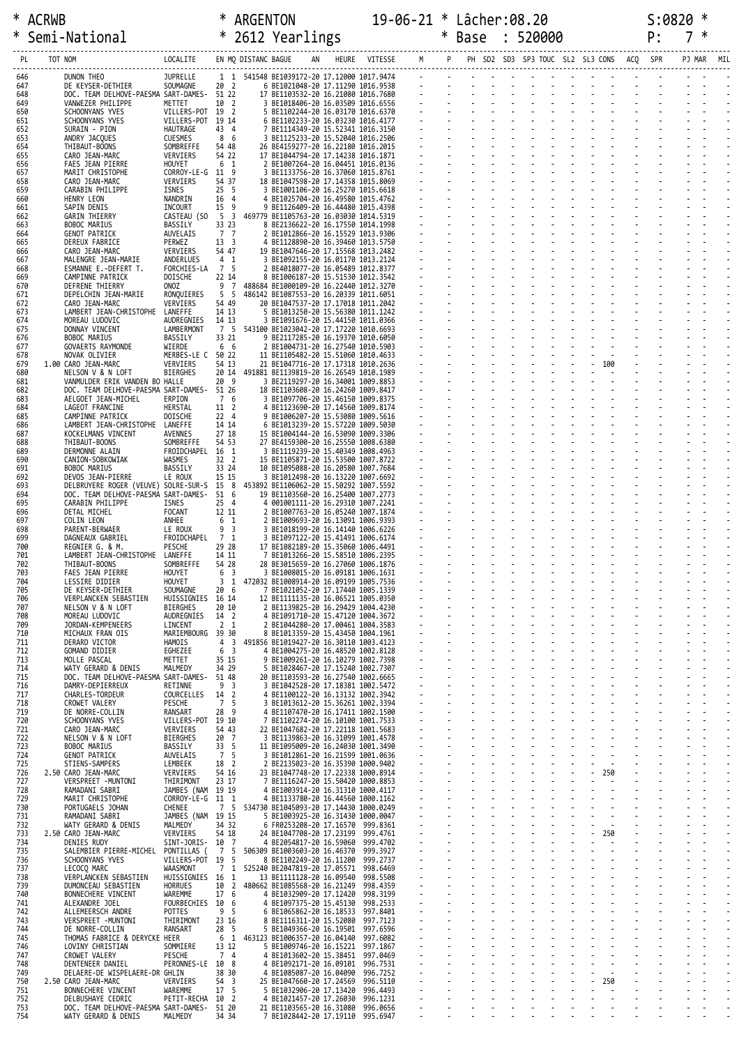\* ACRWB \* ARGENTON 19-06-21 \* Lâcher:08.20 S:0820 \*
\* Semi-National \* 2612 Yearlings \* Base : 520000 P: 7 \*

| PL | TOT NOM | LOCALITE | EN MQ | DISTANC BAGUE | AN | HEURE | VITESSE | M | P | PH | SD2 | SD3 | SP3 | TOUC | SL2 | SL3 | CONS | ACQ | SPR | PJ | MAR | MIL |
|---|---|---|---|---|---|---|---|---|---|---|---|---|---|---|---|---|---|---|---|---|---|---|
| 646 | DUNON THEO | JUPRELLE | 1 1 | 541548 BE1039172-20 | | 17.12000 | 1017.9474 | - | - | - | - | - | - | - | - | - | - | - | - | - | - | - |
| 647 | DE KEYSER-DETHIER | SOUMAGNE | 20 2 | 6 BE1021048-20 | | 17.11290 | 1016.9538 | - | - | - | - | - | - | - | - | - | - | - | - | - | - | - |
| 648 | DOC. TEAM DELHOVE-PAESMA | SART-DAMES- | 51 22 | 17 BE1103532-20 | | 16.21080 | 1016.7680 | - | - | - | - | - | - | - | - | - | - | - | - | - | - | - |
| 649 | VANWEZER PHILIPPE | METTET | 10 2 | 3 BE1018406-20 | | 16.03509 | 1016.6556 | - | - | - | - | - | - | - | - | - | - | - | - | - | - | - |
| 650 | SCHOONYANS YVES | VILLERS-POT | 19 2 | 5 BE1102244-20 | | 16.03170 | 1016.6370 | - | - | - | - | - | - | - | - | - | - | - | - | - | - | - |
| 651 | SCHOONYANS YVES | VILLERS-POT | 19 14 | 6 BE1102233-20 | | 16.03230 | 1016.4177 | - | - | - | - | - | - | - | - | - | - | - | - | - | - | - |
| 652 | SURAIN - PION | HAUTRAGE | 43 4 | 7 BE1114349-20 | | 15.52341 | 1016.3150 | - | - | - | - | - | - | - | - | - | - | - | - | - | - | - |
| 653 | ANDRY JACQUES | CUESMES | 8 6 | 3 BE1125233-20 | | 15.52040 | 1016.2506 | - | - | - | - | - | - | - | - | - | - | - | - | - | - | - |
| 654 | THIBAUT-BOONS | SOMBREFFE | 54 48 | 26 BE4159277-20 | | 16.22180 | 1016.2015 | - | - | - | - | - | - | - | - | - | - | - | - | - | - | - |
| 655 | CARO JEAN-MARC | VERVIERS | 54 22 | 17 BE1044794-20 | | 17.14238 | 1016.1871 | - | - | - | - | - | - | - | - | - | - | - | - | - | - | - |
| 656 | FAES JEAN PIERRE | HOUYET | 6 1 | 2 BE1007264-20 | | 16.04451 | 1016.0136 | - | - | - | - | - | - | - | - | - | - | - | - | - | - | - |
| 657 | MARIT CHRISTOPHE | CORROY-LE-G | 11 9 | 3 BE1133756-20 | | 16.37060 | 1015.8761 | - | - | - | - | - | - | - | - | - | - | - | - | - | - | - |
| 658 | CARO JEAN-MARC | VERVIERS | 54 37 | 18 BE1047598-20 | | 17.14358 | 1015.8069 | - | - | - | - | - | - | - | - | - | - | - | - | - | - | - |
| 659 | CARABIN PHILIPPE | ISNES | 25 5 | 3 BE1001106-20 | | 16.25270 | 1015.6618 | - | - | - | - | - | - | - | - | - | - | - | - | - | - | - |
| 660 | HENRY LEON | NANDRIN | 16 4 | 4 BE1025704-20 | | 16.49580 | 1015.4762 | - | - | - | - | - | - | - | - | - | - | - | - | - | - | - |
| 661 | SAPIN DENIS | INCOURT | 15 9 | 9 BE1126409-20 | | 16.44480 | 1015.4398 | - | - | - | - | - | - | - | - | - | - | - | - | - | - | - |
| 662 | GARIN THIERRY | CASTEAU (SO | 5 3 | 469779 BE1105763-20 | | 16.03030 | 1014.5319 | - | - | - | - | - | - | - | - | - | - | - | - | - | - | - |
| 663 | BOBOC MARIUS | BASSILY | 33 23 | 8 BE2136622-20 | | 16.17550 | 1014.1998 | - | - | - | - | - | - | - | - | - | - | - | - | - | - | - |
| 664 | GENOT PATRICK | AUVELAIS | 7 7 | 2 BE1012866-20 | | 16.15529 | 1013.9306 | - | - | - | - | - | - | - | - | - | - | - | - | - | - | - |
| 665 | DEREUX FABRICE | PERWEZ | 13 3 | 4 BE1128890-20 | | 16.39460 | 1013.5750 | - | - | - | - | - | - | - | - | - | - | - | - | - | - | - |
| 666 | CARO JEAN-MARC | VERVIERS | 54 47 | 19 BE1047646-20 | | 17.15568 | 1013.2482 | - | - | - | - | - | - | - | - | - | - | - | - | - | - | - |
| 667 | MALENGRE JEAN-MARIE | ANDERLUES | 4 1 | 3 BE1092155-20 | | 16.01170 | 1013.2124 | - | - | - | - | - | - | - | - | - | - | - | - | - | - | - |
| 668 | ESMANNE E.-DEFERT T. | FORCHIES-LA | 7 5 | 2 BE4018077-20 | | 16.05489 | 1012.8377 | - | - | - | - | - | - | - | - | - | - | - | - | - | - | - |
| 669 | CAMPINNE PATRICK | DOISCHE | 22 14 | 8 BE1006187-20 | | 15.51530 | 1012.3542 | - | - | - | - | - | - | - | - | - | - | - | - | - | - | - |
| 670 | DEFRENE THIERRY | ONOZ | 9 7 | 488684 BE1000109-20 | | 16.22440 | 1012.3270 | - | - | - | - | - | - | - | - | - | - | - | - | - | - | - |
| 671 | DEPELCHIN JEAN-MARIE | RONQUIERES | 5 5 | 486142 BE1087553-20 | | 16.20339 | 1011.6051 | - | - | - | - | - | - | - | - | - | - | - | - | - | - | - |
| 672 | CARO JEAN-MARC | VERVIERS | 54 49 | 20 BE1047537-20 | | 17.17018 | 1011.2042 | - | - | - | - | - | - | - | - | - | - | - | - | - | - | - |
| 673 | LAMBERT JEAN-CHRISTOPHE | LANEFFE | 14 13 | 5 BE1013250-20 | | 15.56380 | 1011.1242 | - | - | - | - | - | - | - | - | - | - | - | - | - | - | - |
| 674 | MOREAU LUDOVIC | AUDREGNIES | 14 13 | 3 BE1091676-20 | | 15.44150 | 1011.0366 | - | - | - | - | - | - | - | - | - | - | - | - | - | - | - |
| 675 | DONNAY VINCENT | LAMBERMONT | 7 5 | 543100 BE1023042-20 | | 17.17220 | 1010.6693 | - | - | - | - | - | - | - | - | - | - | - | - | - | - | - |
| 676 | BOBOC MARIUS | BASSILY | 33 21 | 9 BE2117285-20 | | 16.19370 | 1010.6050 | - | - | - | - | - | - | - | - | - | - | - | - | - | - | - |
| 677 | GOVAERTS RAYMONDE | WIERDE | 6 6 | 2 BE1004731-20 | | 16.27540 | 1010.5903 | - | - | - | - | - | - | - | - | - | - | - | - | - | - | - |
| 678 | NOVAK OLIVIER | MERBES-LE C | 50 22 | 11 BE1105482-20 | | 15.51060 | 1010.4633 | - | - | - | - | - | - | - | - | - | - | - | - | - | - | - |
| 679 | 1.00 CARO JEAN-MARC | VERVIERS | 54 13 | 21 BE1047716-20 | | 17.17318 | 1010.2636 | - | - | - | - | - | - | - | - | - | 100 | - | - | - | - | - |
| 680 | NELSON V & N LOFT | BIERGHES | 20 14 | 491881 BE1139819-20 | | 16.26549 | 1010.1989 | - | - | - | - | - | - | - | - | - | - | - | - | - | - | - |
| 681 | VANMULDER ERIK VANDEN BO | HALLE | 20 9 | 3 BE2119297-20 | | 16.34001 | 1009.8853 | - | - | - | - | - | - | - | - | - | - | - | - | - | - | - |
| 682 | DOC. TEAM DELHOVE-PAESMA | SART-DAMES- | 51 26 | 18 BE1103608-20 | | 16.24260 | 1009.8417 | - | - | - | - | - | - | - | - | - | - | - | - | - | - | - |
| 683 | AELGOET JEAN-MICHEL | ERPION | 7 6 | 3 BE1097706-20 | | 15.46150 | 1009.8375 | - | - | - | - | - | - | - | - | - | - | - | - | - | - | - |
| 684 | LAGEOT FRANCINE | HERSTAL | 11 2 | 4 BE1123690-20 | | 17.14560 | 1009.8174 | - | - | - | - | - | - | - | - | - | - | - | - | - | - | - |
| 685 | CAMPINNE PATRICK | DOISCHE | 22 4 | 9 BE1006207-20 | | 15.53080 | 1009.5616 | - | - | - | - | - | - | - | - | - | - | - | - | - | - | - |
| 686 | LAMBERT JEAN-CHRISTOPHE | LANEFFE | 14 14 | 6 BE1013239-20 | | 15.57220 | 1009.5030 | - | - | - | - | - | - | - | - | - | - | - | - | - | - | - |
| 687 | KOCKELMANS VINCENT | AVENNES | 27 18 | 15 BE1004144-20 | | 16.53090 | 1009.3306 | - | - | - | - | - | - | - | - | - | - | - | - | - | - | - |
| 688 | THIBAUT-BOONS | SOMBREFFE | 54 53 | 27 BE4159300-20 | | 16.25550 | 1008.6380 | - | - | - | - | - | - | - | - | - | - | - | - | - | - | - |
| 689 | DERMONNE ALAIN | FROIDCHAPEL | 16 1 | 3 BE1119239-20 | | 15.40349 | 1008.4963 | - | - | - | - | - | - | - | - | - | - | - | - | - | - | - |
| 690 | CANION-SOBKOWIAK | WASMES | 32 2 | 15 BE1105871-20 | | 15.53500 | 1007.8722 | - | - | - | - | - | - | - | - | - | - | - | - | - | - | - |
| 691 | BOBOC MARIUS | BASSILY | 33 24 | 10 BE1095088-20 | | 16.20580 | 1007.7684 | - | - | - | - | - | - | - | - | - | - | - | - | - | - | - |
| 692 | DEVOS JEAN-PIERRE | LE ROUX | 15 15 | 3 BE1012498-20 | | 16.13220 | 1007.6692 | - | - | - | - | - | - | - | - | - | - | - | - | - | - | - |
| 693 | DELBRUYERE ROGER (VEUVE) | SOLRE-SUR-S | 15 8 | 453892 BE1106062-20 | | 15.50292 | 1007.5592 | - | - | - | - | - | - | - | - | - | - | - | - | - | - | - |
| 694 | DOC. TEAM DELHOVE-PAESMA | SART-DAMES- | 51 6 | 19 BE1103560-20 | | 16.25400 | 1007.2773 | - | - | - | - | - | - | - | - | - | - | - | - | - | - | - |
| 695 | CARABIN PHILIPPE | ISNES | 25 4 | 4 001001111-20 | | 16.29310 | 1007.2241 | - | - | - | - | - | - | - | - | - | - | - | - | - | - | - |
| 696 | DETAL MICHEL | FOCANT | 12 11 | 2 BE1007763-20 | | 16.05240 | 1007.1874 | - | - | - | - | - | - | - | - | - | - | - | - | - | - | - |
| 697 | COLIN LEON | ANHEE | 6 1 | 2 BE1009693-20 | | 16.13091 | 1006.9393 | - | - | - | - | - | - | - | - | - | - | - | - | - | - | - |
| 698 | PARENT-BERWAER | LE ROUX | 9 3 | 3 BE1018199-20 | | 16.14140 | 1006.6226 | - | - | - | - | - | - | - | - | - | - | - | - | - | - | - |
| 699 | DAGNEAUX GABRIEL | FROIDCHAPEL | 7 1 | 3 BE1097122-20 | | 15.41491 | 1006.6174 | - | - | - | - | - | - | - | - | - | - | - | - | - | - | - |
| 700 | REGNIER G. & M. | PESCHE | 29 28 | 17 BE1082189-20 | | 15.35060 | 1006.4491 | - | - | - | - | - | - | - | - | - | - | - | - | - | - | - |
| 701 | LAMBERT JEAN-CHRISTOPHE | LANEFFE | 14 11 | 7 BE1013266-20 | | 15.58510 | 1006.2395 | - | - | - | - | - | - | - | - | - | - | - | - | - | - | - |
| 702 | THIBAUT-BOONS | SOMBREFFE | 54 28 | 28 BE3015659-20 | | 16.27060 | 1006.1876 | - | - | - | - | - | - | - | - | - | - | - | - | - | - | - |
| 703 | FAES JEAN PIERRE | HOUYET | 6 3 | 3 BE1008015-20 | | 16.09181 | 1006.1631 | - | - | - | - | - | - | - | - | - | - | - | - | - | - | - |
| 704 | LESSIRE DIDIER | HOUYET | 3 1 | 472032 BE1008914-20 | | 16.09199 | 1005.7536 | - | - | - | - | - | - | - | - | - | - | - | - | - | - | - |
| 705 | DE KEYSER-DETHIER | SOUMAGNE | 20 6 | 7 BE1021052-20 | | 17.17440 | 1005.1339 | - | - | - | - | - | - | - | - | - | - | - | - | - | - | - |
| 706 | VERPLANCKEN SEBASTIEN | HUISSIGNIES | 16 14 | 12 BE1111135-20 | | 16.06521 | 1005.0350 | - | - | - | - | - | - | - | - | - | - | - | - | - | - | - |
| 707 | NELSON V & N LOFT | BIERGHES | 20 10 | 2 BE1139825-20 | | 16.29429 | 1004.4230 | - | - | - | - | - | - | - | - | - | - | - | - | - | - | - |
| 708 | MOREAU LUDOVIC | AUDREGNIES | 14 2 | 4 BE1091710-20 | | 15.47120 | 1004.3672 | - | - | - | - | - | - | - | - | - | - | - | - | - | - | - |
| 709 | JORDAN-KEMPENEERS | LINCENT | 2 1 | 2 BE1044280-20 | | 17.00461 | 1004.3583 | - | - | - | - | - | - | - | - | - | - | - | - | - | - | - |
| 710 | MICHAUX FRAN OIS | MARIEMBOURG | 39 30 | 8 BE1013359-20 | | 15.43450 | 1004.1961 | - | - | - | - | - | - | - | - | - | - | - | - | - | - | - |
| 711 | DERARD VICTOR | HAMOIS | 4 3 | 491856 BE1019427-20 | | 16.30110 | 1003.4123 | - | - | - | - | - | - | - | - | - | - | - | - | - | - | - |
| 712 | GOMAND DIDIER | EGHEZEE | 6 3 | 4 BE1004275-20 | | 16.48520 | 1002.8128 | - | - | - | - | - | - | - | - | - | - | - | - | - | - | - |
| 713 | MOLLE PASCAL | METTET | 35 15 | 9 BE1009261-20 | | 16.10279 | 1002.7398 | - | - | - | - | - | - | - | - | - | - | - | - | - | - | - |
| 714 | WATY GERARD & DENIS | MALMEDY | 34 29 | 5 BE1028467-20 | | 17.15240 | 1002.7307 | - | - | - | - | - | - | - | - | - | - | - | - | - | - | - |
| 715 | DOC. TEAM DELHOVE-PAESMA | SART-DAMES- | 51 48 | 20 BE1103593-20 | | 16.27540 | 1002.6665 | - | - | - | - | - | - | - | - | - | - | - | - | - | - | - |
| 716 | DAMRY-DEPIERREUX | RETINNE | 9 3 | 3 BE1042528-20 | | 17.18381 | 1002.5472 | - | - | - | - | - | - | - | - | - | - | - | - | - | - | - |
| 717 | CHARLES-TORDEUR | COURCELLES | 14 2 | 4 BE1100122-20 | | 16.13132 | 1002.3942 | - | - | - | - | - | - | - | - | - | - | - | - | - | - | - |
| 718 | CROWET VALERY | PESCHE | 7 5 | 3 BE1013612-20 | | 15.36261 | 1002.3394 | - | - | - | - | - | - | - | - | - | - | - | - | - | - | - |
| 719 | DE NORRE-COLLIN | RANSART | 28 9 | 4 BE1107470-20 | | 16.17411 | 1002.1500 | - | - | - | - | - | - | - | - | - | - | - | - | - | - | - |
| 720 | SCHOONYANS YVES | VILLERS-POT | 19 10 | 7 BE1102274-20 | | 16.10100 | 1001.7533 | - | - | - | - | - | - | - | - | - | - | - | - | - | - | - |
| 721 | CARO JEAN-MARC | VERVIERS | 54 43 | 22 BE1047682-20 | | 17.22118 | 1001.5683 | - | - | - | - | - | - | - | - | - | - | - | - | - | - | - |
| 722 | NELSON V & N LOFT | BIERGHES | 20 7 | 3 BE1139863-20 | | 16.31099 | 1001.4578 | - | - | - | - | - | - | - | - | - | - | - | - | - | - | - |
| 723 | BOBOC MARIUS | BASSILY | 33 5 | 11 BE1095009-20 | | 16.24030 | 1001.3490 | - | - | - | - | - | - | - | - | - | - | - | - | - | - | - |
| 724 | GENOT PATRICK | AUVELAIS | 7 5 | 3 BE1012861-20 | | 16.21599 | 1001.0636 | - | - | - | - | - | - | - | - | - | - | - | - | - | - | - |
| 725 | STIENS-SAMPERS | LEMBEEK | 18 2 | 2 BE2135023-20 | | 16.35390 | 1000.9402 | - | - | - | - | - | - | - | - | - | - | - | - | - | - | - |
| 726 | 2.50 CARO JEAN-MARC | VERVIERS | 54 16 | 23 BE1047748-20 | | 17.22338 | 1000.8914 | - | - | - | - | - | - | - | - | - | 250 | - | - | - | - | - |
| 727 | VERSPREET -MUNTONI | THIRIMONT | 23 17 | 7 BE1116247-20 | | 15.50420 | 1000.8853 | - | - | - | - | - | - | - | - | - | - | - | - | - | - | - |
| 728 | RAMADANI SABRI | JAMBES (NAM | 19 19 | 4 BE1003914-20 | | 16.31310 | 1000.4117 | - | - | - | - | - | - | - | - | - | - | - | - | - | - | - |
| 729 | MARIT CHRISTOPHE | CORROY-LE-G | 11 1 | 4 BE1133780-20 | | 16.44560 | 1000.1162 | - | - | - | - | - | - | - | - | - | - | - | - | - | - | - |
| 730 | PORTUGAELS JOHAN | CHENEE | 7 5 | 534730 BE1045093-20 | | 17.14430 | 1000.0249 | - | - | - | - | - | - | - | - | - | - | - | - | - | - | - |
| 731 | RAMADANI SABRI | JAMBES (NAM | 19 15 | 5 BE1003925-20 | | 16.31430 | 1000.0047 | - | - | - | - | - | - | - | - | - | - | - | - | - | - | - |
| 732 | WATY GERARD & DENIS | MALMEDY | 34 32 | 6 FR0253208-20 | | 17.16570 | 999.8361 | - | - | - | - | - | - | - | - | - | - | - | - | - | - | - |
| 733 | 2.50 CARO JEAN-MARC | VERVIERS | 54 18 | 24 BE1047708-20 | | 17.23199 | 999.4761 | - | - | - | - | - | - | - | - | - | 250 | - | - | - | - | - |
| 734 | DENIES RUDY | SINT-JORIS- | 10 7 | 4 BE2054817-20 | | 16.59060 | 999.4702 | - | - | - | - | - | - | - | - | - | - | - | - | - | - | - |
| 735 | SALEMBIER PIERRE-MICHEL | PONTILLAS ( | 7 5 | 506309 BE1003603-20 | | 16.46370 | 999.3927 | - | - | - | - | - | - | - | - | - | - | - | - | - | - | - |
| 736 | SCHOONYANS YVES | VILLERS-POT | 19 5 | 8 BE1102249-20 | | 16.11200 | 999.2737 | - | - | - | - | - | - | - | - | - | - | - | - | - | - | - |
| 737 | LECOCQ MARC | WAREMME | 7 1 | 525240 BE1047819-20 | | 17.05571 | 998.6469 | - | - | - | - | - | - | - | - | - | - | - | - | - | - | - |
| 738 | VERPLANCKEN SEBASTIEN | HUISSIGNIES | 16 1 | 13 BE1111128-20 | | 16.09540 | 998.5508 | - | - | - | - | - | - | - | - | - | - | - | - | - | - | - |
| 739 | DUMONCEAU SEBASTIEN | HORRUES | 10 2 | 480662 BE1085568-20 | | 16.21249 | 998.4359 | - | - | - | - | - | - | - | - | - | - | - | - | - | - | - |
| 740 | BONNECHERE VINCENT | WAREMME | 17 6 | 4 BE1032909-20 | | 17.12420 | 998.3199 | - | - | - | - | - | - | - | - | - | - | - | - | - | - | - |
| 741 | ALEXANDRE JOEL | FOURBECHIES | 10 6 | 4 BE1097375-20 | | 15.45130 | 998.2533 | - | - | - | - | - | - | - | - | - | - | - | - | - | - | - |
| 742 | ALLEMEERSCH ANDRE | POTTES | 9 5 | 6 BE1065862-20 | | 16.18533 | 997.8401 | - | - | - | - | - | - | - | - | - | - | - | - | - | - | - |
| 743 | VERSPREET -MUNTONI | THIRIMONT | 23 16 | 8 BE1116311-20 | | 15.52080 | 997.7123 | - | - | - | - | - | - | - | - | - | - | - | - | - | - | - |
| 744 | DE NORRE-COLLIN | RANSART | 28 5 | 5 BE1049366-20 | | 16.19501 | 997.6596 | - | - | - | - | - | - | - | - | - | - | - | - | - | - | - |
| 745 | THOMAS FABRICE & DERYCKE | HEER | 6 1 | 463123 BE1006357-20 | | 16.04140 | 997.6082 | - | - | - | - | - | - | - | - | - | - | - | - | - | - | - |
| 746 | LOVINY CHRISTIAN | SOMMIERE | 13 12 | 5 BE1009746-20 | | 16.15221 | 997.1867 | - | - | - | - | - | - | - | - | - | - | - | - | - | - | - |
| 747 | CROWET VALERY | PESCHE | 7 4 | 4 BE1013602-20 | | 15.38451 | 997.0469 | - | - | - | - | - | - | - | - | - | - | - | - | - | - | - |
| 748 | DENTENEER DANIEL | PERONNES-LE | 10 8 | 4 BE1092171-20 | | 16.09101 | 996.7531 | - | - | - | - | - | - | - | - | - | - | - | - | - | - | - |
| 749 | DELAERE-DE WISPELAERE-DR | GHLIN | 38 30 | 4 BE1085087-20 | | 16.04090 | 996.7252 | - | - | - | - | - | - | - | - | - | - | - | - | - | - | - |
| 750 | 2.50 CARO JEAN-MARC | VERVIERS | 54 3 | 25 BE1047660-20 | | 17.24569 | 996.5110 | - | - | - | - | - | - | - | - | - | 250 | - | - | - | - | - |
| 751 | BONNECHERE VINCENT | WAREMME | 17 5 | 5 BE1032906-20 | | 17.13420 | 996.4493 | - | - | - | - | - | - | - | - | - | - | - | - | - | - | - |
| 752 | DELBUSHAYE CEDRIC | PETIT-RECHA | 10 2 | 4 BE1021457-20 | | 16.26030 | 996.1231 | - | - | - | - | - | - | - | - | - | - | - | - | - | - | - |
| 753 | DOC. TEAM DELHOVE-PAESMA | SART-DAMES- | 51 20 | 21 BE1103565-20 | | 16.31080 | 996.0656 | - | - | - | - | - | - | - | - | - | - | - | - | - | - | - |
| 754 | WATY GERARD & DENIS | MALMEDY | 34 34 | 7 BE1028442-20 | | 17.19110 | 995.6947 | - | - | - | - | - | - | - | - | - | - | - | - | - | - | - |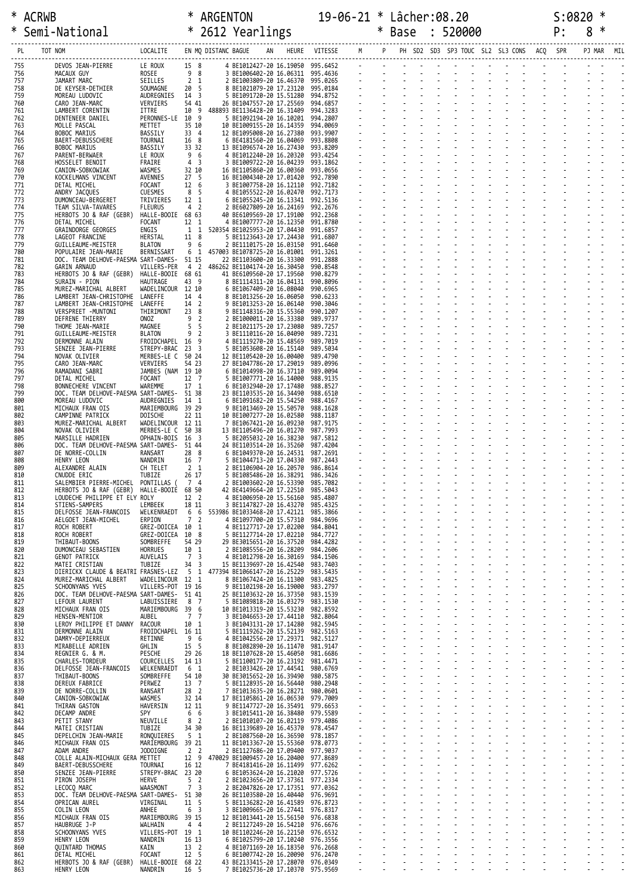\* ACRWB \* ARGENTON 19-06-21 \* Lâcher:08.20 S:0820 \*
\* Semi-National \* 2612 Yearlings \* Base : 520000 P: 8 \*

| PL | TOT NOM | LOCALITE | EN | MQ | DISTANC | BAGUE | AN | HEURE | VITESSE | M | P | PH | SD2 | SD3 | SP3 | TOUC | SL2 | SL3 | CONS | ACQ | SPR | PJ | MAR | MIL |
|---|---|---|---|---|---|---|---|---|---|---|---|---|---|---|---|---|---|---|---|---|---|---|---|---|
| 755 | DEVOS JEAN-PIERRE | LE ROUX | 15 | 8 | | 4 BE1012427-20 | | 16.19050 | 995.6452 | - | - | - | - | - | - | - | - | - | - | - | - | - | - | - |
| 756 | MACAUX GUY | ROSEE | 9 | 8 | | 3 BE1006402-20 | | 16.06311 | 995.4636 | - | - | - | - | - | - | - | - | - | - | - | - | - | - | - |
| 757 | JAMART MARC | SEILLES | 2 | 1 | | 2 BE1003809-20 | | 16.46370 | 995.0265 | - | - | - | - | - | - | - | - | - | - | - | - | - | - | - |
| 758 | DE KEYSER-DETHIER | SOUMAGNE | 20 | 5 | | 8 BE1021079-20 | | 17.23120 | 995.0184 | - | - | - | - | - | - | - | - | - | - | - | - | - | - | - |
| 759 | MOREAU LUDOVIC | AUDREGNIES | 14 | 3 | | 5 BE1091720-20 | | 15.51280 | 994.8752 | - | - | - | - | - | - | - | - | - | - | - | - | - | - | - |
| 760 | CARO JEAN-MARC | VERVIERS | 54 | 41 | | 26 BE1047557-20 | | 17.25569 | 994.6857 | - | - | - | - | - | - | - | - | - | - | - | - | - | - | - |
| 761 | LAMBERT CORENTIN | ITTRE | 10 | 9 | 488893 | BE1136428-20 | | 16.31409 | 994.3283 | - | - | - | - | - | - | - | - | - | - | - | - | - | - | - |
| 762 | DENTENEER DANIEL | PERONNES-LE | 10 | 9 | | 5 BE1092194-20 | | 16.10201 | 994.2807 | - | - | - | - | - | - | - | - | - | - | - | - | - | - | - |
| 763 | MOLLE PASCAL | METTET | 35 | 10 | | 10 BE1009155-20 | | 16.14359 | 994.0069 | - | - | - | - | - | - | - | - | - | - | - | - | - | - | - |
| 764 | BOBOC MARIUS | BASSILY | 33 | 4 | | 12 BE1095008-20 | | 16.27380 | 993.9907 | - | - | - | - | - | - | - | - | - | - | - | - | - | - | - |
| 765 | BAERT-DEBUSSCHERE | TOURNAI | 16 | 8 | | 6 BE4181560-20 | | 16.04069 | 993.8808 | - | - | - | - | - | - | - | - | - | - | - | - | - | - | - |
| 766 | BOBOC MARIUS | BASSILY | 33 | 32 | | 13 BE1096574-20 | | 16.27430 | 993.8209 | - | - | - | - | - | - | - | - | - | - | - | - | - | - | - |
| 767 | PARENT-BERWAER | LE ROUX | 9 | 6 | | 4 BE1012240-20 | | 16.20320 | 993.4254 | - | - | - | - | - | - | - | - | - | - | - | - | - | - | - |
| 768 | HOSSELET BENOIT | FRAIRE | 4 | 3 | | 3 BE1009722-20 | | 16.04239 | 993.1862 | - | - | - | - | - | - | - | - | - | - | - | - | - | - | - |
| 769 | CANION-SOBKOWIAK | WASMES | 32 | 10 | | 16 BE1105860-20 | | 16.00360 | 993.0656 | - | - | - | - | - | - | - | - | - | - | - | - | - | - | - |
| 770 | KOCKELMANS VINCENT | AVENNES | 27 | 5 | | 16 BE1004340-20 | | 17.01420 | 992.7890 | - | - | - | - | - | - | - | - | - | - | - | - | - | - | - |
| 771 | DETAL MICHEL | FOCANT | 12 | 6 | | 3 BE1007758-20 | | 16.12110 | 992.7182 | - | - | - | - | - | - | - | - | - | - | - | - | - | - | - |
| 772 | ANDRY JACQUES | CUESMES | 8 | 5 | | 4 BE1055522-20 | | 16.02470 | 992.7173 | - | - | - | - | - | - | - | - | - | - | - | - | - | - | - |
| 773 | DUMONCEAU-BERGERET | TRIVIERES | 12 | 1 | | 6 BE1055245-20 | | 16.13341 | 992.5136 | - | - | - | - | - | - | - | - | - | - | - | - | - | - | - |
| 774 | TEAM SILVA-TAVARES | FLEURUS | 4 | 2 | | 2 BE6027809-20 | | 16.24169 | 992.2676 | - | - | - | - | - | - | - | - | - | - | - | - | - | - | - |
| 775 | HERBOTS JO & RAF (GEBR) | HALLE-BOOIE | 68 | 63 | | 40 BE6109569-20 | | 17.19100 | 992.2368 | - | - | - | - | - | - | - | - | - | - | - | - | - | - | - |
| 776 | DETAL MICHEL | FOCANT | 12 | 1 | | 4 BE1007777-20 | | 16.12350 | 991.8780 | - | - | - | - | - | - | - | - | - | - | - | - | - | - | - |
| 777 | GRAINDORGE GEORGES | ENGIS | 1 | 1 | 520354 | BE1025953-20 | | 17.04430 | 991.6857 | - | - | - | - | - | - | - | - | - | - | - | - | - | - | - |
| 778 | LAGEOT FRANCINE | HERSTAL | 11 | 8 | | 5 BE1123643-20 | | 17.24430 | 991.6807 | - | - | - | - | - | - | - | - | - | - | - | - | - | - | - |
| 779 | GUILLEAUME-MEISTER | BLATON | 9 | 6 | | 2 BE1110175-20 | | 16.03150 | 991.6460 | - | - | - | - | - | - | - | - | - | - | - | - | - | - | - |
| 780 | POPULAIRE JEAN-MARIE | BERNISSART | 6 | 1 | 457003 | BE1078725-20 | | 16.01001 | 991.3261 | - | - | - | - | - | - | - | - | - | - | - | - | - | - | - |
| 781 | DOC. TEAM DELHOVE-PAESMA | SART-DAMES- | 51 | 15 | | 22 BE1103600-20 | | 16.33300 | 991.2888 | - | - | - | - | - | - | - | - | - | - | - | - | - | - | - |
| 782 | GARIN ARNAUD | VILLERS-PER | 4 | 2 | 486262 | BE1104174-20 | | 16.30450 | 990.8548 | - | - | - | - | - | - | - | - | - | - | - | - | - | - | - |
| 783 | HERBOTS JO & RAF (GEBR) | HALLE-BOOIE | 68 | 61 | | 41 BE6109560-20 | | 17.19560 | 990.8279 | - | - | - | - | - | - | - | - | - | - | - | - | - | - | - |
| 784 | SURAIN - PION | HAUTRAGE | 43 | 9 | | 8 BE1114311-20 | | 16.04131 | 990.8096 | - | - | - | - | - | - | - | - | - | - | - | - | - | - | - |
| 785 | MUREZ-MARICHAL ALBERT | WADELINCOUR | 12 | 10 | | 6 BE1067409-20 | | 16.08040 | 990.6965 | - | - | - | - | - | - | - | - | - | - | - | - | - | - | - |
| 786 | LAMBERT JEAN-CHRISTOPHE | LANEFFE | 14 | 4 | | 8 BE1013256-20 | | 16.06050 | 990.6233 | - | - | - | - | - | - | - | - | - | - | - | - | - | - | - |
| 787 | LAMBERT JEAN-CHRISTOPHE | LANEFFE | 14 | 2 | | 9 BE1013253-20 | | 16.06140 | 990.3046 | - | - | - | - | - | - | - | - | - | - | - | - | - | - | - |
| 788 | VERSPREET -MUNTONI | THIRIMONT | 23 | 8 | | 9 BE1148316-20 | | 15.55360 | 990.1207 | - | - | - | - | - | - | - | - | - | - | - | - | - | - | - |
| 789 | DEFRENE THIERRY | ONOZ | 9 | 2 | | 2 BE1000011-20 | | 16.33380 | 989.9737 | - | - | - | - | - | - | - | - | - | - | - | - | - | - | - |
| 790 | THOME JEAN-MARIE | MAGNEE | 5 | 5 | | 2 BE1021175-20 | | 17.23080 | 989.7257 | - | - | - | - | - | - | - | - | - | - | - | - | - | - | - |
| 791 | GUILLEAUME-MEISTER | BLATON | 9 | 2 | | 3 BE1110116-20 | | 16.04090 | 989.7231 | - | - | - | - | - | - | - | - | - | - | - | - | - | - | - |
| 792 | DERMONNE ALAIN | FROIDCHAPEL | 16 | 9 | | 4 BE1119270-20 | | 15.48569 | 989.7019 | - | - | - | - | - | - | - | - | - | - | - | - | - | - | - |
| 793 | SENZEE JEAN-PIERRE | STREPY-BRAC | 23 | 3 | | 5 BE1053608-20 | | 16.15140 | 989.5034 | - | - | - | - | - | - | - | - | - | - | - | - | - | - | - |
| 794 | NOVAK OLIVIER | MERBES-LE C | 50 | 24 | | 12 BE1105420-20 | | 16.00400 | 989.4790 | - | - | - | - | - | - | - | - | - | - | - | - | - | - | - |
| 795 | CARO JEAN-MARC | VERVIERS | 54 | 23 | | 27 BE1047786-20 | | 17.29019 | 989.0996 | - | - | - | - | - | - | - | - | - | - | - | - | - | - | - |
| 796 | RAMADANI SABRI | JAMBES (NAM | 19 | 10 | | 6 BE1014998-20 | | 16.37110 | 989.0094 | - | - | - | - | - | - | - | - | - | - | - | - | - | - | - |
| 797 | DETAL MICHEL | FOCANT | 12 | 7 | | 5 BE1007771-20 | | 16.14000 | 988.9135 | - | - | - | - | - | - | - | - | - | - | - | - | - | - | - |
| 798 | BONNECHERE VINCENT | WAREMME | 17 | 1 | | 6 BE1032940-20 | | 17.17480 | 988.8527 | - | - | - | - | - | - | - | - | - | - | - | - | - | - | - |
| 799 | DOC. TEAM DELHOVE-PAESMA | SART-DAMES- | 51 | 38 | | 23 BE1103535-20 | | 16.34490 | 988.6510 | - | - | - | - | - | - | - | - | - | - | - | - | - | - | - |
| 800 | MOREAU LUDOVIC | AUDREGNIES | 14 | 1 | | 6 BE1091682-20 | | 15.54250 | 988.4167 | - | - | - | - | - | - | - | - | - | - | - | - | - | - | - |
| 801 | MICHAUX FRAN OIS | MARIEMBOURG | 39 | 29 | | 9 BE1013469-20 | | 15.50570 | 988.1628 | - | - | - | - | - | - | - | - | - | - | - | - | - | - | - |
| 802 | CAMPINNE PATRICK | DOISCHE | 22 | 11 | | 10 BE1007277-20 | | 16.02580 | 988.1187 | - | - | - | - | - | - | - | - | - | - | - | - | - | - | - |
| 803 | MUREZ-MARICHAL ALBERT | WADELINCOUR | 12 | 11 | | 7 BE1067421-20 | | 16.09230 | 987.9175 | - | - | - | - | - | - | - | - | - | - | - | - | - | - | - |
| 804 | NOVAK OLIVIER | MERBES-LE C | 50 | 38 | | 13 BE1105496-20 | | 16.01270 | 987.7993 | - | - | - | - | - | - | - | - | - | - | - | - | - | - | - |
| 805 | MARSILLE HADRIEN | OPHAIN-BOIS | 16 | 3 | | 5 BE2055032-20 | | 16.38230 | 987.5812 | - | - | - | - | - | - | - | - | - | - | - | - | - | - | - |
| 806 | DOC. TEAM DELHOVE-PAESMA | SART-DAMES- | 51 | 44 | | 24 BE1103514-20 | | 16.35260 | 987.4204 | - | - | - | - | - | - | - | - | - | - | - | - | - | - | - |
| 807 | DE NORRE-COLLIN | RANSART | 28 | 8 | | 6 BE1049370-20 | | 16.24531 | 987.2691 | - | - | - | - | - | - | - | - | - | - | - | - | - | - | - |
| 808 | HENRY LEON | NANDRIN | 16 | 7 | | 5 BE1044713-20 | | 17.04330 | 987.2443 | - | - | - | - | - | - | - | - | - | - | - | - | - | - | - |
| 809 | ALEXANDRE ALAIN | CH TELET | 2 | 1 | | 2 BE1106904-20 | | 16.20570 | 986.8614 | - | - | - | - | - | - | - | - | - | - | - | - | - | - | - |
| 810 | CNUDDE ERIC | TUBIZE | 26 | 17 | | 5 BE1085486-20 | | 16.38291 | 986.3426 | - | - | - | - | - | - | - | - | - | - | - | - | - | - | - |
| 811 | SALEMBIER PIERRE-MICHEL | PONTILLAS ( | 7 | 4 | | 2 BE1003602-20 | | 16.53390 | 985.7082 | - | - | - | - | - | - | - | - | - | - | - | - | - | - | - |
| 812 | HERBOTS JO & RAF (GEBR) | HALLE-BOOIE | 68 | 50 | | 42 BE4149664-20 | | 17.22510 | 985.5043 | - | - | - | - | - | - | - | - | - | - | - | - | - | - | - |
| 813 | LOUDECHE PHILIPPE ET ELY | ROLY | 12 | 2 | | 4 BE1006950-20 | | 15.56160 | 985.4807 | - | - | - | - | - | - | - | - | - | - | - | - | - | - | - |
| 814 | STIENS-SAMPERS | LEMBEEK | 18 | 11 | | 3 BE1147827-20 | | 16.43270 | 985.4325 | - | - | - | - | - | - | - | - | - | - | - | - | - | - | - |
| 815 | DELFOSSE JEAN-FRANCOIS | WELKENRAEDT | 6 | 6 | 553986 | BE1033468-20 | | 17.42121 | 985.3866 | - | - | - | - | - | - | - | - | - | - | - | - | - | - | - |
| 816 | AELGOET JEAN-MICHEL | ERPION | 7 | 2 | | 4 BE1097700-20 | | 15.57310 | 984.9696 | - | - | - | - | - | - | - | - | - | - | - | - | - | - | - |
| 817 | ROCH ROBERT | GREZ-DOICEA | 10 | 1 | | 4 BE1127717-20 | | 17.02200 | 984.8041 | - | - | - | - | - | - | - | - | - | - | - | - | - | - | - |
| 818 | ROCH ROBERT | GREZ-DOICEA | 10 | 8 | | 5 BE1127714-20 | | 17.02210 | 984.7727 | - | - | - | - | - | - | - | - | - | - | - | - | - | - | - |
| 819 | THIBAUT-BOONS | SOMBREFFE | 54 | 29 | | 29 BE3015651-20 | | 16.37520 | 984.4282 | - | - | - | - | - | - | - | - | - | - | - | - | - | - | - |
| 820 | DUMONCEAU SEBASTIEN | HORRUES | 10 | 1 | | 2 BE1085556-20 | | 16.28209 | 984.2606 | - | - | - | - | - | - | - | - | - | - | - | - | - | - | - |
| 821 | GENOT PATRICK | AUVELAIS | 7 | 3 | | 4 BE1012798-20 | | 16.30169 | 984.1506 | - | - | - | - | - | - | - | - | - | - | - | - | - | - | - |
| 822 | MATEI CRISTIAN | TUBIZE | 34 | 3 | | 15 BE1139697-20 | | 16.42540 | 983.7403 | - | - | - | - | - | - | - | - | - | - | - | - | - | - | - |
| 823 | DIERICKX CLAUDE & BEATRI | FRASNES-LEZ | 5 | 1 | 477394 | BE1066147-20 | | 16.25229 | 983.5435 | - | - | - | - | - | - | - | - | - | - | - | - | - | - | - |
| 824 | MUREZ-MARICHAL ALBERT | WADELINCOUR | 12 | 1 | | 8 BE1067424-20 | | 16.11300 | 983.4825 | - | - | - | - | - | - | - | - | - | - | - | - | - | - | - |
| 825 | SCHOONYANS YVES | VILLERS-POT | 19 | 16 | | 9 BE1102198-20 | | 16.19000 | 983.2797 | - | - | - | - | - | - | - | - | - | - | - | - | - | - | - |
| 826 | DOC. TEAM DELHOVE-PAESMA | SART-DAMES- | 51 | 41 | | 25 BE1103632-20 | | 16.37350 | 983.1539 | - | - | - | - | - | - | - | - | - | - | - | - | - | - | - |
| 827 | LEFOUR LAURENT | LABUISSIERE | 8 | 7 | | 5 BE1089818-20 | | 16.03279 | 983.1530 | - | - | - | - | - | - | - | - | - | - | - | - | - | - | - |
| 828 | MICHAUX FRAN OIS | MARIEMBOURG | 39 | 6 | | 10 BE1013319-20 | | 15.53230 | 982.8592 | - | - | - | - | - | - | - | - | - | - | - | - | - | - | - |
| 829 | HENSEN-MENTIOR | AUBEL | 7 | 7 | | 3 BE1046653-20 | | 17.44110 | 982.8064 | - | - | - | - | - | - | - | - | - | - | - | - | - | - | - |
| 830 | LEROY PHILIPPE ET DANNY | RACOUR | 10 | 1 | | 3 BE1043131-20 | | 17.14280 | 982.5945 | - | - | - | - | - | - | - | - | - | - | - | - | - | - | - |
| 831 | DERMONNE ALAIN | FROIDCHAPEL | 16 | 11 | | 5 BE1119262-20 | | 15.52139 | 982.5163 | - | - | - | - | - | - | - | - | - | - | - | - | - | - | - |
| 832 | DAMRY-DEPIERREUX | RETINNE | 9 | 6 | | 4 BE1042556-20 | | 17.29371 | 982.5127 | - | - | - | - | - | - | - | - | - | - | - | - | - | - | - |
| 833 | MIRABELLE ADRIEN | GHLIN | 15 | 5 | | 8 BE1082890-20 | | 16.11470 | 981.9147 | - | - | - | - | - | - | - | - | - | - | - | - | - | - | - |
| 834 | REGNIER G. & M. | PESCHE | 29 | 26 | | 18 BE1107628-20 | | 15.46050 | 981.6686 | - | - | - | - | - | - | - | - | - | - | - | - | - | - | - |
| 835 | CHARLES-TORDEUR | COURCELLES | 14 | 13 | | 5 BE1100177-20 | | 16.23192 | 981.4471 | - | - | - | - | - | - | - | - | - | - | - | - | - | - | - |
| 836 | DELFOSSE JEAN-FRANCOIS | WELKENRAEDT | 6 | 1 | | 2 BE1033426-20 | | 17.44541 | 980.6769 | - | - | - | - | - | - | - | - | - | - | - | - | - | - | - |
| 837 | THIBAUT-BOONS | SOMBREFFE | 54 | 10 | | 30 BE3015652-20 | | 16.39490 | 980.5875 | - | - | - | - | - | - | - | - | - | - | - | - | - | - | - |
| 838 | DEREUX FABRICE | PERWEZ | 13 | 7 | | 5 BE1128935-20 | | 16.56440 | 980.2948 | - | - | - | - | - | - | - | - | - | - | - | - | - | - | - |
| 839 | DE NORRE-COLLIN | RANSART | 28 | 2 | | 7 BE1013635-20 | | 16.28271 | 980.0601 | - | - | - | - | - | - | - | - | - | - | - | - | - | - | - |
| 840 | CANION-SOBKOWIAK | WASMES | 32 | 14 | | 17 BE1105861-20 | | 16.06530 | 979.7009 | - | - | - | - | - | - | - | - | - | - | - | - | - | - | - |
| 841 | THIRAN GASTON | HAVERSIN | 12 | 11 | | 9 BE1147727-20 | | 16.35491 | 979.6653 | - | - | - | - | - | - | - | - | - | - | - | - | - | - | - |
| 842 | DECAMP ANDRE | SPY | 6 | 6 | | 3 BE1015411-20 | | 16.38480 | 979.5589 | - | - | - | - | - | - | - | - | - | - | - | - | - | - | - |
| 843 | PETIT STANY | NEUVILLE | 8 | 2 | | 2 BE1010107-20 | | 16.02119 | 979.4086 | - | - | - | - | - | - | - | - | - | - | - | - | - | - | - |
| 844 | MATEI CRISTIAN | TUBIZE | 34 | 30 | | 16 BE1139689-20 | | 16.45370 | 978.4547 | - | - | - | - | - | - | - | - | - | - | - | - | - | - | - |
| 845 | DEPELCHIN JEAN-MARIE | RONQUIERES | 5 | 1 | | 2 BE1087560-20 | | 16.36590 | 978.1857 | - | - | - | - | - | - | - | - | - | - | - | - | - | - | - |
| 846 | MICHAUX FRAN OIS | MARIEMBOURG | 39 | 21 | | 11 BE1013367-20 | | 15.55360 | 978.0773 | - | - | - | - | - | - | - | - | - | - | - | - | - | - | - |
| 847 | ADAM ANDRE | JODOIGNE | 2 | 2 | | 2 BE1127686-20 | | 17.09400 | 977.9037 | - | - | - | - | - | - | - | - | - | - | - | - | - | - | - |
| 848 | COLLE ALAIN-MICHAUX GERA | METTET | 12 | 9 | 470029 | BE1009457-20 | | 16.20400 | 977.8689 | - | - | - | - | - | - | - | - | - | - | - | - | - | - | - |
| 849 | BAERT-DEBUSSCHERE | TOURNAI | 16 | 12 | | 7 BE4181416-20 | | 16.11499 | 977.6262 | - | - | - | - | - | - | - | - | - | - | - | - | - | - | - |
| 850 | SENZEE JEAN-PIERRE | STREPY-BRAC | 23 | 20 | | 6 BE1053624-20 | | 16.21020 | 977.5726 | - | - | - | - | - | - | - | - | - | - | - | - | - | - | - |
| 851 | PIRON JOSEPH | HERVE | 5 | 2 | | 2 BE1023656-20 | | 17.37361 | 977.2334 | - | - | - | - | - | - | - | - | - | - | - | - | - | - | - |
| 852 | LECOCQ MARC | WAASMONT | 7 | 3 | | 2 BE2047826-20 | | 17.17351 | 977.0362 | - | - | - | - | - | - | - | - | - | - | - | - | - | - | - |
| 853 | DOC. TEAM DELHOVE-PAESMA | SART-DAMES- | 51 | 30 | | 26 BE1103580-20 | | 16.40440 | 976.9691 | - | - | - | - | - | - | - | - | - | - | - | - | - | - | - |
| 854 | OPRICAN AUREL | VIRGINAL | 11 | 5 | | 5 BE1136282-20 | | 16.41589 | 976.8723 | - | - | - | - | - | - | - | - | - | - | - | - | - | - | - |
| 855 | COLIN LEON | ANHEE | 6 | 3 | | 3 BE1009665-20 | | 16.27441 | 976.8317 | - | - | - | - | - | - | - | - | - | - | - | - | - | - | - |
| 856 | MICHAUX FRAN OIS | MARIEMBOURG | 39 | 15 | | 12 BE1013441-20 | | 15.56150 | 976.6838 | - | - | - | - | - | - | - | - | - | - | - | - | - | - | - |
| 857 | HAUBRUGE J-P | WALHAIN | 4 | 4 | | 2 BE1127249-20 | | 16.54210 | 976.6676 | - | - | - | - | - | - | - | - | - | - | - | - | - | - | - |
| 858 | SCHOONYANS YVES | VILLERS-POT | 19 | 1 | | 10 BE1102246-20 | | 16.22150 | 976.6532 | - | - | - | - | - | - | - | - | - | - | - | - | - | - | - |
| 859 | HENRY LEON | NANDRIN | 16 | 13 | | 6 BE1025799-20 | | 17.10240 | 976.3556 | - | - | - | - | - | - | - | - | - | - | - | - | - | - | - |
| 860 | QUINTARD THOMAS | KAIN | 13 | 2 | | 4 BE1071169-20 | | 16.18350 | 976.2668 | - | - | - | - | - | - | - | - | - | - | - | - | - | - | - |
| 861 | DETAL MICHEL | FOCANT | 12 | 5 | | 6 BE1007742-20 | | 16.20090 | 976.2470 | - | - | - | - | - | - | - | - | - | - | - | - | - | - | - |
| 862 | HERBOTS JO & RAF (GEBR) | HALLE-BOOIE | 68 | 22 | | 43 BE2133415-20 | | 17.28070 | 976.0349 | - | - | - | - | - | - | - | - | - | - | - | - | - | - | - |
| 863 | HENRY LEON | NANDRIN | 16 | 5 | | 7 BE1025736-20 | | 17.10370 | 975.9569 | - | - | - | - | - | - | - | - | - | - | - | - | - | - | - |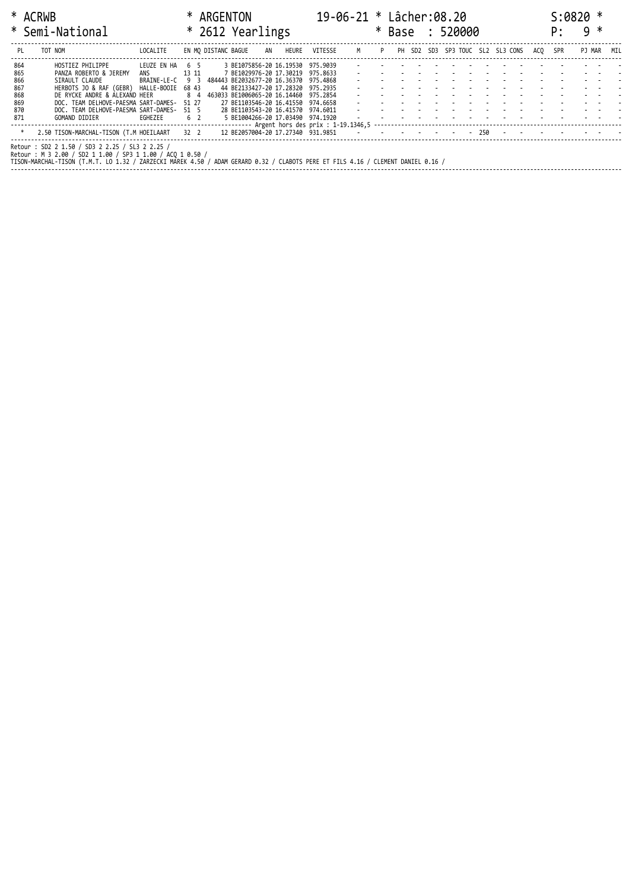\* ACRWB　　　\* ARGENTON　　　19-06-21 \* Lâcher:08.20　　　S:0820 \*

\* Semi-National　　　\* 2612 Yearlings　　　\* Base : 520000　　　P: 9 \*

| PL | TOT NOM | LOCALITE | EN MQ | DISTANC BAGUE | AN | HEURE | VITESSE | M | P | PH | SD2 | SD3 | SP3 | TOUC | SL2 | SL3 | CONS | ACQ | SPR | PJ | MAR | MIL |
|---|---|---|---|---|---|---|---|---|---|---|---|---|---|---|---|---|---|---|---|---|---|---|
| 864 | HOSTIEZ PHILIPPE | LEUZE EN HA | 6 5 | 3 BE1075856-20 | | 16.19530 | 975.9039 | - | - | - | - | - | - | - | - | - | - | - | - | - | - | - |
| 865 | PANZA ROBERTO & JEREMY | ANS | 13 11 | 7 BE1029976-20 | | 17.30219 | 975.8633 | - | - | - | - | - | - | - | - | - | - | - | - | - | - | - |
| 866 | SIRAULT CLAUDE | BRAINE-LE-C | 9 3 | 484443 BE2032677-20 | | 16.36370 | 975.4868 | - | - | - | - | - | - | - | - | - | - | - | - | - | - | - |
| 867 | HERBOTS JO & RAF (GEBR) | HALLE-BOOIE | 68 43 | 44 BE2133427-20 | | 17.28320 | 975.2935 | - | - | - | - | - | - | - | - | - | - | - | - | - | - | - |
| 868 | DE RYCKE ANDRE & ALEXAND | HEER | 8 4 | 463033 BE1006065-20 | | 16.14460 | 975.2854 | - | - | - | - | - | - | - | - | - | - | - | - | - | - | - |
| 869 | DOC. TEAM DELHOVE-PAESMA | SART-DAMES- | 51 27 | 27 BE1103546-20 | | 16.41550 | 974.6658 | - | - | - | - | - | - | - | - | - | - | - | - | - | - | - |
| 870 | DOC. TEAM DELHOVE-PAESMA | SART-DAMES- | 51 5 | 28 BE1103543-20 | | 16.41570 | 974.6011 | - | - | - | - | - | - | - | - | - | - | - | - | - | - | - |
| 871 | GOMAND DIDIER | EGHEZEE | 6 2 | 5 BE1004266-20 | | 17.03490 | 974.1920 | - | - | - | - | - | - | - | - | - | - | - | - | - | - | - |
| | Argent hors des prix : 1-19.1346,5 | | | | | | | | | | | | | | | | | | | | | |
| * | 2.50 TISON-MARCHAL-TISON (T.M | HOEILAART | 32 2 | 12 BE2057004-20 | | 17.27340 | 931.9851 | - | - | - | - | - | - | - | 250 | - | - | - | - | - | - | - |

Retour : SD2 2 1.50 / SD3 2 2.25 / SL3 2 2.25 /

Retour : M 3 2.00 / SD2 1 1.00 / SP3 1 1.00 / ACQ 1 0.50 /

TISON-MARCHAL-TISON (T.M.T. LO 1.32 / ZARZECKI MAREK 4.50 / ADAM GERARD 0.32 / CLABOTS PERE ET FILS 4.16 / CLEMENT DANIEL 0.16 /